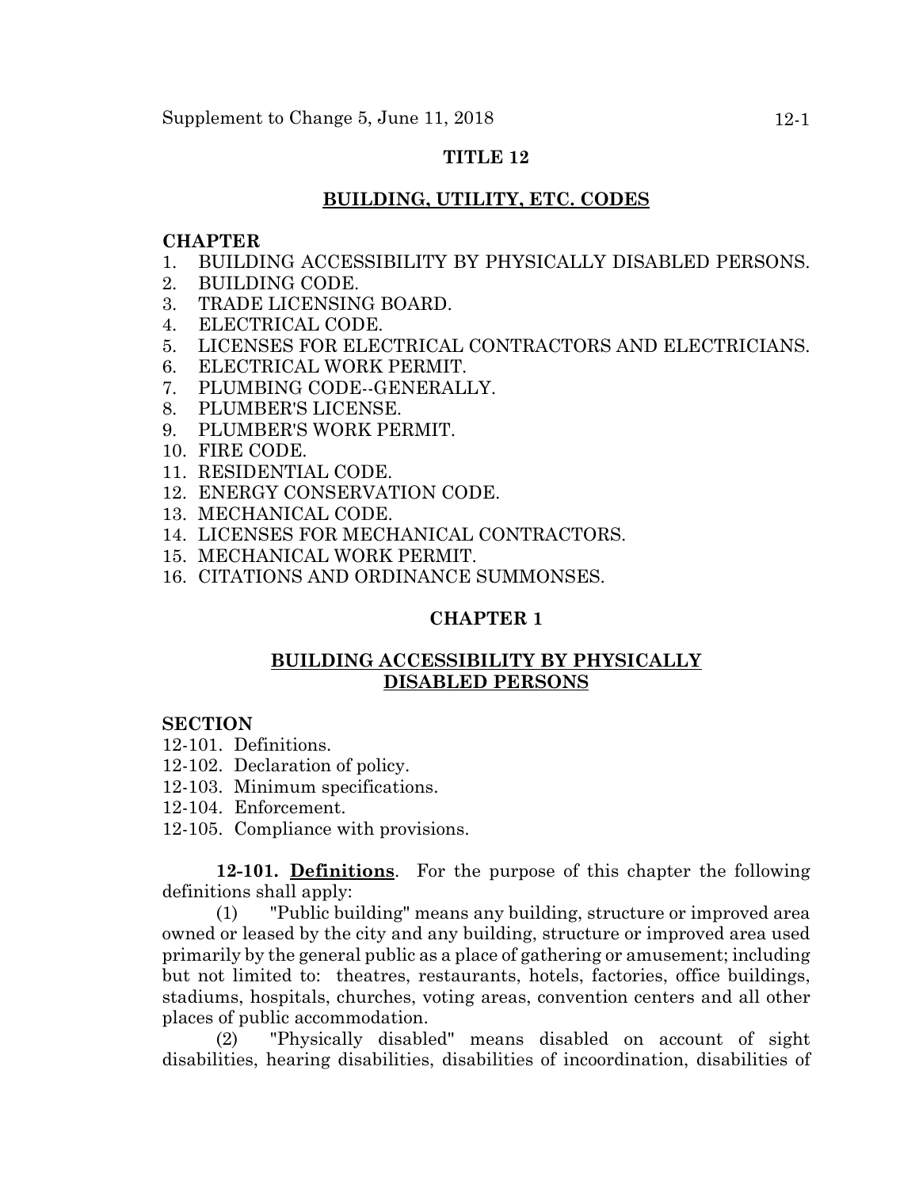# TITLE 12

## BUILDING, UTILITY, ETC. CODES

**CHAPTER**

1. BUILDING ACCESSIBILITY BY PHYSICALLY DISABLED PERSONS.
2. BUILDING CODE.
3. TRADE LICENSING BOARD.
4. ELECTRICAL CODE.
5. LICENSES FOR ELECTRICAL CONTRACTORS AND ELECTRICIANS.
6. ELECTRICAL WORK PERMIT.
7. PLUMBING CODE--GENERALLY.
8. PLUMBER'S LICENSE.
9. PLUMBER'S WORK PERMIT.
10. FIRE CODE.
11. RESIDENTIAL CODE.
12. ENERGY CONSERVATION CODE.
13. MECHANICAL CODE.
14. LICENSES FOR MECHANICAL CONTRACTORS.
15. MECHANICAL WORK PERMIT.
16. CITATIONS AND ORDINANCE SUMMONSES.

## CHAPTER 1

## BUILDING ACCESSIBILITY BY PHYSICALLY DISABLED PERSONS

**SECTION**

12-101. Definitions.
12-102. Declaration of policy.
12-103. Minimum specifications.
12-104. Enforcement.
12-105. Compliance with provisions.

**12-101. Definitions**. For the purpose of this chapter the following definitions shall apply:

(1) "Public building" means any building, structure or improved area owned or leased by the city and any building, structure or improved area used primarily by the general public as a place of gathering or amusement; including but not limited to: theatres, restaurants, hotels, factories, office buildings, stadiums, hospitals, churches, voting areas, convention centers and all other places of public accommodation.

(2) "Physically disabled" means disabled on account of sight disabilities, hearing disabilities, disabilities of incoordination, disabilities of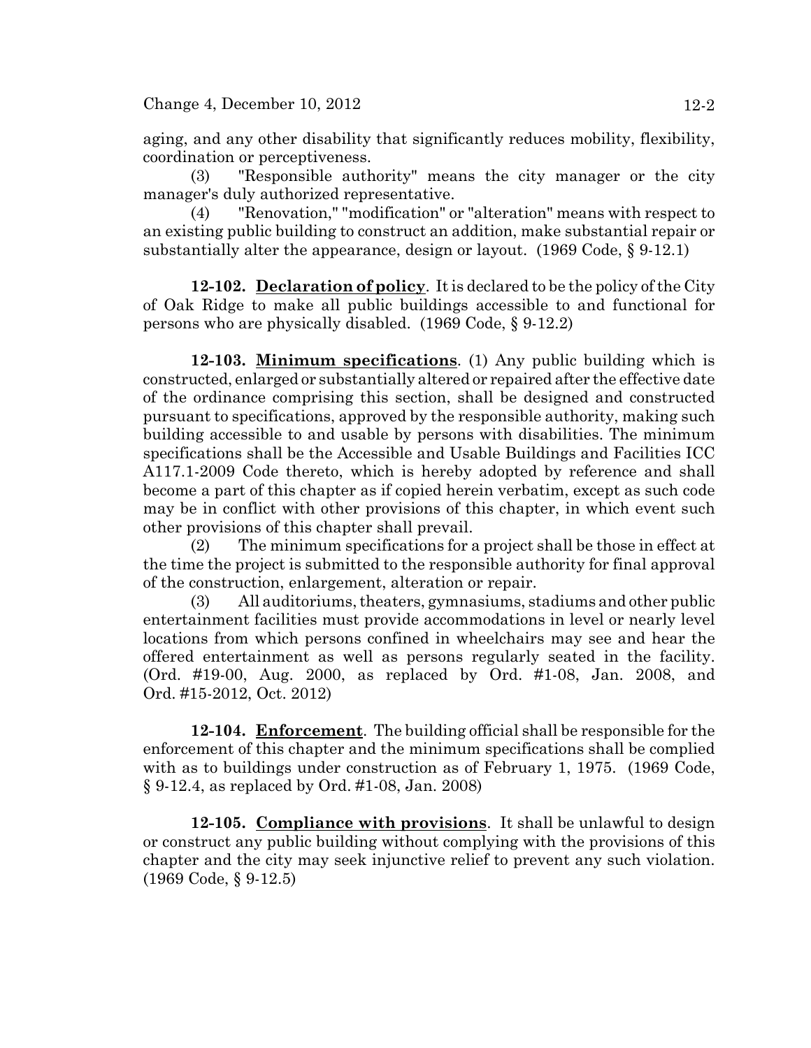aging, and any other disability that significantly reduces mobility, flexibility, coordination or perceptiveness.

(3) "Responsible authority" means the city manager or the city manager's duly authorized representative.

(4) "Renovation," "modification" or "alteration" means with respect to an existing public building to construct an addition, make substantial repair or substantially alter the appearance, design or layout. (1969 Code, § 9-12.1)

**12-102. Declaration of policy**. It is declared to be the policy of the City of Oak Ridge to make all public buildings accessible to and functional for persons who are physically disabled. (1969 Code, § 9-12.2)

**12-103. Minimum specifications**. (1) Any public building which is constructed, enlarged or substantially altered or repaired after the effective date of the ordinance comprising this section, shall be designed and constructed pursuant to specifications, approved by the responsible authority, making such building accessible to and usable by persons with disabilities. The minimum specifications shall be the Accessible and Usable Buildings and Facilities ICC A117.1-2009 Code thereto, which is hereby adopted by reference and shall become a part of this chapter as if copied herein verbatim, except as such code may be in conflict with other provisions of this chapter, in which event such other provisions of this chapter shall prevail.

(2) The minimum specifications for a project shall be those in effect at the time the project is submitted to the responsible authority for final approval of the construction, enlargement, alteration or repair.

(3) All auditoriums, theaters, gymnasiums, stadiums and other public entertainment facilities must provide accommodations in level or nearly level locations from which persons confined in wheelchairs may see and hear the offered entertainment as well as persons regularly seated in the facility. (Ord. #19-00, Aug. 2000, as replaced by Ord. #1-08, Jan. 2008, and Ord. #15-2012, Oct. 2012)

**12-104. Enforcement**. The building official shall be responsible for the enforcement of this chapter and the minimum specifications shall be complied with as to buildings under construction as of February 1, 1975. (1969 Code, § 9-12.4, as replaced by Ord. #1-08, Jan. 2008)

**12-105. Compliance with provisions**. It shall be unlawful to design or construct any public building without complying with the provisions of this chapter and the city may seek injunctive relief to prevent any such violation. (1969 Code, § 9-12.5)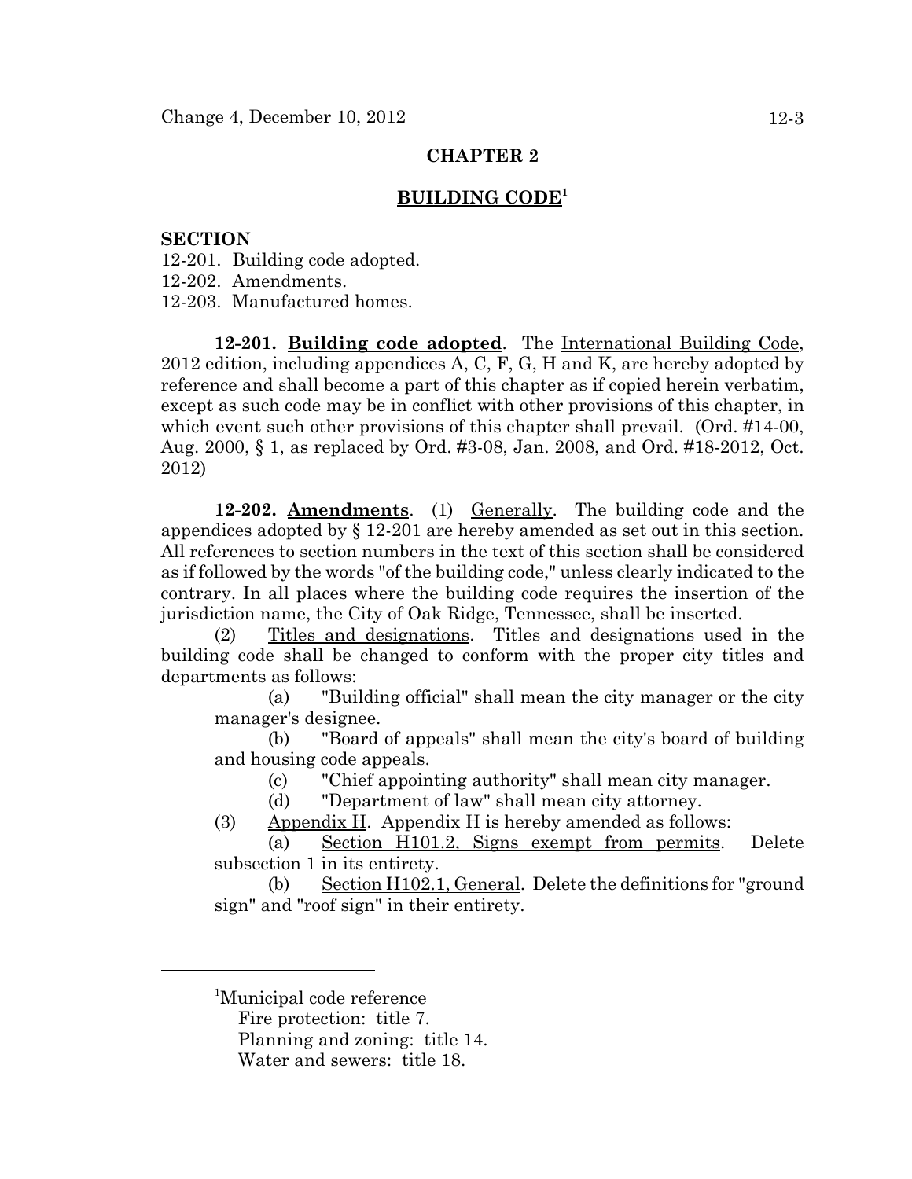## CHAPTER 2

## BUILDING CODE[1]

**SECTION**

12-201. Building code adopted.
12-202. Amendments.
12-203. Manufactured homes.

**12-201. Building code adopted**. The International Building Code, 2012 edition, including appendices A, C, F, G, H and K, are hereby adopted by reference and shall become a part of this chapter as if copied herein verbatim, except as such code may be in conflict with other provisions of this chapter, in which event such other provisions of this chapter shall prevail. (Ord. #14-00, Aug. 2000, § 1, as replaced by Ord. #3-08, Jan. 2008, and Ord. #18-2012, Oct. 2012)

**12-202. Amendments**. (1) Generally. The building code and the appendices adopted by § 12-201 are hereby amended as set out in this section. All references to section numbers in the text of this section shall be considered as if followed by the words "of the building code," unless clearly indicated to the contrary. In all places where the building code requires the insertion of the jurisdiction name, the City of Oak Ridge, Tennessee, shall be inserted.

(2) Titles and designations. Titles and designations used in the building code shall be changed to conform with the proper city titles and departments as follows:

(a) "Building official" shall mean the city manager or the city manager's designee.

(b) "Board of appeals" shall mean the city's board of building and housing code appeals.

(c) "Chief appointing authority" shall mean city manager.

(d) "Department of law" shall mean city attorney.

(3) Appendix H. Appendix H is hereby amended as follows:

(a) Section H101.2, Signs exempt from permits. Delete subsection 1 in its entirety.

(b) Section H102.1, General. Delete the definitions for "ground sign" and "roof sign" in their entirety.

---

[1]Municipal code reference
Fire protection: title 7.
Planning and zoning: title 14.
Water and sewers: title 18.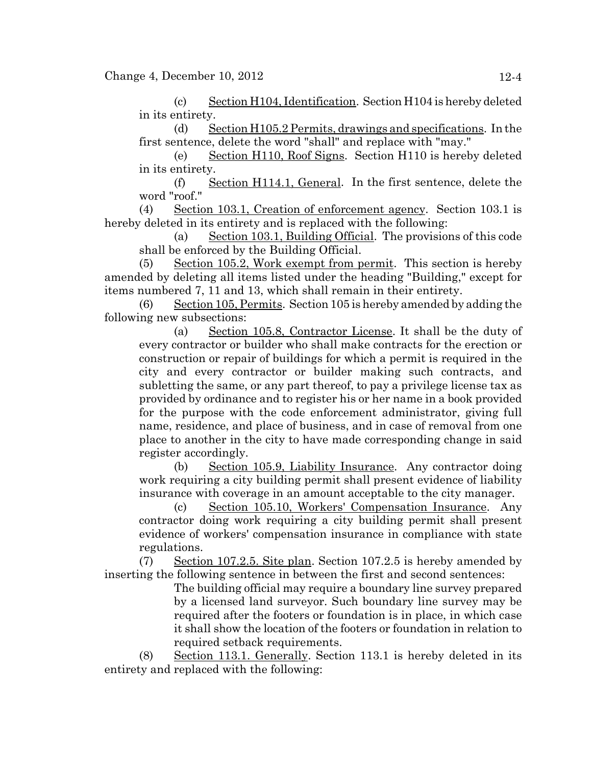(c) Section H104, Identification. Section H104 is hereby deleted in its entirety.

(d) Section H105.2 Permits, drawings and specifications. In the first sentence, delete the word "shall" and replace with "may."

(e) Section H110, Roof Signs. Section H110 is hereby deleted in its entirety.

(f) Section H114.1, General. In the first sentence, delete the word "roof."

(4) Section 103.1, Creation of enforcement agency. Section 103.1 is hereby deleted in its entirety and is replaced with the following:

(a) Section 103.1, Building Official. The provisions of this code shall be enforced by the Building Official.

(5) Section 105.2, Work exempt from permit. This section is hereby amended by deleting all items listed under the heading "Building," except for items numbered 7, 11 and 13, which shall remain in their entirety.

(6) Section 105, Permits. Section 105 is hereby amended by adding the following new subsections:

(a) Section 105.8, Contractor License. It shall be the duty of every contractor or builder who shall make contracts for the erection or construction or repair of buildings for which a permit is required in the city and every contractor or builder making such contracts, and subletting the same, or any part thereof, to pay a privilege license tax as provided by ordinance and to register his or her name in a book provided for the purpose with the code enforcement administrator, giving full name, residence, and place of business, and in case of removal from one place to another in the city to have made corresponding change in said register accordingly.

(b) Section 105.9, Liability Insurance. Any contractor doing work requiring a city building permit shall present evidence of liability insurance with coverage in an amount acceptable to the city manager.

(c) Section 105.10, Workers' Compensation Insurance. Any contractor doing work requiring a city building permit shall present evidence of workers' compensation insurance in compliance with state regulations.

(7) Section 107.2.5. Site plan. Section 107.2.5 is hereby amended by inserting the following sentence in between the first and second sentences:

The building official may require a boundary line survey prepared by a licensed land surveyor. Such boundary line survey may be required after the footers or foundation is in place, in which case it shall show the location of the footers or foundation in relation to required setback requirements.

(8) Section 113.1. Generally. Section 113.1 is hereby deleted in its entirety and replaced with the following: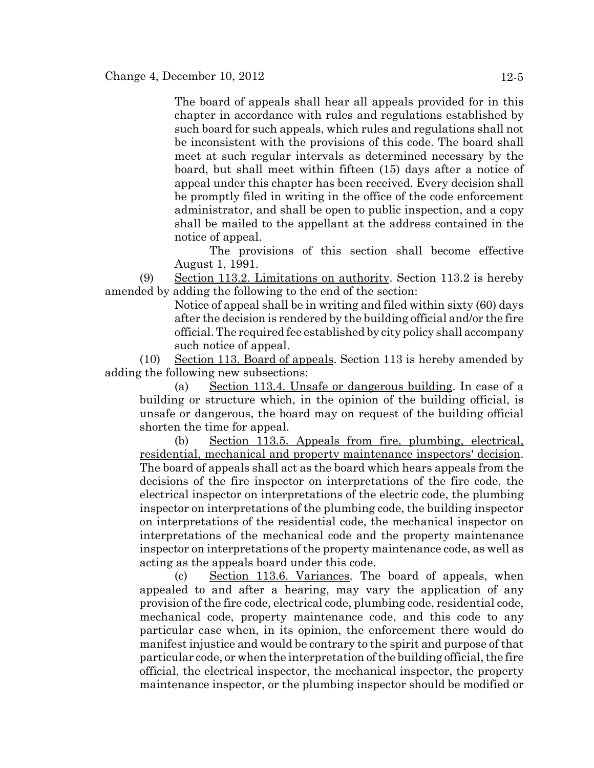The board of appeals shall hear all appeals provided for in this chapter in accordance with rules and regulations established by such board for such appeals, which rules and regulations shall not be inconsistent with the provisions of this code. The board shall meet at such regular intervals as determined necessary by the board, but shall meet within fifteen (15) days after a notice of appeal under this chapter has been received. Every decision shall be promptly filed in writing in the office of the code enforcement administrator, and shall be open to public inspection, and a copy shall be mailed to the appellant at the address contained in the notice of appeal.

The provisions of this section shall become effective August 1, 1991.

(9) Section 113.2. Limitations on authority. Section 113.2 is hereby amended by adding the following to the end of the section:

Notice of appeal shall be in writing and filed within sixty (60) days after the decision is rendered by the building official and/or the fire official. The required fee established by city policy shall accompany such notice of appeal.

(10) Section 113. Board of appeals. Section 113 is hereby amended by adding the following new subsections:

(a) Section 113.4. Unsafe or dangerous building. In case of a building or structure which, in the opinion of the building official, is unsafe or dangerous, the board may on request of the building official shorten the time for appeal.

(b) Section 113.5. Appeals from fire, plumbing, electrical, residential, mechanical and property maintenance inspectors' decision. The board of appeals shall act as the board which hears appeals from the decisions of the fire inspector on interpretations of the fire code, the electrical inspector on interpretations of the electric code, the plumbing inspector on interpretations of the plumbing code, the building inspector on interpretations of the residential code, the mechanical inspector on interpretations of the mechanical code and the property maintenance inspector on interpretations of the property maintenance code, as well as acting as the appeals board under this code.

(c) Section 113.6. Variances. The board of appeals, when appealed to and after a hearing, may vary the application of any provision of the fire code, electrical code, plumbing code, residential code, mechanical code, property maintenance code, and this code to any particular case when, in its opinion, the enforcement there would do manifest injustice and would be contrary to the spirit and purpose of that particular code, or when the interpretation of the building official, the fire official, the electrical inspector, the mechanical inspector, the property maintenance inspector, or the plumbing inspector should be modified or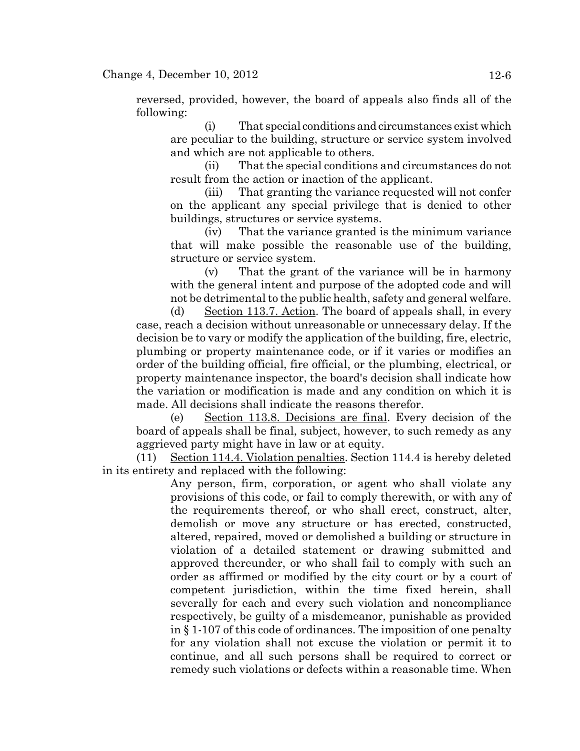reversed, provided, however, the board of appeals also finds all of the following:

(i) That special conditions and circumstances exist which are peculiar to the building, structure or service system involved and which are not applicable to others.

(ii) That the special conditions and circumstances do not result from the action or inaction of the applicant.

(iii) That granting the variance requested will not confer on the applicant any special privilege that is denied to other buildings, structures or service systems.

(iv) That the variance granted is the minimum variance that will make possible the reasonable use of the building, structure or service system.

(v) That the grant of the variance will be in harmony with the general intent and purpose of the adopted code and will not be detrimental to the public health, safety and general welfare.

(d) Section 113.7. Action. The board of appeals shall, in every case, reach a decision without unreasonable or unnecessary delay. If the decision be to vary or modify the application of the building, fire, electric, plumbing or property maintenance code, or if it varies or modifies an order of the building official, fire official, or the plumbing, electrical, or property maintenance inspector, the board's decision shall indicate how the variation or modification is made and any condition on which it is made. All decisions shall indicate the reasons therefor.

(e) Section 113.8. Decisions are final. Every decision of the board of appeals shall be final, subject, however, to such remedy as any aggrieved party might have in law or at equity.

(11) Section 114.4. Violation penalties. Section 114.4 is hereby deleted in its entirety and replaced with the following:

> Any person, firm, corporation, or agent who shall violate any provisions of this code, or fail to comply therewith, or with any of the requirements thereof, or who shall erect, construct, alter, demolish or move any structure or has erected, constructed, altered, repaired, moved or demolished a building or structure in violation of a detailed statement or drawing submitted and approved thereunder, or who shall fail to comply with such an order as affirmed or modified by the city court or by a court of competent jurisdiction, within the time fixed herein, shall severally for each and every such violation and noncompliance respectively, be guilty of a misdemeanor, punishable as provided in § 1-107 of this code of ordinances. The imposition of one penalty for any violation shall not excuse the violation or permit it to continue, and all such persons shall be required to correct or remedy such violations or defects within a reasonable time. When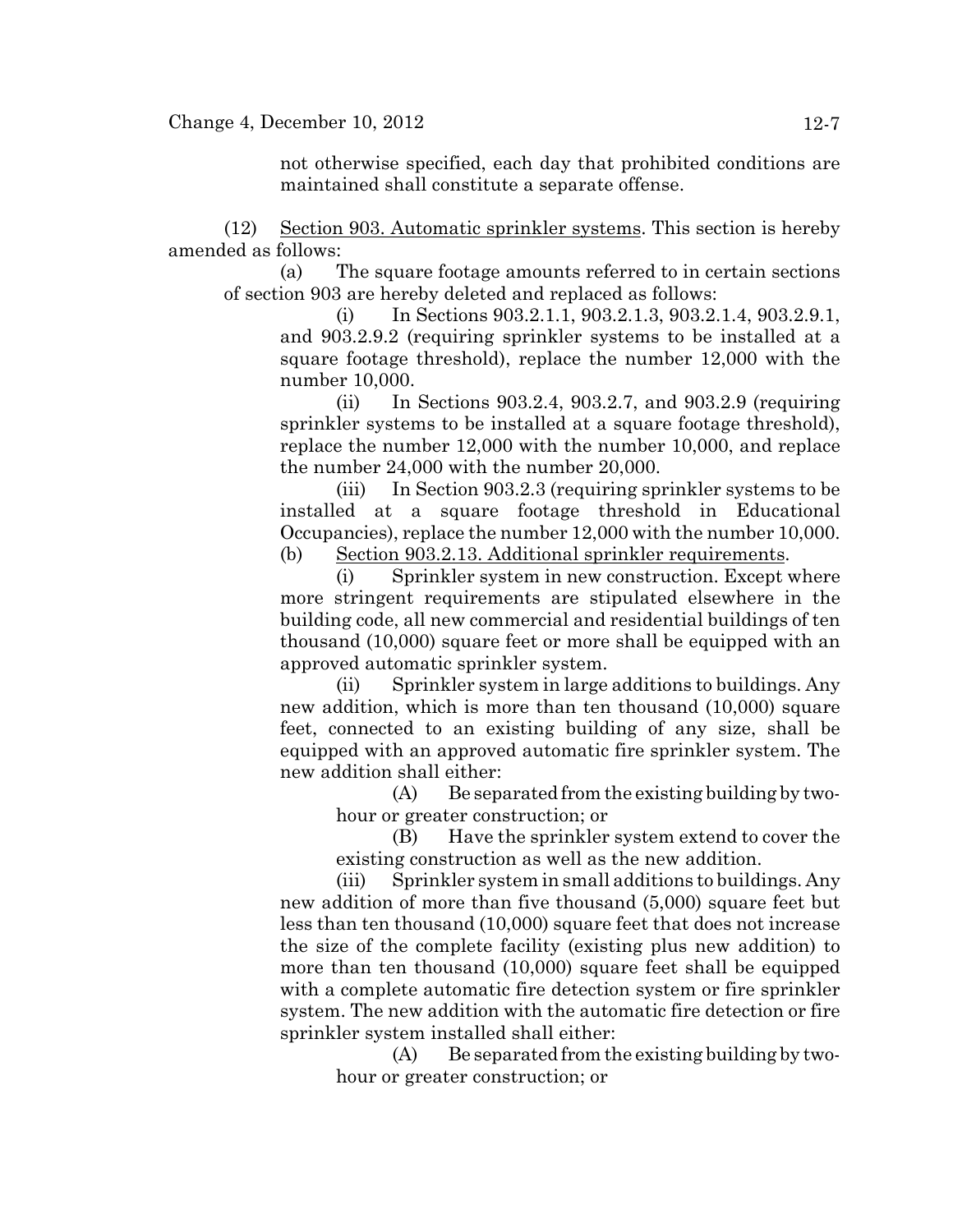not otherwise specified, each day that prohibited conditions are maintained shall constitute a separate offense.

(12) Section 903. Automatic sprinkler systems. This section is hereby amended as follows:

(a) The square footage amounts referred to in certain sections of section 903 are hereby deleted and replaced as follows:

(i) In Sections 903.2.1.1, 903.2.1.3, 903.2.1.4, 903.2.9.1, and 903.2.9.2 (requiring sprinkler systems to be installed at a square footage threshold), replace the number 12,000 with the number 10,000.

(ii) In Sections 903.2.4, 903.2.7, and 903.2.9 (requiring sprinkler systems to be installed at a square footage threshold), replace the number 12,000 with the number 10,000, and replace the number 24,000 with the number 20,000.

(iii) In Section 903.2.3 (requiring sprinkler systems to be installed at a square footage threshold in Educational Occupancies), replace the number 12,000 with the number 10,000.

(b) Section 903.2.13. Additional sprinkler requirements.

(i) Sprinkler system in new construction. Except where more stringent requirements are stipulated elsewhere in the building code, all new commercial and residential buildings of ten thousand (10,000) square feet or more shall be equipped with an approved automatic sprinkler system.

(ii) Sprinkler system in large additions to buildings. Any new addition, which is more than ten thousand (10,000) square feet, connected to an existing building of any size, shall be equipped with an approved automatic fire sprinkler system. The new addition shall either:

(A) Be separated from the existing building by two-hour or greater construction; or

(B) Have the sprinkler system extend to cover the existing construction as well as the new addition.

(iii) Sprinkler system in small additions to buildings. Any new addition of more than five thousand (5,000) square feet but less than ten thousand (10,000) square feet that does not increase the size of the complete facility (existing plus new addition) to more than ten thousand (10,000) square feet shall be equipped with a complete automatic fire detection system or fire sprinkler system. The new addition with the automatic fire detection or fire sprinkler system installed shall either:

(A) Be separated from the existing building by two-hour or greater construction; or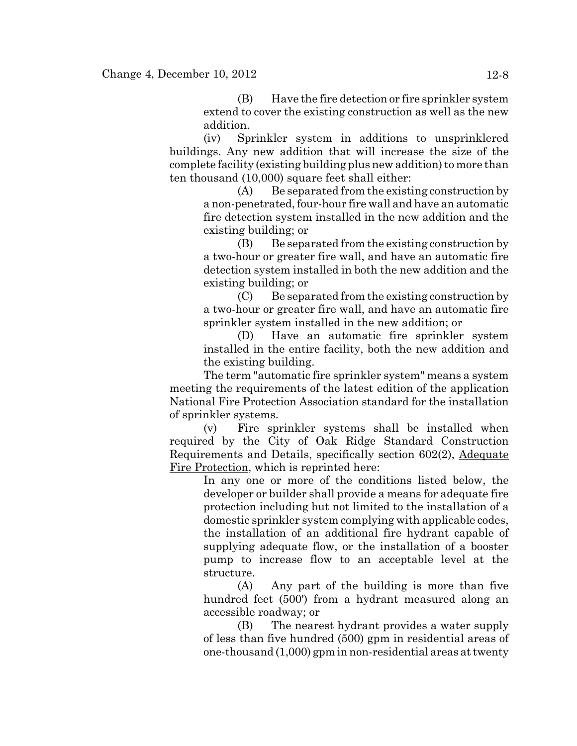(B) Have the fire detection or fire sprinkler system extend to cover the existing construction as well as the new addition.

(iv) Sprinkler system in additions to unsprinklered buildings. Any new addition that will increase the size of the complete facility (existing building plus new addition) to more than ten thousand (10,000) square feet shall either:

(A) Be separated from the existing construction by a non-penetrated, four-hour fire wall and have an automatic fire detection system installed in the new addition and the existing building; or

(B) Be separated from the existing construction by a two-hour or greater fire wall, and have an automatic fire detection system installed in both the new addition and the existing building; or

(C) Be separated from the existing construction by a two-hour or greater fire wall, and have an automatic fire sprinkler system installed in the new addition; or

(D) Have an automatic fire sprinkler system installed in the entire facility, both the new addition and the existing building.

The term "automatic fire sprinkler system" means a system meeting the requirements of the latest edition of the application National Fire Protection Association standard for the installation of sprinkler systems.

(v) Fire sprinkler systems shall be installed when required by the City of Oak Ridge Standard Construction Requirements and Details, specifically section 602(2), Adequate Fire Protection, which is reprinted here:

In any one or more of the conditions listed below, the developer or builder shall provide a means for adequate fire protection including but not limited to the installation of a domestic sprinkler system complying with applicable codes, the installation of an additional fire hydrant capable of supplying adequate flow, or the installation of a booster pump to increase flow to an acceptable level at the structure.

(A) Any part of the building is more than five hundred feet (500') from a hydrant measured along an accessible roadway; or

(B) The nearest hydrant provides a water supply of less than five hundred (500) gpm in residential areas of one-thousand (1,000) gpm in non-residential areas at twenty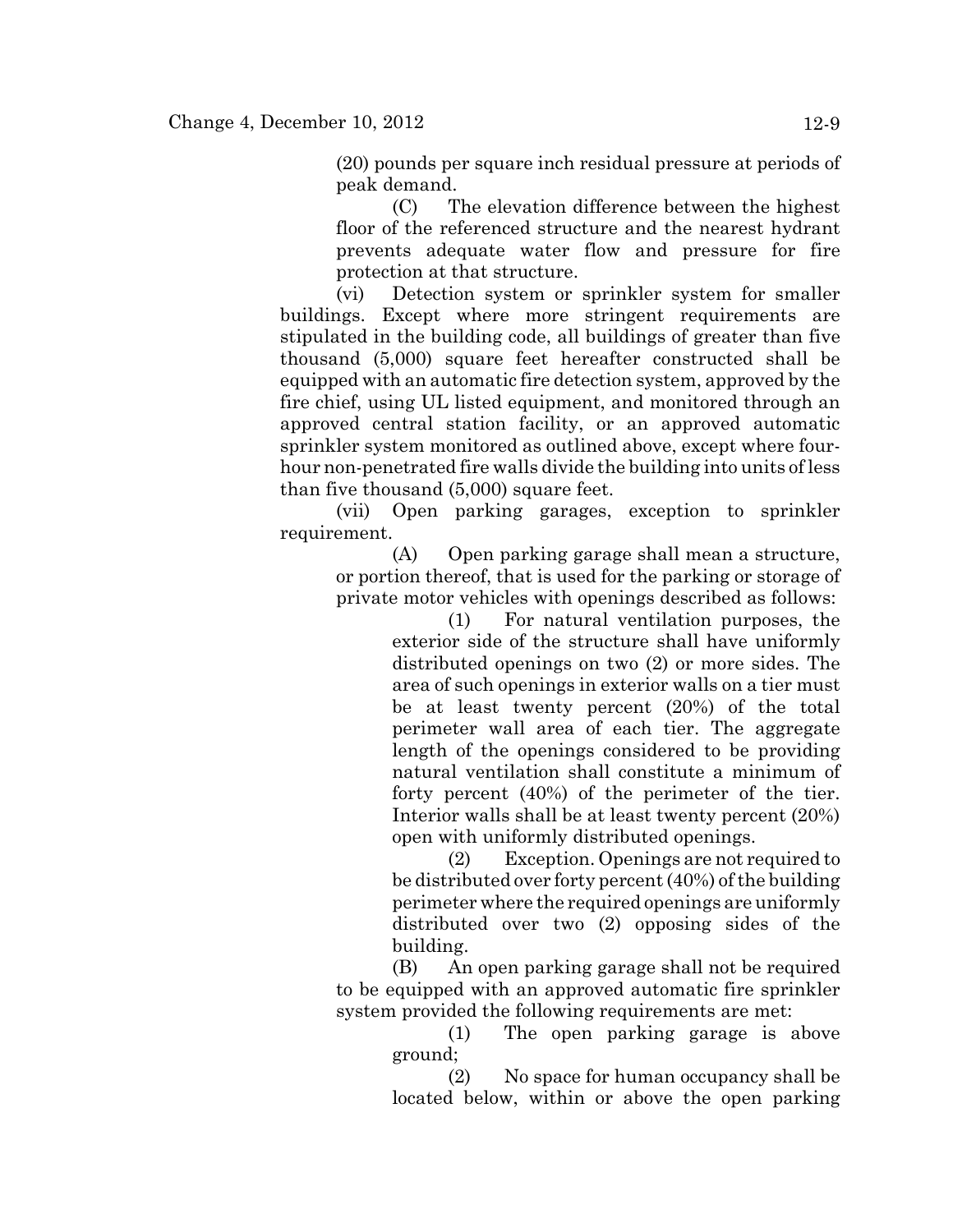(20) pounds per square inch residual pressure at periods of peak demand.

(C) The elevation difference between the highest floor of the referenced structure and the nearest hydrant prevents adequate water flow and pressure for fire protection at that structure.

(vi) Detection system or sprinkler system for smaller buildings. Except where more stringent requirements are stipulated in the building code, all buildings of greater than five thousand (5,000) square feet hereafter constructed shall be equipped with an automatic fire detection system, approved by the fire chief, using UL listed equipment, and monitored through an approved central station facility, or an approved automatic sprinkler system monitored as outlined above, except where four-hour non-penetrated fire walls divide the building into units of less than five thousand (5,000) square feet.

(vii) Open parking garages, exception to sprinkler requirement.

(A) Open parking garage shall mean a structure, or portion thereof, that is used for the parking or storage of private motor vehicles with openings described as follows:

(1) For natural ventilation purposes, the exterior side of the structure shall have uniformly distributed openings on two (2) or more sides. The area of such openings in exterior walls on a tier must be at least twenty percent (20%) of the total perimeter wall area of each tier. The aggregate length of the openings considered to be providing natural ventilation shall constitute a minimum of forty percent (40%) of the perimeter of the tier. Interior walls shall be at least twenty percent (20%) open with uniformly distributed openings.

(2) Exception. Openings are not required to be distributed over forty percent (40%) of the building perimeter where the required openings are uniformly distributed over two (2) opposing sides of the building.

(B) An open parking garage shall not be required to be equipped with an approved automatic fire sprinkler system provided the following requirements are met:

(1) The open parking garage is above ground;

(2) No space for human occupancy shall be located below, within or above the open parking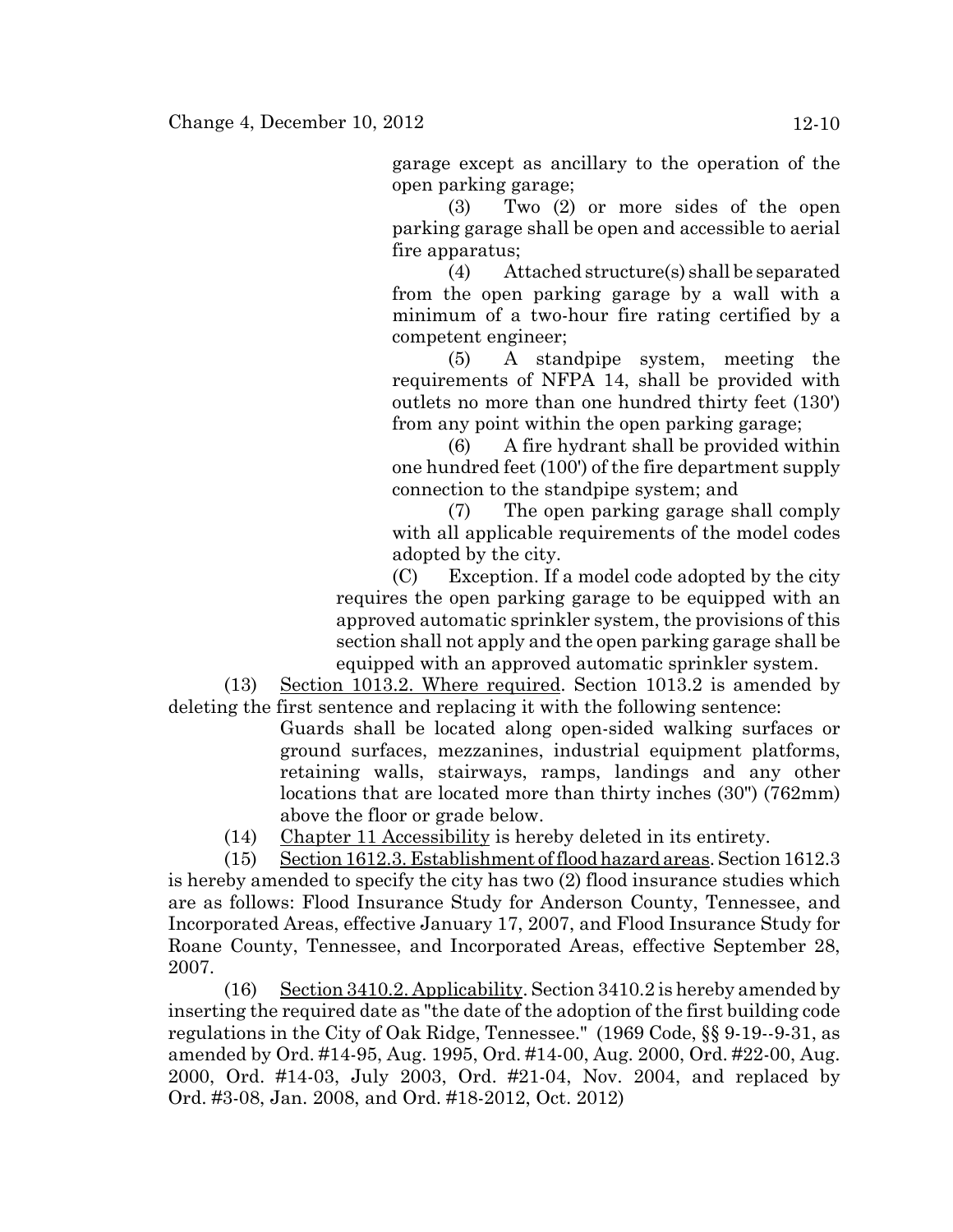garage except as ancillary to the operation of the open parking garage;

(3) Two (2) or more sides of the open parking garage shall be open and accessible to aerial fire apparatus;

(4) Attached structure(s) shall be separated from the open parking garage by a wall with a minimum of a two-hour fire rating certified by a competent engineer;

(5) A standpipe system, meeting the requirements of NFPA 14, shall be provided with outlets no more than one hundred thirty feet (130') from any point within the open parking garage;

(6) A fire hydrant shall be provided within one hundred feet (100') of the fire department supply connection to the standpipe system; and

(7) The open parking garage shall comply with all applicable requirements of the model codes adopted by the city.

(C) Exception. If a model code adopted by the city requires the open parking garage to be equipped with an approved automatic sprinkler system, the provisions of this section shall not apply and the open parking garage shall be equipped with an approved automatic sprinkler system.

(13) Section 1013.2. Where required. Section 1013.2 is amended by deleting the first sentence and replacing it with the following sentence:

> Guards shall be located along open-sided walking surfaces or ground surfaces, mezzanines, industrial equipment platforms, retaining walls, stairways, ramps, landings and any other locations that are located more than thirty inches (30") (762mm) above the floor or grade below.

(14) Chapter 11 Accessibility is hereby deleted in its entirety.

(15) Section 1612.3. Establishment of flood hazard areas. Section 1612.3 is hereby amended to specify the city has two (2) flood insurance studies which are as follows: Flood Insurance Study for Anderson County, Tennessee, and Incorporated Areas, effective January 17, 2007, and Flood Insurance Study for Roane County, Tennessee, and Incorporated Areas, effective September 28, 2007.

(16) Section 3410.2. Applicability. Section 3410.2 is hereby amended by inserting the required date as "the date of the adoption of the first building code regulations in the City of Oak Ridge, Tennessee." (1969 Code, §§ 9-19--9-31, as amended by Ord. #14-95, Aug. 1995, Ord. #14-00, Aug. 2000, Ord. #22-00, Aug. 2000, Ord. #14-03, July 2003, Ord. #21-04, Nov. 2004, and replaced by Ord. #3-08, Jan. 2008, and Ord. #18-2012, Oct. 2012)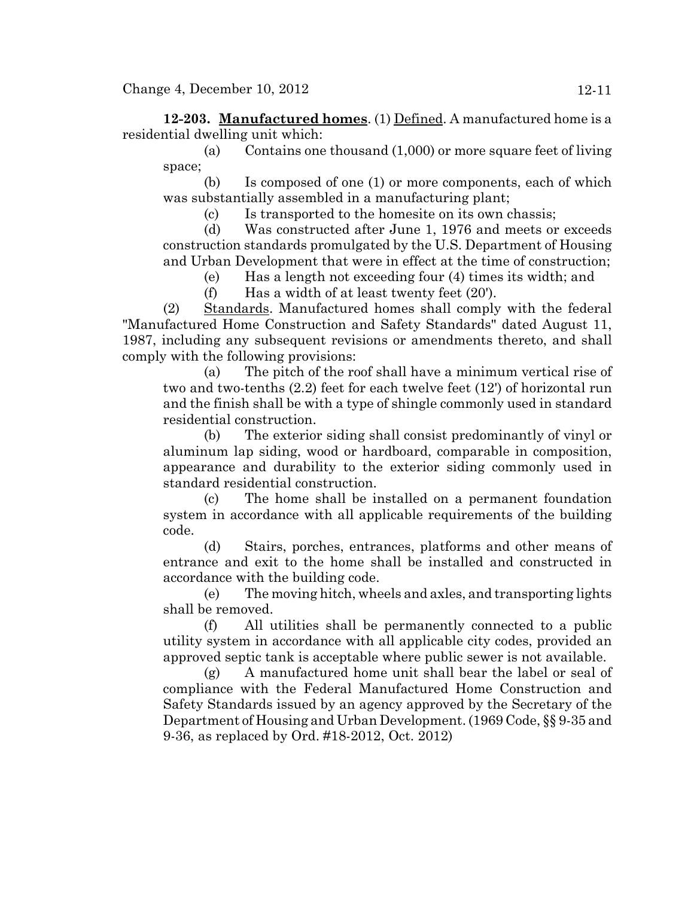**12-203. <u>Manufactured homes</u>**. (1) <u>Defined</u>. A manufactured home is a residential dwelling unit which:

(a) Contains one thousand (1,000) or more square feet of living space;

(b) Is composed of one (1) or more components, each of which was substantially assembled in a manufacturing plant;

(c) Is transported to the homesite on its own chassis;

(d) Was constructed after June 1, 1976 and meets or exceeds construction standards promulgated by the U.S. Department of Housing and Urban Development that were in effect at the time of construction;

(e) Has a length not exceeding four (4) times its width; and

(f) Has a width of at least twenty feet (20').

(2) <u>Standards</u>. Manufactured homes shall comply with the federal "Manufactured Home Construction and Safety Standards" dated August 11, 1987, including any subsequent revisions or amendments thereto, and shall comply with the following provisions:

(a) The pitch of the roof shall have a minimum vertical rise of two and two-tenths (2.2) feet for each twelve feet (12') of horizontal run and the finish shall be with a type of shingle commonly used in standard residential construction.

(b) The exterior siding shall consist predominantly of vinyl or aluminum lap siding, wood or hardboard, comparable in composition, appearance and durability to the exterior siding commonly used in standard residential construction.

(c) The home shall be installed on a permanent foundation system in accordance with all applicable requirements of the building code.

(d) Stairs, porches, entrances, platforms and other means of entrance and exit to the home shall be installed and constructed in accordance with the building code.

(e) The moving hitch, wheels and axles, and transporting lights shall be removed.

(f) All utilities shall be permanently connected to a public utility system in accordance with all applicable city codes, provided an approved septic tank is acceptable where public sewer is not available.

(g) A manufactured home unit shall bear the label or seal of compliance with the Federal Manufactured Home Construction and Safety Standards issued by an agency approved by the Secretary of the Department of Housing and Urban Development. (1969 Code, §§ 9-35 and 9-36, as replaced by Ord. #18-2012, Oct. 2012)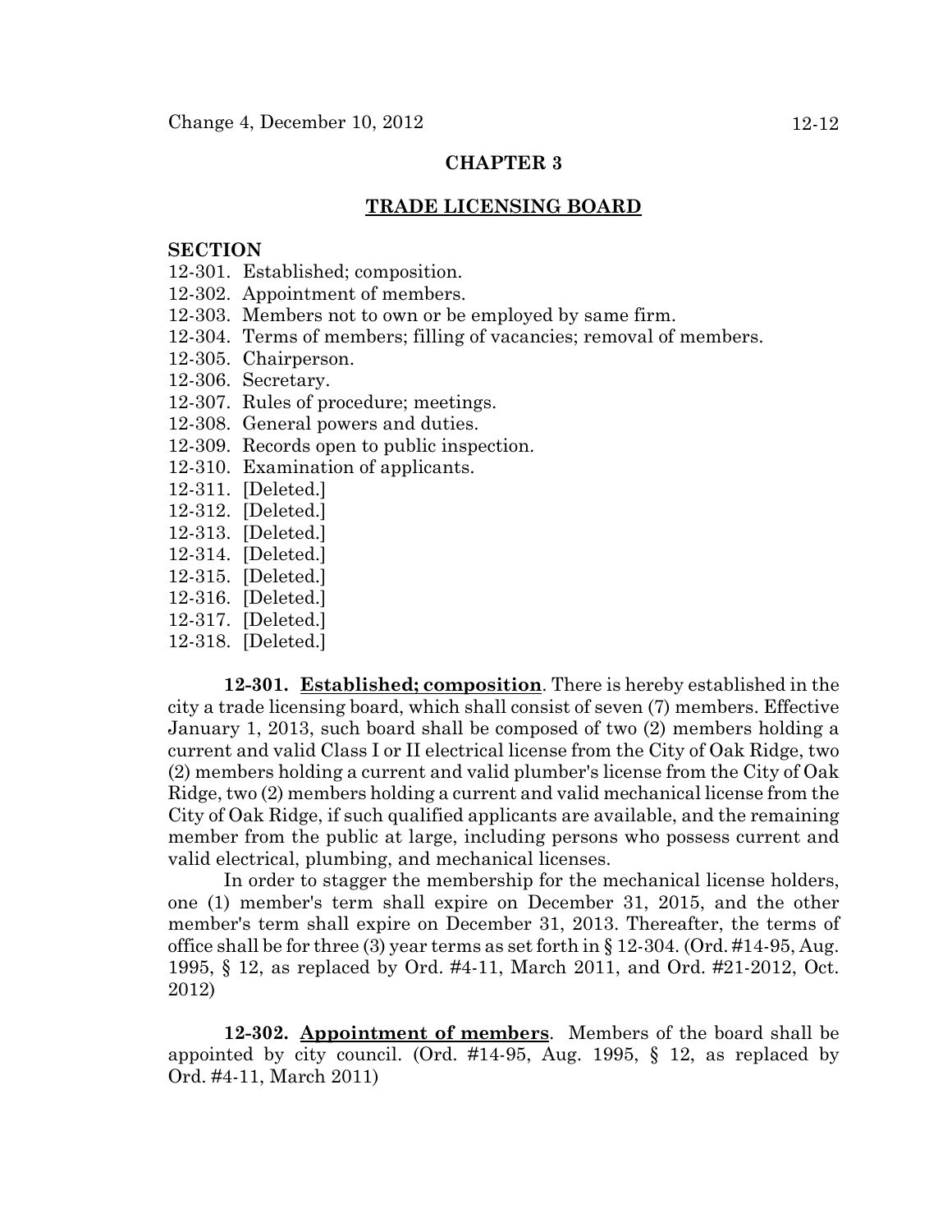## CHAPTER 3

## TRADE LICENSING BOARD

**SECTION**

12-301. Established; composition.
12-302. Appointment of members.
12-303. Members not to own or be employed by same firm.
12-304. Terms of members; filling of vacancies; removal of members.
12-305. Chairperson.
12-306. Secretary.
12-307. Rules of procedure; meetings.
12-308. General powers and duties.
12-309. Records open to public inspection.
12-310. Examination of applicants.
12-311. [Deleted.]
12-312. [Deleted.]
12-313. [Deleted.]
12-314. [Deleted.]
12-315. [Deleted.]
12-316. [Deleted.]
12-317. [Deleted.]
12-318. [Deleted.]

**12-301. Established; composition**. There is hereby established in the city a trade licensing board, which shall consist of seven (7) members. Effective January 1, 2013, such board shall be composed of two (2) members holding a current and valid Class I or II electrical license from the City of Oak Ridge, two (2) members holding a current and valid plumber's license from the City of Oak Ridge, two (2) members holding a current and valid mechanical license from the City of Oak Ridge, if such qualified applicants are available, and the remaining member from the public at large, including persons who possess current and valid electrical, plumbing, and mechanical licenses.

In order to stagger the membership for the mechanical license holders, one (1) member's term shall expire on December 31, 2015, and the other member's term shall expire on December 31, 2013. Thereafter, the terms of office shall be for three (3) year terms as set forth in § 12-304. (Ord. #14-95, Aug. 1995, § 12, as replaced by Ord. #4-11, March 2011, and Ord. #21-2012, Oct. 2012)

**12-302. Appointment of members**. Members of the board shall be appointed by city council. (Ord. #14-95, Aug. 1995, § 12, as replaced by Ord. #4-11, March 2011)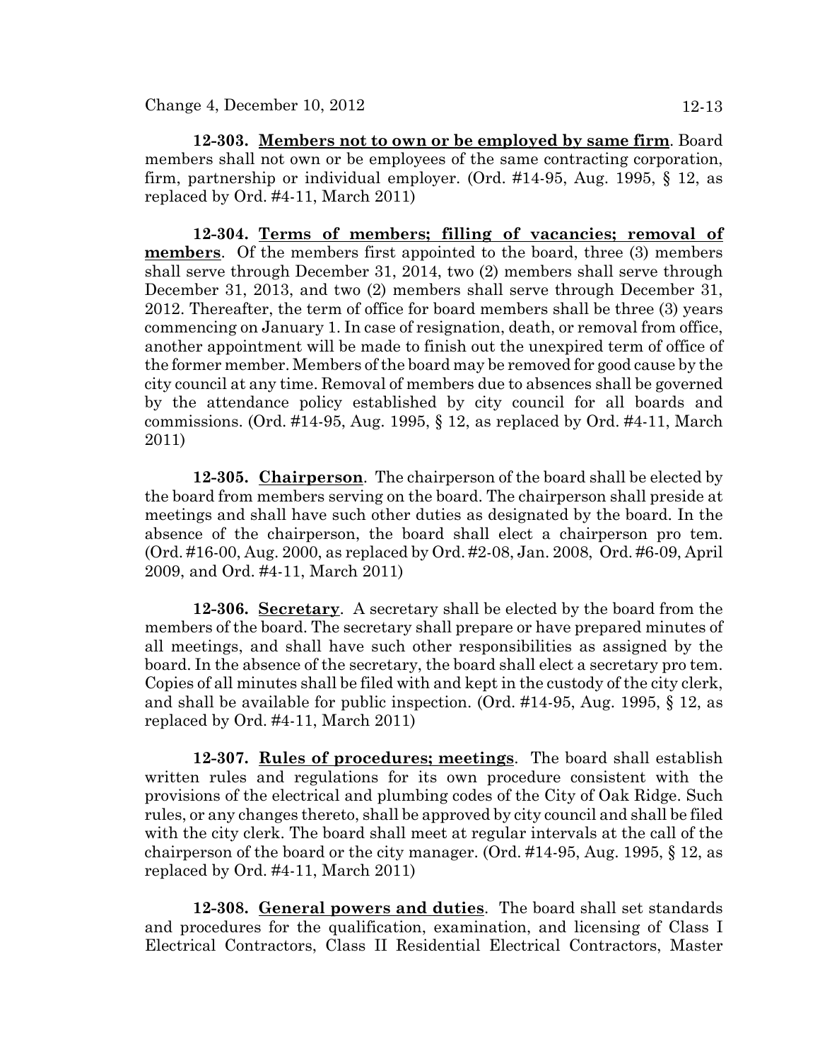**12-303. Members not to own or be employed by same firm**. Board members shall not own or be employees of the same contracting corporation, firm, partnership or individual employer. (Ord. #14-95, Aug. 1995, § 12, as replaced by Ord. #4-11, March 2011)

**12-304. Terms of members; filling of vacancies; removal of members**. Of the members first appointed to the board, three (3) members shall serve through December 31, 2014, two (2) members shall serve through December 31, 2013, and two (2) members shall serve through December 31, 2012. Thereafter, the term of office for board members shall be three (3) years commencing on January 1. In case of resignation, death, or removal from office, another appointment will be made to finish out the unexpired term of office of the former member. Members of the board may be removed for good cause by the city council at any time. Removal of members due to absences shall be governed by the attendance policy established by city council for all boards and commissions. (Ord. #14-95, Aug. 1995, § 12, as replaced by Ord. #4-11, March 2011)

**12-305. Chairperson**. The chairperson of the board shall be elected by the board from members serving on the board. The chairperson shall preside at meetings and shall have such other duties as designated by the board. In the absence of the chairperson, the board shall elect a chairperson pro tem. (Ord. #16-00, Aug. 2000, as replaced by Ord. #2-08, Jan. 2008, Ord. #6-09, April 2009, and Ord. #4-11, March 2011)

**12-306. Secretary**. A secretary shall be elected by the board from the members of the board. The secretary shall prepare or have prepared minutes of all meetings, and shall have such other responsibilities as assigned by the board. In the absence of the secretary, the board shall elect a secretary pro tem. Copies of all minutes shall be filed with and kept in the custody of the city clerk, and shall be available for public inspection. (Ord. #14-95, Aug. 1995, § 12, as replaced by Ord. #4-11, March 2011)

**12-307. Rules of procedures; meetings**. The board shall establish written rules and regulations for its own procedure consistent with the provisions of the electrical and plumbing codes of the City of Oak Ridge. Such rules, or any changes thereto, shall be approved by city council and shall be filed with the city clerk. The board shall meet at regular intervals at the call of the chairperson of the board or the city manager. (Ord. #14-95, Aug. 1995, § 12, as replaced by Ord. #4-11, March 2011)

**12-308. General powers and duties**. The board shall set standards and procedures for the qualification, examination, and licensing of Class I Electrical Contractors, Class II Residential Electrical Contractors, Master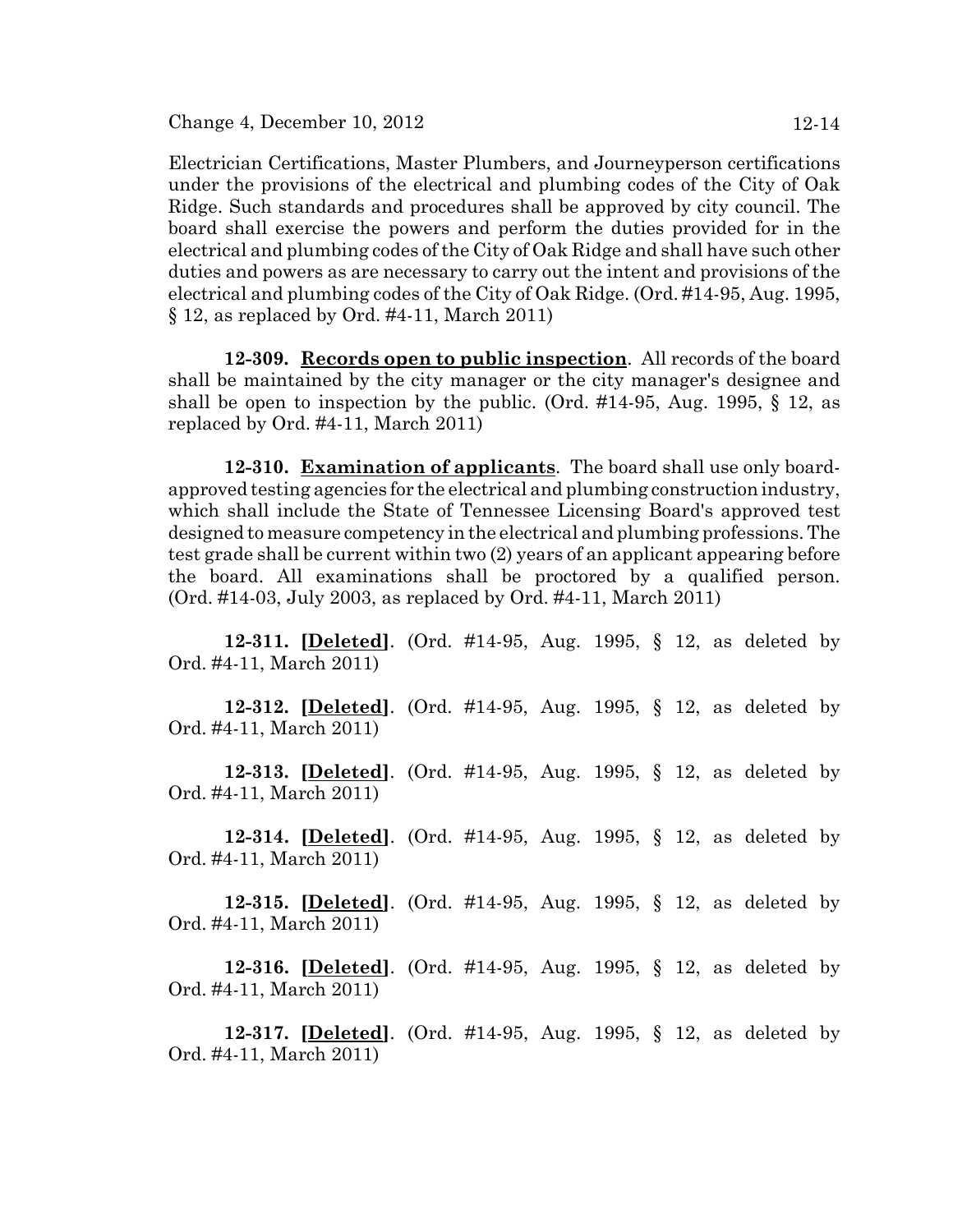Electrician Certifications, Master Plumbers, and Journeyperson certifications under the provisions of the electrical and plumbing codes of the City of Oak Ridge. Such standards and procedures shall be approved by city council. The board shall exercise the powers and perform the duties provided for in the electrical and plumbing codes of the City of Oak Ridge and shall have such other duties and powers as are necessary to carry out the intent and provisions of the electrical and plumbing codes of the City of Oak Ridge. (Ord. #14-95, Aug. 1995, § 12, as replaced by Ord. #4-11, March 2011)

**12-309. Records open to public inspection**. All records of the board shall be maintained by the city manager or the city manager's designee and shall be open to inspection by the public. (Ord. #14-95, Aug. 1995, § 12, as replaced by Ord. #4-11, March 2011)

**12-310. Examination of applicants**. The board shall use only board-approved testing agencies for the electrical and plumbing construction industry, which shall include the State of Tennessee Licensing Board's approved test designed to measure competency in the electrical and plumbing professions. The test grade shall be current within two (2) years of an applicant appearing before the board. All examinations shall be proctored by a qualified person. (Ord. #14-03, July 2003, as replaced by Ord. #4-11, March 2011)

**12-311. [Deleted]**. (Ord. #14-95, Aug. 1995, § 12, as deleted by Ord. #4-11, March 2011)

**12-312. [Deleted]**. (Ord. #14-95, Aug. 1995, § 12, as deleted by Ord. #4-11, March 2011)

**12-313. [Deleted]**. (Ord. #14-95, Aug. 1995, § 12, as deleted by Ord. #4-11, March 2011)

**12-314. [Deleted]**. (Ord. #14-95, Aug. 1995, § 12, as deleted by Ord. #4-11, March 2011)

**12-315. [Deleted]**. (Ord. #14-95, Aug. 1995, § 12, as deleted by Ord. #4-11, March 2011)

**12-316. [Deleted]**. (Ord. #14-95, Aug. 1995, § 12, as deleted by Ord. #4-11, March 2011)

**12-317. [Deleted]**. (Ord. #14-95, Aug. 1995, § 12, as deleted by Ord. #4-11, March 2011)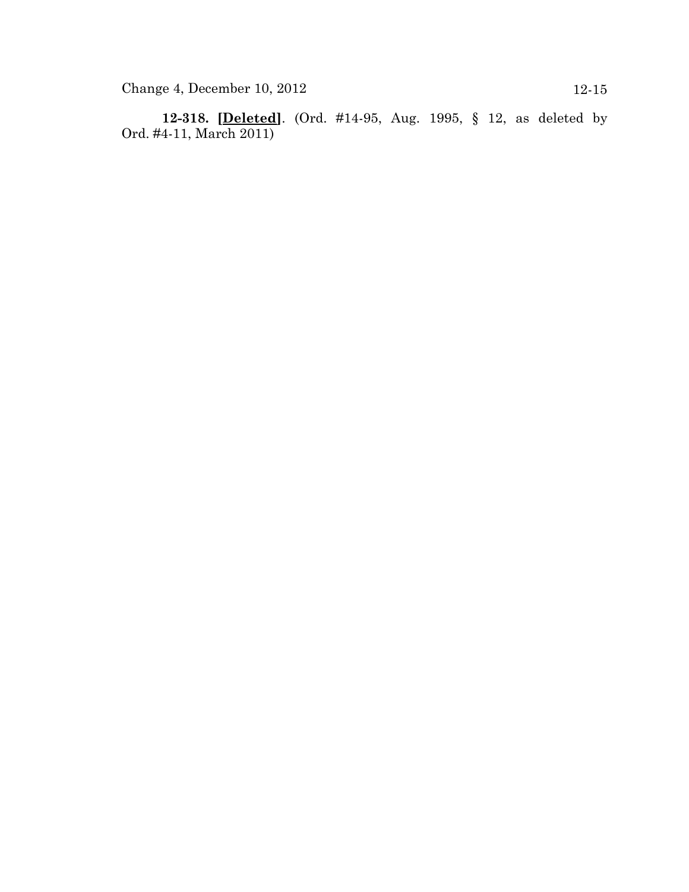**12-318. [Deleted]**. (Ord. #14-95, Aug. 1995, § 12, as deleted by Ord. #4-11, March 2011)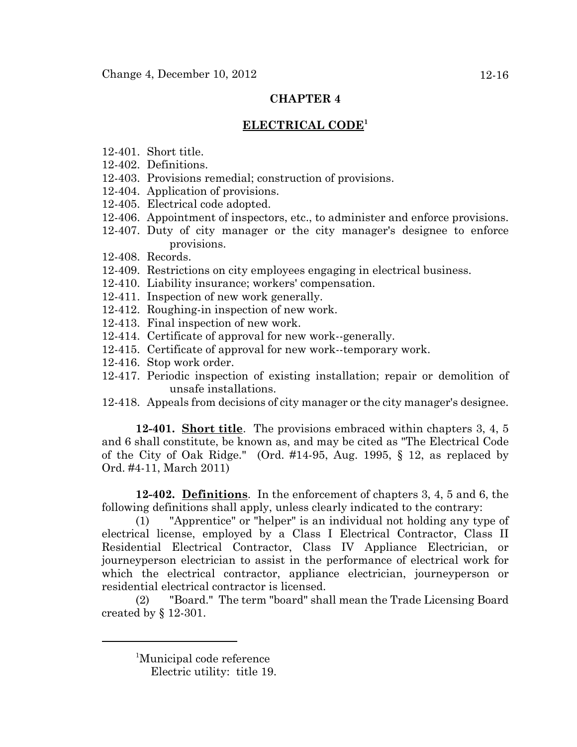## CHAPTER 4

## ELECTRICAL CODE[1]

12-401. Short title.
12-402. Definitions.
12-403. Provisions remedial; construction of provisions.
12-404. Application of provisions.
12-405. Electrical code adopted.
12-406. Appointment of inspectors, etc., to administer and enforce provisions.
12-407. Duty of city manager or the city manager's designee to enforce provisions.
12-408. Records.
12-409. Restrictions on city employees engaging in electrical business.
12-410. Liability insurance; workers' compensation.
12-411. Inspection of new work generally.
12-412. Roughing-in inspection of new work.
12-413. Final inspection of new work.
12-414. Certificate of approval for new work--generally.
12-415. Certificate of approval for new work--temporary work.
12-416. Stop work order.
12-417. Periodic inspection of existing installation; repair or demolition of unsafe installations.
12-418. Appeals from decisions of city manager or the city manager's designee.

**12-401. Short title**. The provisions embraced within chapters 3, 4, 5 and 6 shall constitute, be known as, and may be cited as "The Electrical Code of the City of Oak Ridge." (Ord. #14-95, Aug. 1995, § 12, as replaced by Ord. #4-11, March 2011)

**12-402. Definitions**. In the enforcement of chapters 3, 4, 5 and 6, the following definitions shall apply, unless clearly indicated to the contrary:

(1) "Apprentice" or "helper" is an individual not holding any type of electrical license, employed by a Class I Electrical Contractor, Class II Residential Electrical Contractor, Class IV Appliance Electrician, or journeyperson electrician to assist in the performance of electrical work for which the electrical contractor, appliance electrician, journeyperson or residential electrical contractor is licensed.

(2) "Board." The term "board" shall mean the Trade Licensing Board created by § 12-301.

---

[1]Municipal code reference
Electric utility: title 19.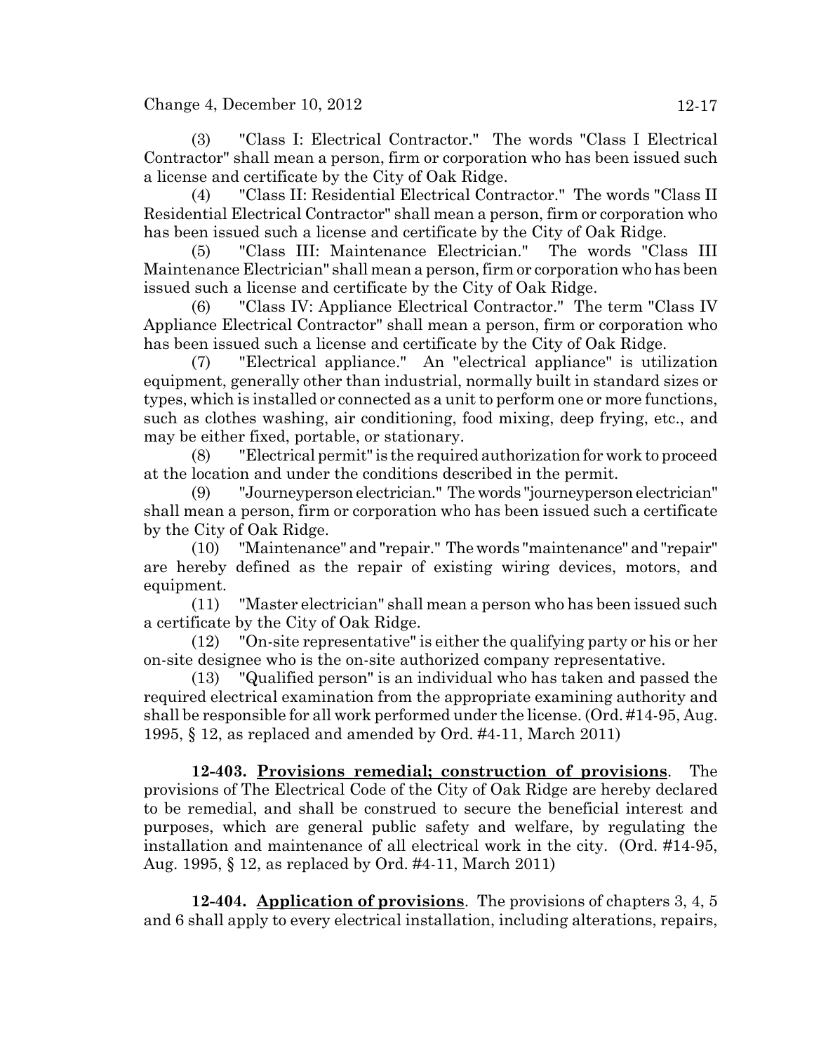(3) "Class I: Electrical Contractor." The words "Class I Electrical Contractor" shall mean a person, firm or corporation who has been issued such a license and certificate by the City of Oak Ridge.

(4) "Class II: Residential Electrical Contractor." The words "Class II Residential Electrical Contractor" shall mean a person, firm or corporation who has been issued such a license and certificate by the City of Oak Ridge.

(5) "Class III: Maintenance Electrician." The words "Class III Maintenance Electrician" shall mean a person, firm or corporation who has been issued such a license and certificate by the City of Oak Ridge.

(6) "Class IV: Appliance Electrical Contractor." The term "Class IV Appliance Electrical Contractor" shall mean a person, firm or corporation who has been issued such a license and certificate by the City of Oak Ridge.

(7) "Electrical appliance." An "electrical appliance" is utilization equipment, generally other than industrial, normally built in standard sizes or types, which is installed or connected as a unit to perform one or more functions, such as clothes washing, air conditioning, food mixing, deep frying, etc., and may be either fixed, portable, or stationary.

(8) "Electrical permit" is the required authorization for work to proceed at the location and under the conditions described in the permit.

(9) "Journeyperson electrician." The words "journeyperson electrician" shall mean a person, firm or corporation who has been issued such a certificate by the City of Oak Ridge.

(10) "Maintenance" and "repair." The words "maintenance" and "repair" are hereby defined as the repair of existing wiring devices, motors, and equipment.

(11) "Master electrician" shall mean a person who has been issued such a certificate by the City of Oak Ridge.

(12) "On-site representative" is either the qualifying party or his or her on-site designee who is the on-site authorized company representative.

(13) "Qualified person" is an individual who has taken and passed the required electrical examination from the appropriate examining authority and shall be responsible for all work performed under the license. (Ord. #14-95, Aug. 1995, § 12, as replaced and amended by Ord. #4-11, March 2011)

**12-403. Provisions remedial; construction of provisions**. The provisions of The Electrical Code of the City of Oak Ridge are hereby declared to be remedial, and shall be construed to secure the beneficial interest and purposes, which are general public safety and welfare, by regulating the installation and maintenance of all electrical work in the city. (Ord. #14-95, Aug. 1995, § 12, as replaced by Ord. #4-11, March 2011)

**12-404. Application of provisions**. The provisions of chapters 3, 4, 5 and 6 shall apply to every electrical installation, including alterations, repairs,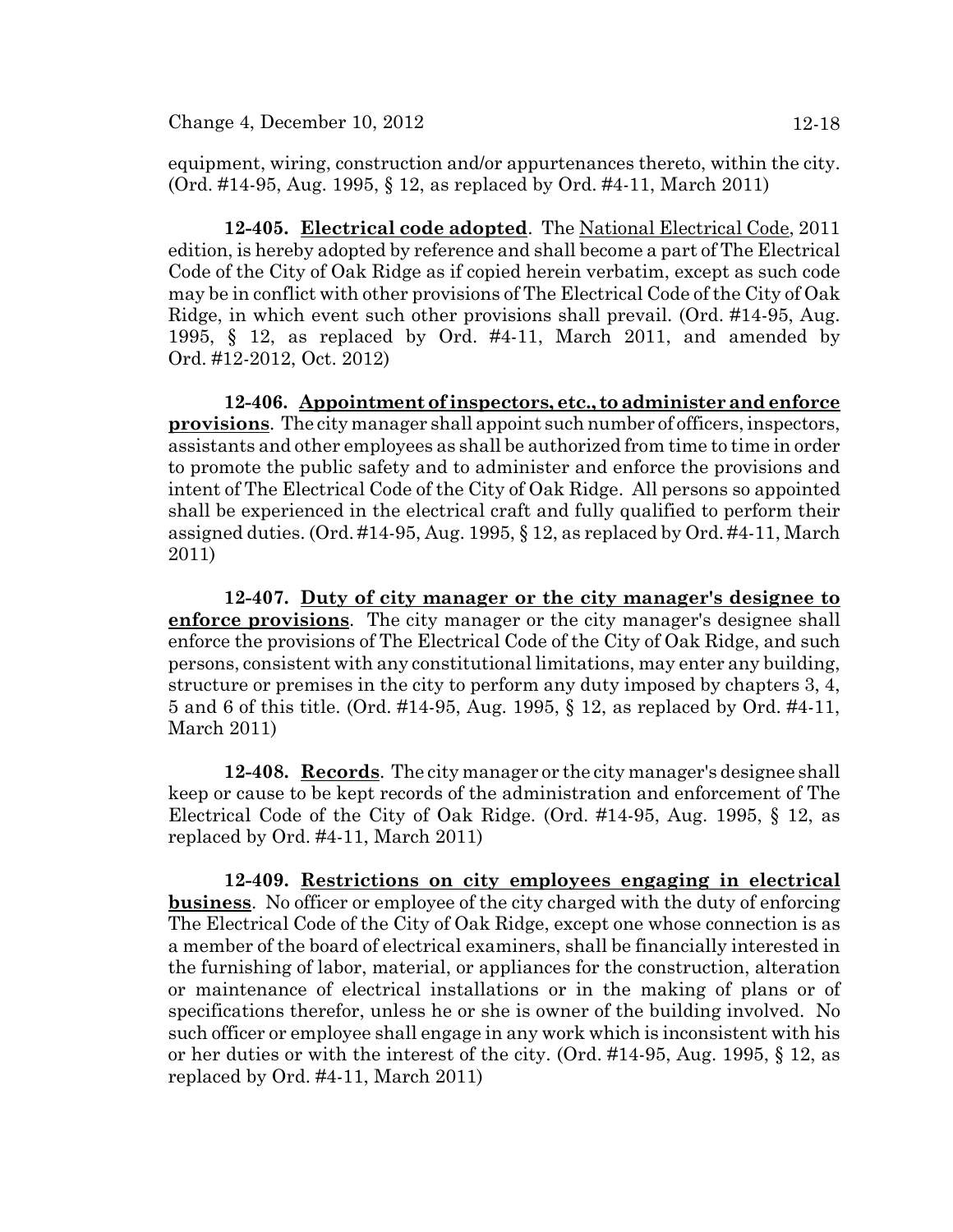equipment, wiring, construction and/or appurtenances thereto, within the city. (Ord. #14-95, Aug. 1995, § 12, as replaced by Ord. #4-11, March 2011)

**12-405. Electrical code adopted**. The National Electrical Code, 2011 edition, is hereby adopted by reference and shall become a part of The Electrical Code of the City of Oak Ridge as if copied herein verbatim, except as such code may be in conflict with other provisions of The Electrical Code of the City of Oak Ridge, in which event such other provisions shall prevail. (Ord. #14-95, Aug. 1995, § 12, as replaced by Ord. #4-11, March 2011, and amended by Ord. #12-2012, Oct. 2012)

**12-406. Appointment of inspectors, etc., to administer and enforce provisions**. The city manager shall appoint such number of officers, inspectors, assistants and other employees as shall be authorized from time to time in order to promote the public safety and to administer and enforce the provisions and intent of The Electrical Code of the City of Oak Ridge. All persons so appointed shall be experienced in the electrical craft and fully qualified to perform their assigned duties. (Ord. #14-95, Aug. 1995, § 12, as replaced by Ord. #4-11, March 2011)

**12-407. Duty of city manager or the city manager's designee to enforce provisions**. The city manager or the city manager's designee shall enforce the provisions of The Electrical Code of the City of Oak Ridge, and such persons, consistent with any constitutional limitations, may enter any building, structure or premises in the city to perform any duty imposed by chapters 3, 4, 5 and 6 of this title. (Ord. #14-95, Aug. 1995, § 12, as replaced by Ord. #4-11, March 2011)

**12-408. Records**. The city manager or the city manager's designee shall keep or cause to be kept records of the administration and enforcement of The Electrical Code of the City of Oak Ridge. (Ord. #14-95, Aug. 1995, § 12, as replaced by Ord. #4-11, March 2011)

**12-409. Restrictions on city employees engaging in electrical business**. No officer or employee of the city charged with the duty of enforcing The Electrical Code of the City of Oak Ridge, except one whose connection is as a member of the board of electrical examiners, shall be financially interested in the furnishing of labor, material, or appliances for the construction, alteration or maintenance of electrical installations or in the making of plans or of specifications therefor, unless he or she is owner of the building involved. No such officer or employee shall engage in any work which is inconsistent with his or her duties or with the interest of the city. (Ord. #14-95, Aug. 1995, § 12, as replaced by Ord. #4-11, March 2011)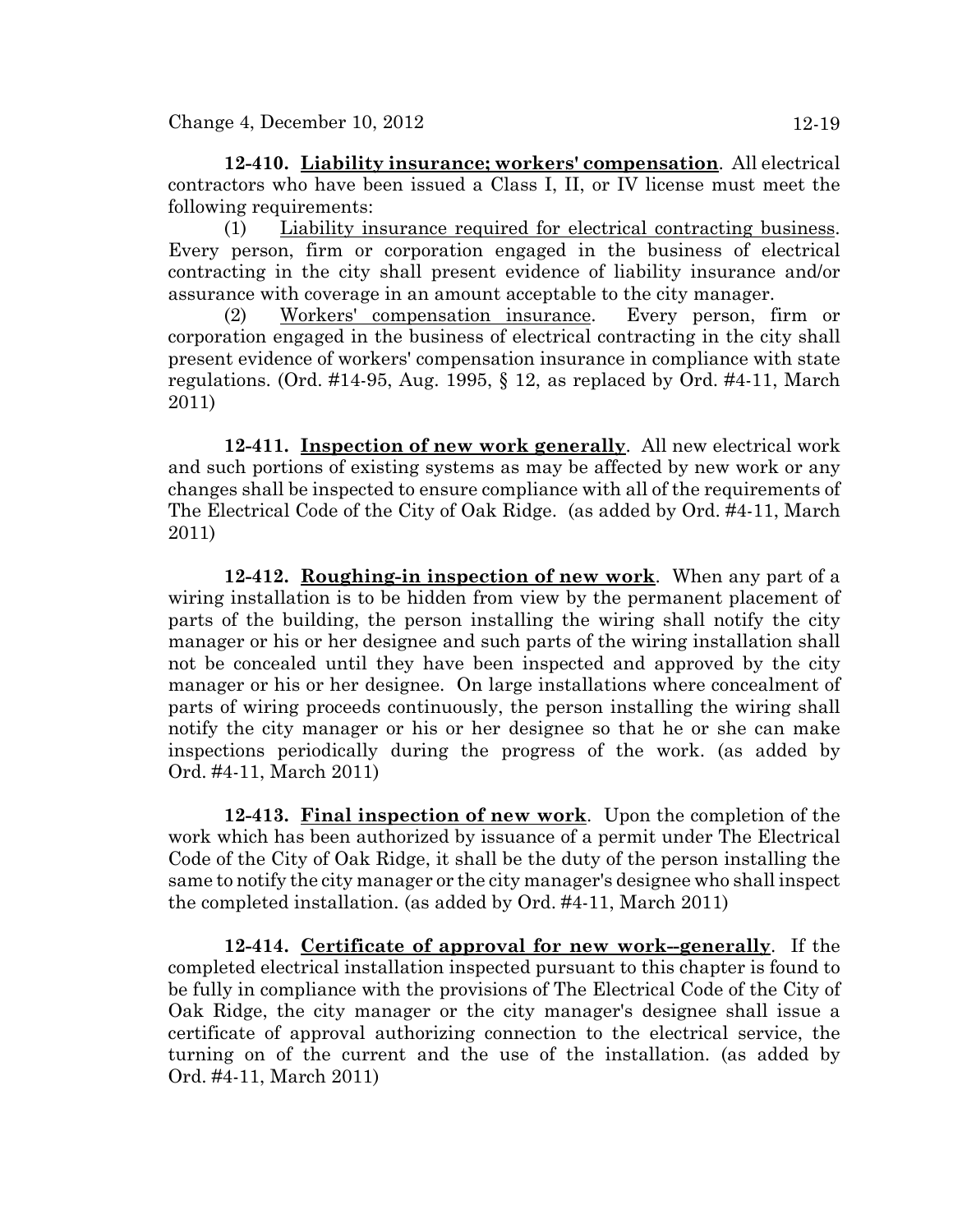**12-410. Liability insurance; workers' compensation**. All electrical contractors who have been issued a Class I, II, or IV license must meet the following requirements:

(1) Liability insurance required for electrical contracting business. Every person, firm or corporation engaged in the business of electrical contracting in the city shall present evidence of liability insurance and/or assurance with coverage in an amount acceptable to the city manager.

(2) Workers' compensation insurance. Every person, firm or corporation engaged in the business of electrical contracting in the city shall present evidence of workers' compensation insurance in compliance with state regulations. (Ord. #14-95, Aug. 1995, § 12, as replaced by Ord. #4-11, March 2011)

**12-411. Inspection of new work generally**. All new electrical work and such portions of existing systems as may be affected by new work or any changes shall be inspected to ensure compliance with all of the requirements of The Electrical Code of the City of Oak Ridge. (as added by Ord. #4-11, March 2011)

**12-412. Roughing-in inspection of new work**. When any part of a wiring installation is to be hidden from view by the permanent placement of parts of the building, the person installing the wiring shall notify the city manager or his or her designee and such parts of the wiring installation shall not be concealed until they have been inspected and approved by the city manager or his or her designee. On large installations where concealment of parts of wiring proceeds continuously, the person installing the wiring shall notify the city manager or his or her designee so that he or she can make inspections periodically during the progress of the work. (as added by Ord. #4-11, March 2011)

**12-413. Final inspection of new work**. Upon the completion of the work which has been authorized by issuance of a permit under The Electrical Code of the City of Oak Ridge, it shall be the duty of the person installing the same to notify the city manager or the city manager's designee who shall inspect the completed installation. (as added by Ord. #4-11, March 2011)

**12-414. Certificate of approval for new work--generally**. If the completed electrical installation inspected pursuant to this chapter is found to be fully in compliance with the provisions of The Electrical Code of the City of Oak Ridge, the city manager or the city manager's designee shall issue a certificate of approval authorizing connection to the electrical service, the turning on of the current and the use of the installation. (as added by Ord. #4-11, March 2011)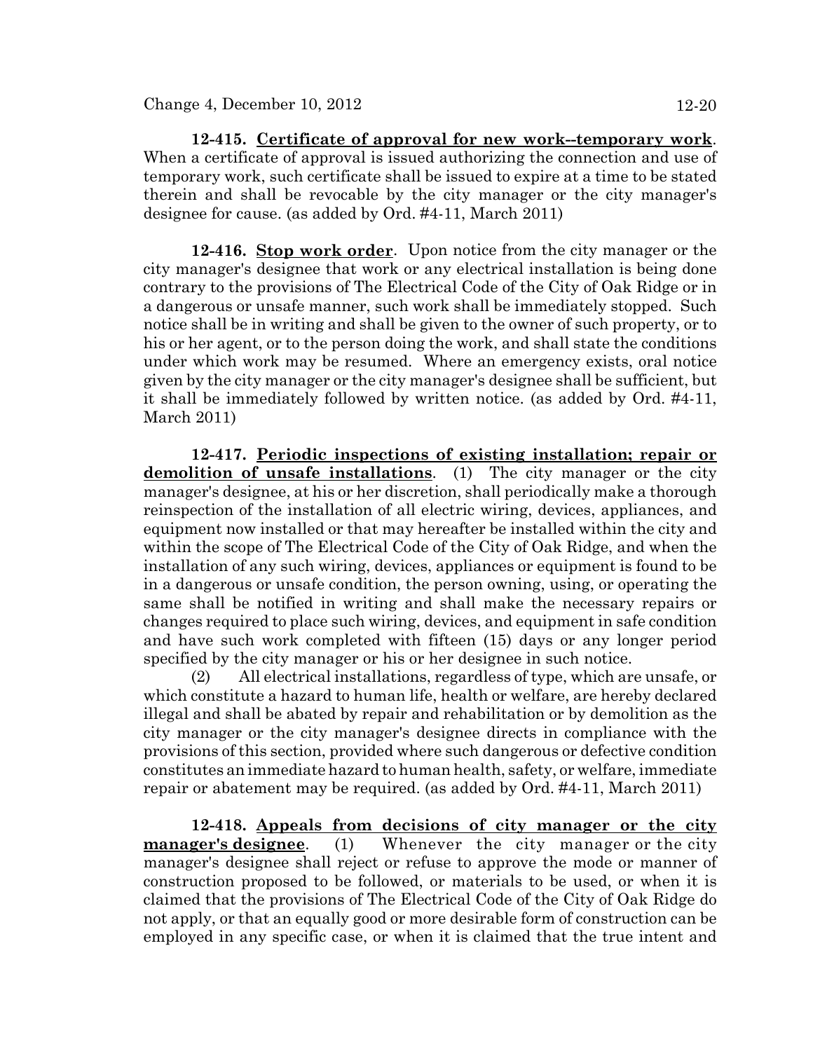**12-415. Certificate of approval for new work--temporary work**. When a certificate of approval is issued authorizing the connection and use of temporary work, such certificate shall be issued to expire at a time to be stated therein and shall be revocable by the city manager or the city manager's designee for cause. (as added by Ord. #4-11, March 2011)

**12-416. Stop work order**. Upon notice from the city manager or the city manager's designee that work or any electrical installation is being done contrary to the provisions of The Electrical Code of the City of Oak Ridge or in a dangerous or unsafe manner, such work shall be immediately stopped. Such notice shall be in writing and shall be given to the owner of such property, or to his or her agent, or to the person doing the work, and shall state the conditions under which work may be resumed. Where an emergency exists, oral notice given by the city manager or the city manager's designee shall be sufficient, but it shall be immediately followed by written notice. (as added by Ord. #4-11, March 2011)

**12-417. Periodic inspections of existing installation; repair or demolition of unsafe installations**. (1) The city manager or the city manager's designee, at his or her discretion, shall periodically make a thorough reinspection of the installation of all electric wiring, devices, appliances, and equipment now installed or that may hereafter be installed within the city and within the scope of The Electrical Code of the City of Oak Ridge, and when the installation of any such wiring, devices, appliances or equipment is found to be in a dangerous or unsafe condition, the person owning, using, or operating the same shall be notified in writing and shall make the necessary repairs or changes required to place such wiring, devices, and equipment in safe condition and have such work completed with fifteen (15) days or any longer period specified by the city manager or his or her designee in such notice.

(2) All electrical installations, regardless of type, which are unsafe, or which constitute a hazard to human life, health or welfare, are hereby declared illegal and shall be abated by repair and rehabilitation or by demolition as the city manager or the city manager's designee directs in compliance with the provisions of this section, provided where such dangerous or defective condition constitutes an immediate hazard to human health, safety, or welfare, immediate repair or abatement may be required. (as added by Ord. #4-11, March 2011)

**12-418. Appeals from decisions of city manager or the city manager's designee**. (1) Whenever the city manager or the city manager's designee shall reject or refuse to approve the mode or manner of construction proposed to be followed, or materials to be used, or when it is claimed that the provisions of The Electrical Code of the City of Oak Ridge do not apply, or that an equally good or more desirable form of construction can be employed in any specific case, or when it is claimed that the true intent and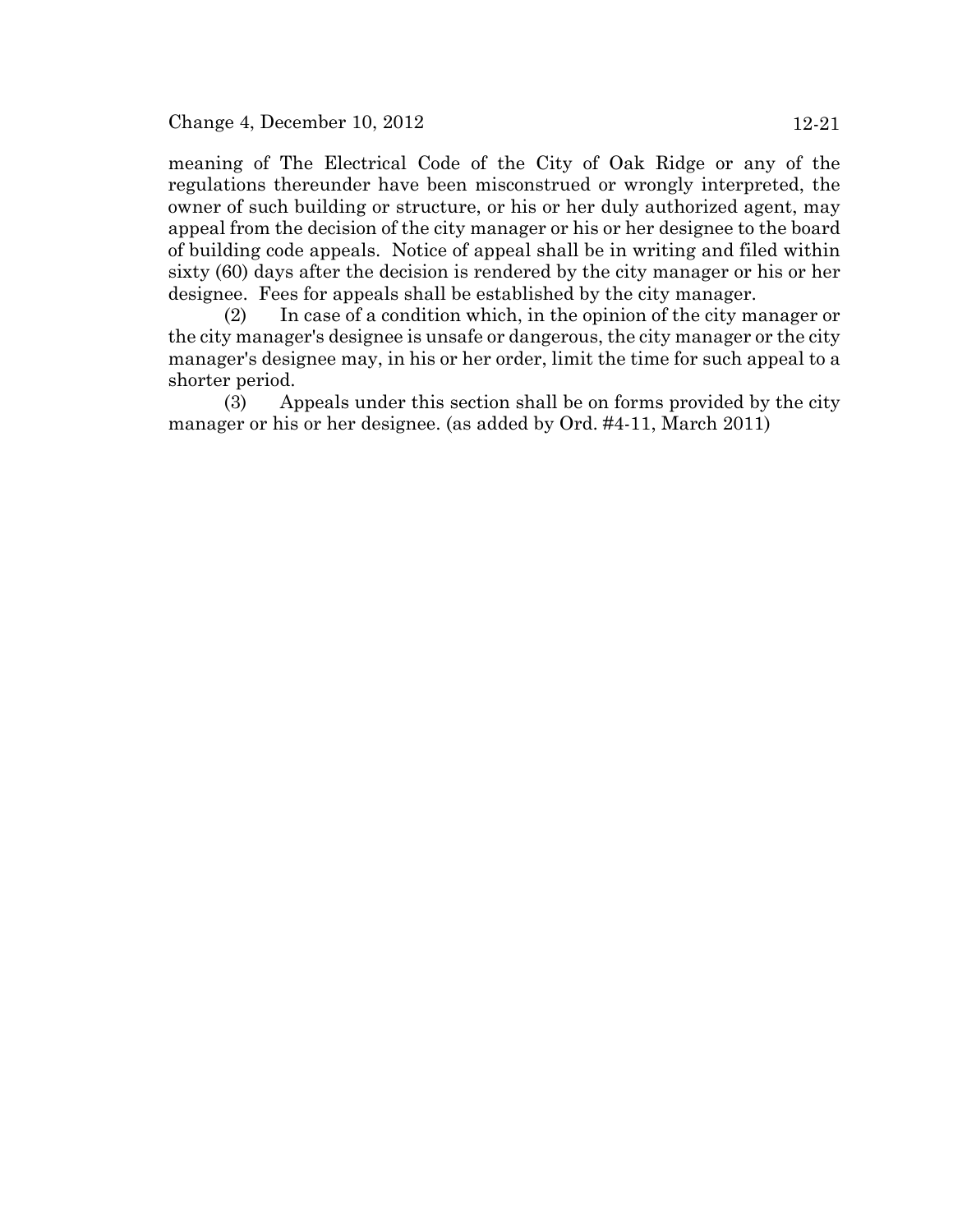meaning of The Electrical Code of the City of Oak Ridge or any of the regulations thereunder have been misconstrued or wrongly interpreted, the owner of such building or structure, or his or her duly authorized agent, may appeal from the decision of the city manager or his or her designee to the board of building code appeals. Notice of appeal shall be in writing and filed within sixty (60) days after the decision is rendered by the city manager or his or her designee. Fees for appeals shall be established by the city manager.

(2) In case of a condition which, in the opinion of the city manager or the city manager's designee is unsafe or dangerous, the city manager or the city manager's designee may, in his or her order, limit the time for such appeal to a shorter period.

(3) Appeals under this section shall be on forms provided by the city manager or his or her designee. (as added by Ord. #4-11, March 2011)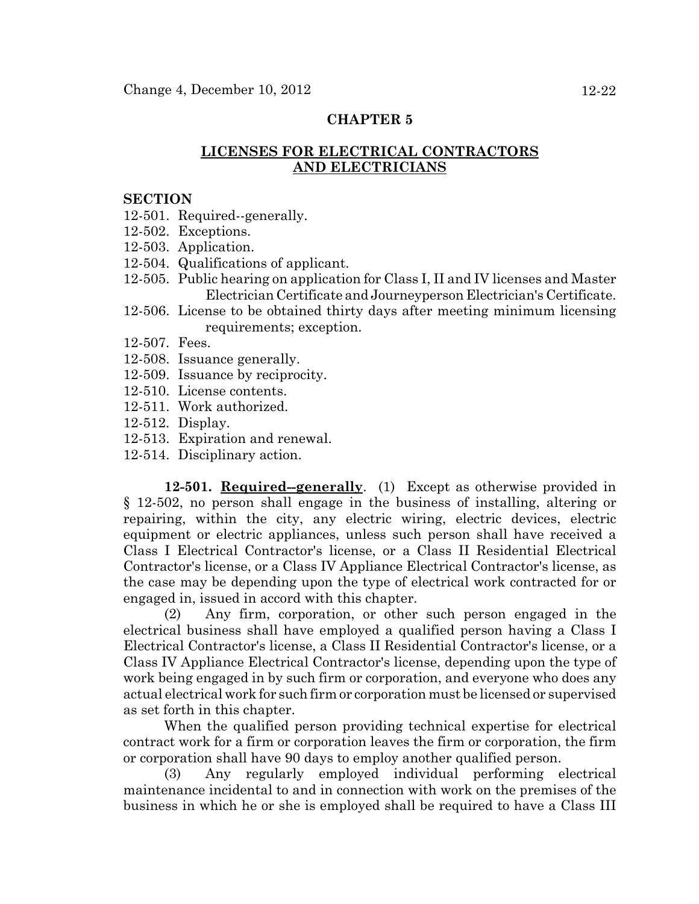## CHAPTER 5

## LICENSES FOR ELECTRICAL CONTRACTORS AND ELECTRICIANS

**SECTION**

12-501. Required--generally.
12-502. Exceptions.
12-503. Application.
12-504. Qualifications of applicant.
12-505. Public hearing on application for Class I, II and IV licenses and Master Electrician Certificate and Journeyperson Electrician's Certificate.
12-506. License to be obtained thirty days after meeting minimum licensing requirements; exception.
12-507. Fees.
12-508. Issuance generally.
12-509. Issuance by reciprocity.
12-510. License contents.
12-511. Work authorized.
12-512. Display.
12-513. Expiration and renewal.
12-514. Disciplinary action.

**12-501. Required--generally**. (1) Except as otherwise provided in § 12-502, no person shall engage in the business of installing, altering or repairing, within the city, any electric wiring, electric devices, electric equipment or electric appliances, unless such person shall have received a Class I Electrical Contractor's license, or a Class II Residential Electrical Contractor's license, or a Class IV Appliance Electrical Contractor's license, as the case may be depending upon the type of electrical work contracted for or engaged in, issued in accord with this chapter.

(2) Any firm, corporation, or other such person engaged in the electrical business shall have employed a qualified person having a Class I Electrical Contractor's license, a Class II Residential Contractor's license, or a Class IV Appliance Electrical Contractor's license, depending upon the type of work being engaged in by such firm or corporation, and everyone who does any actual electrical work for such firm or corporation must be licensed or supervised as set forth in this chapter.

When the qualified person providing technical expertise for electrical contract work for a firm or corporation leaves the firm or corporation, the firm or corporation shall have 90 days to employ another qualified person.

(3) Any regularly employed individual performing electrical maintenance incidental to and in connection with work on the premises of the business in which he or she is employed shall be required to have a Class III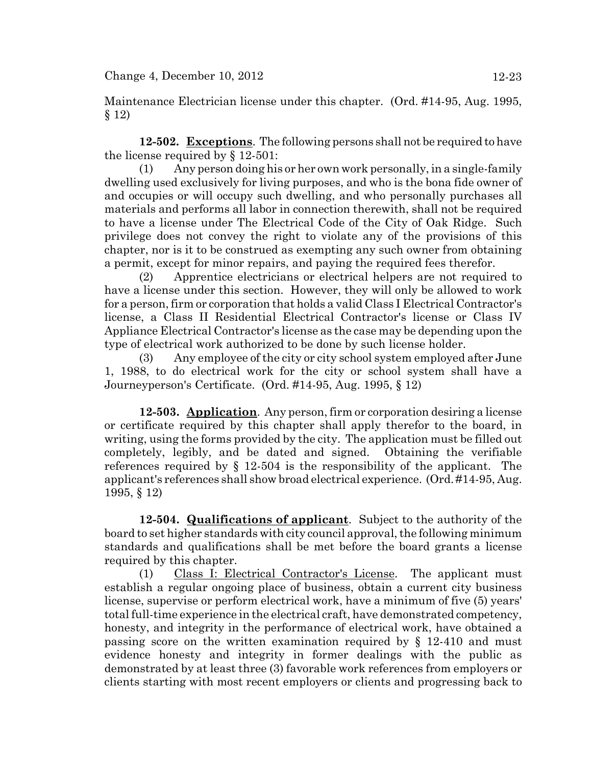Maintenance Electrician license under this chapter. (Ord. #14-95, Aug. 1995, § 12)

**12-502. Exceptions**. The following persons shall not be required to have the license required by § 12-501:

(1) Any person doing his or her own work personally, in a single-family dwelling used exclusively for living purposes, and who is the bona fide owner of and occupies or will occupy such dwelling, and who personally purchases all materials and performs all labor in connection therewith, shall not be required to have a license under The Electrical Code of the City of Oak Ridge. Such privilege does not convey the right to violate any of the provisions of this chapter, nor is it to be construed as exempting any such owner from obtaining a permit, except for minor repairs, and paying the required fees therefor.

(2) Apprentice electricians or electrical helpers are not required to have a license under this section. However, they will only be allowed to work for a person, firm or corporation that holds a valid Class I Electrical Contractor's license, a Class II Residential Electrical Contractor's license or Class IV Appliance Electrical Contractor's license as the case may be depending upon the type of electrical work authorized to be done by such license holder.

(3) Any employee of the city or city school system employed after June 1, 1988, to do electrical work for the city or school system shall have a Journeyperson's Certificate. (Ord. #14-95, Aug. 1995, § 12)

**12-503. Application**. Any person, firm or corporation desiring a license or certificate required by this chapter shall apply therefor to the board, in writing, using the forms provided by the city. The application must be filled out completely, legibly, and be dated and signed. Obtaining the verifiable references required by § 12-504 is the responsibility of the applicant. The applicant's references shall show broad electrical experience. (Ord. #14-95, Aug. 1995, § 12)

**12-504. Qualifications of applicant**. Subject to the authority of the board to set higher standards with city council approval, the following minimum standards and qualifications shall be met before the board grants a license required by this chapter.

(1) Class I: Electrical Contractor's License. The applicant must establish a regular ongoing place of business, obtain a current city business license, supervise or perform electrical work, have a minimum of five (5) years' total full-time experience in the electrical craft, have demonstrated competency, honesty, and integrity in the performance of electrical work, have obtained a passing score on the written examination required by § 12-410 and must evidence honesty and integrity in former dealings with the public as demonstrated by at least three (3) favorable work references from employers or clients starting with most recent employers or clients and progressing back to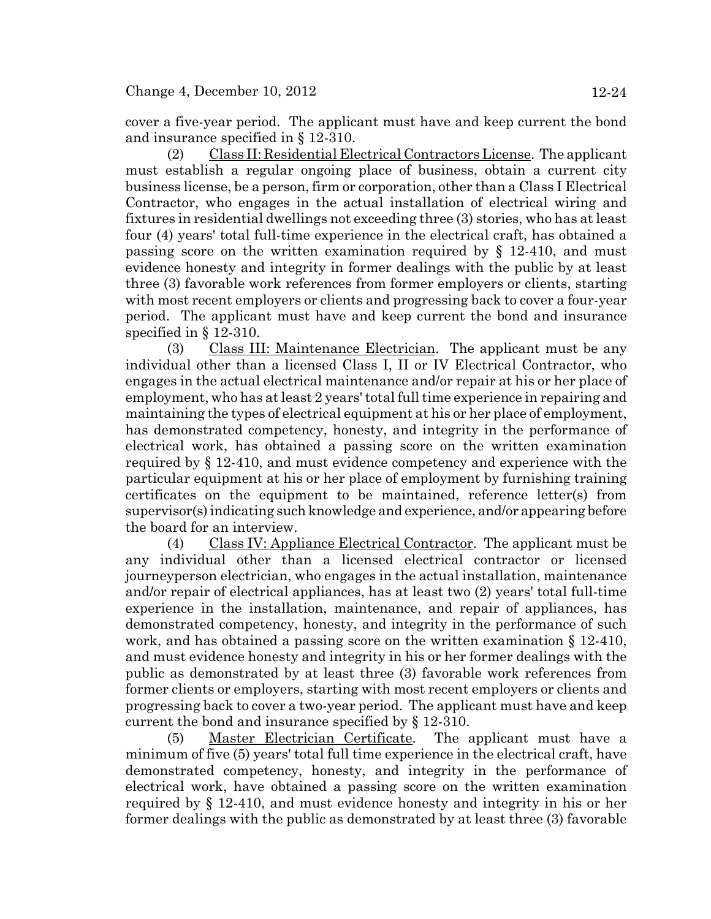cover a five-year period. The applicant must have and keep current the bond and insurance specified in § 12-310.

(2) Class II: Residential Electrical Contractors License. The applicant must establish a regular ongoing place of business, obtain a current city business license, be a person, firm or corporation, other than a Class I Electrical Contractor, who engages in the actual installation of electrical wiring and fixtures in residential dwellings not exceeding three (3) stories, who has at least four (4) years' total full-time experience in the electrical craft, has obtained a passing score on the written examination required by § 12-410, and must evidence honesty and integrity in former dealings with the public by at least three (3) favorable work references from former employers or clients, starting with most recent employers or clients and progressing back to cover a four-year period. The applicant must have and keep current the bond and insurance specified in § 12-310.

(3) Class III: Maintenance Electrician. The applicant must be any individual other than a licensed Class I, II or IV Electrical Contractor, who engages in the actual electrical maintenance and/or repair at his or her place of employment, who has at least 2 years' total full time experience in repairing and maintaining the types of electrical equipment at his or her place of employment, has demonstrated competency, honesty, and integrity in the performance of electrical work, has obtained a passing score on the written examination required by § 12-410, and must evidence competency and experience with the particular equipment at his or her place of employment by furnishing training certificates on the equipment to be maintained, reference letter(s) from supervisor(s) indicating such knowledge and experience, and/or appearing before the board for an interview.

(4) Class IV: Appliance Electrical Contractor. The applicant must be any individual other than a licensed electrical contractor or licensed journeyperson electrician, who engages in the actual installation, maintenance and/or repair of electrical appliances, has at least two (2) years' total full-time experience in the installation, maintenance, and repair of appliances, has demonstrated competency, honesty, and integrity in the performance of such work, and has obtained a passing score on the written examination § 12-410, and must evidence honesty and integrity in his or her former dealings with the public as demonstrated by at least three (3) favorable work references from former clients or employers, starting with most recent employers or clients and progressing back to cover a two-year period. The applicant must have and keep current the bond and insurance specified by § 12-310.

(5) Master Electrician Certificate. The applicant must have a minimum of five (5) years' total full time experience in the electrical craft, have demonstrated competency, honesty, and integrity in the performance of electrical work, have obtained a passing score on the written examination required by § 12-410, and must evidence honesty and integrity in his or her former dealings with the public as demonstrated by at least three (3) favorable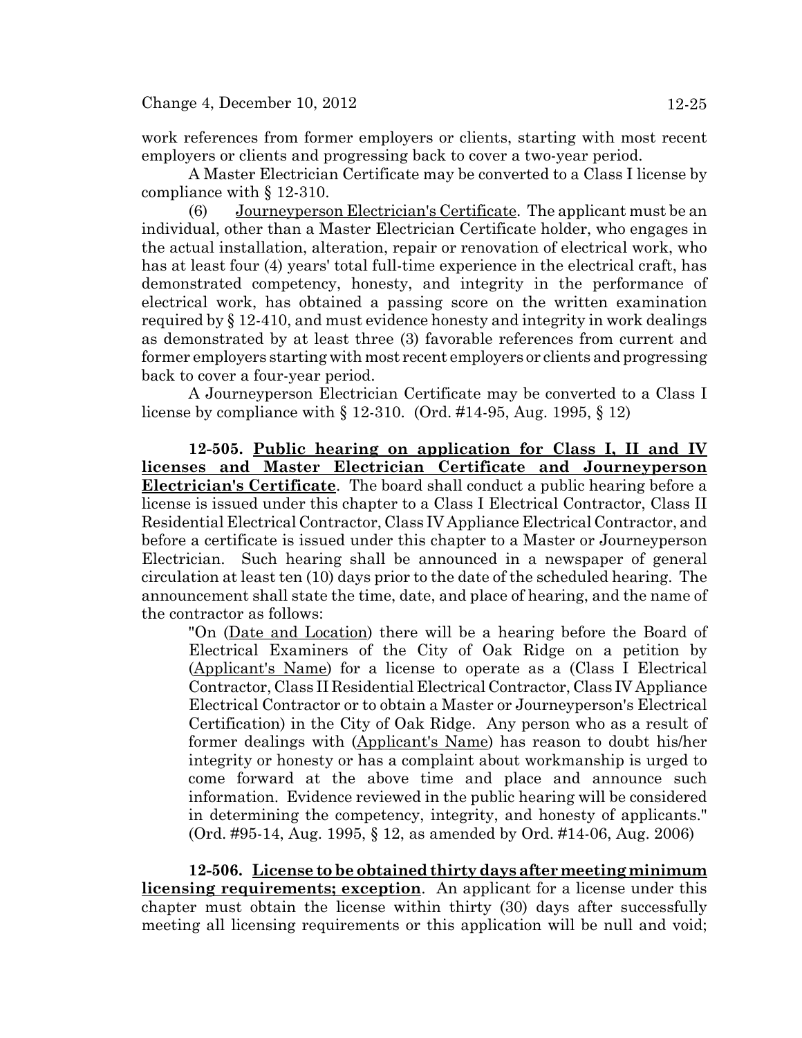work references from former employers or clients, starting with most recent employers or clients and progressing back to cover a two-year period.

A Master Electrician Certificate may be converted to a Class I license by compliance with § 12-310.

(6) Journeyperson Electrician's Certificate. The applicant must be an individual, other than a Master Electrician Certificate holder, who engages in the actual installation, alteration, repair or renovation of electrical work, who has at least four (4) years' total full-time experience in the electrical craft, has demonstrated competency, honesty, and integrity in the performance of electrical work, has obtained a passing score on the written examination required by § 12-410, and must evidence honesty and integrity in work dealings as demonstrated by at least three (3) favorable references from current and former employers starting with most recent employers or clients and progressing back to cover a four-year period.

A Journeyperson Electrician Certificate may be converted to a Class I license by compliance with § 12-310. (Ord. #14-95, Aug. 1995, § 12)

**12-505. Public hearing on application for Class I, II and IV licenses and Master Electrician Certificate and Journeyperson Electrician's Certificate**. The board shall conduct a public hearing before a license is issued under this chapter to a Class I Electrical Contractor, Class II Residential Electrical Contractor, Class IV Appliance Electrical Contractor, and before a certificate is issued under this chapter to a Master or Journeyperson Electrician. Such hearing shall be announced in a newspaper of general circulation at least ten (10) days prior to the date of the scheduled hearing. The announcement shall state the time, date, and place of hearing, and the name of the contractor as follows:

"On (Date and Location) there will be a hearing before the Board of Electrical Examiners of the City of Oak Ridge on a petition by (Applicant's Name) for a license to operate as a (Class I Electrical Contractor, Class II Residential Electrical Contractor, Class IV Appliance Electrical Contractor or to obtain a Master or Journeyperson's Electrical Certification) in the City of Oak Ridge. Any person who as a result of former dealings with (Applicant's Name) has reason to doubt his/her integrity or honesty or has a complaint about workmanship is urged to come forward at the above time and place and announce such information. Evidence reviewed in the public hearing will be considered in determining the competency, integrity, and honesty of applicants." (Ord. #95-14, Aug. 1995, § 12, as amended by Ord. #14-06, Aug. 2006)

**12-506. License to be obtained thirty days after meeting minimum licensing requirements; exception**. An applicant for a license under this chapter must obtain the license within thirty (30) days after successfully meeting all licensing requirements or this application will be null and void;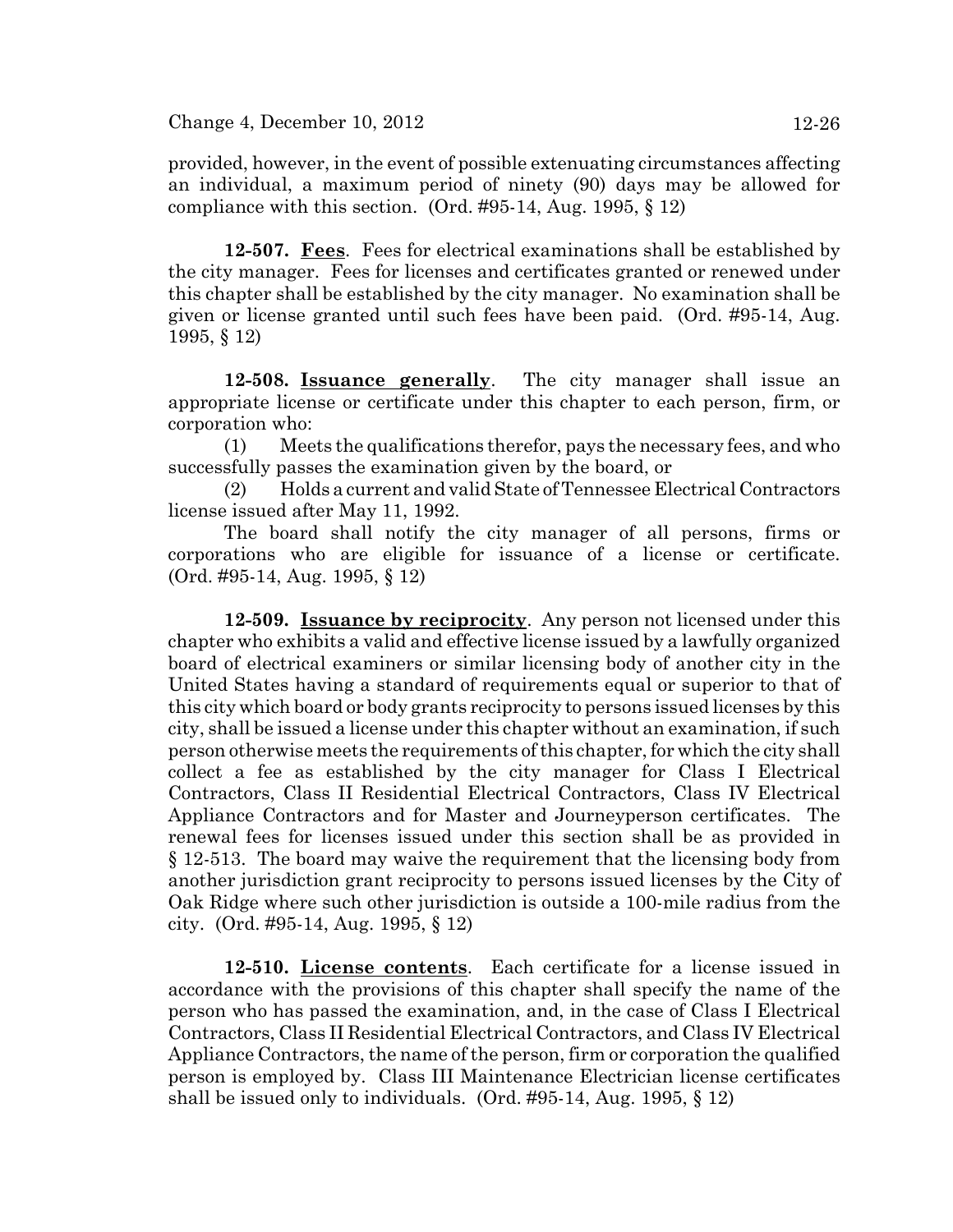provided, however, in the event of possible extenuating circumstances affecting an individual, a maximum period of ninety (90) days may be allowed for compliance with this section. (Ord. #95-14, Aug. 1995, § 12)

**12-507. Fees**. Fees for electrical examinations shall be established by the city manager. Fees for licenses and certificates granted or renewed under this chapter shall be established by the city manager. No examination shall be given or license granted until such fees have been paid. (Ord. #95-14, Aug. 1995, § 12)

**12-508. Issuance generally**. The city manager shall issue an appropriate license or certificate under this chapter to each person, firm, or corporation who:

(1) Meets the qualifications therefor, pays the necessary fees, and who successfully passes the examination given by the board, or

(2) Holds a current and valid State of Tennessee Electrical Contractors license issued after May 11, 1992.

The board shall notify the city manager of all persons, firms or corporations who are eligible for issuance of a license or certificate. (Ord. #95-14, Aug. 1995, § 12)

**12-509. Issuance by reciprocity**. Any person not licensed under this chapter who exhibits a valid and effective license issued by a lawfully organized board of electrical examiners or similar licensing body of another city in the United States having a standard of requirements equal or superior to that of this city which board or body grants reciprocity to persons issued licenses by this city, shall be issued a license under this chapter without an examination, if such person otherwise meets the requirements of this chapter, for which the city shall collect a fee as established by the city manager for Class I Electrical Contractors, Class II Residential Electrical Contractors, Class IV Electrical Appliance Contractors and for Master and Journeyperson certificates. The renewal fees for licenses issued under this section shall be as provided in § 12-513. The board may waive the requirement that the licensing body from another jurisdiction grant reciprocity to persons issued licenses by the City of Oak Ridge where such other jurisdiction is outside a 100-mile radius from the city. (Ord. #95-14, Aug. 1995, § 12)

**12-510. License contents**. Each certificate for a license issued in accordance with the provisions of this chapter shall specify the name of the person who has passed the examination, and, in the case of Class I Electrical Contractors, Class II Residential Electrical Contractors, and Class IV Electrical Appliance Contractors, the name of the person, firm or corporation the qualified person is employed by. Class III Maintenance Electrician license certificates shall be issued only to individuals. (Ord. #95-14, Aug. 1995, § 12)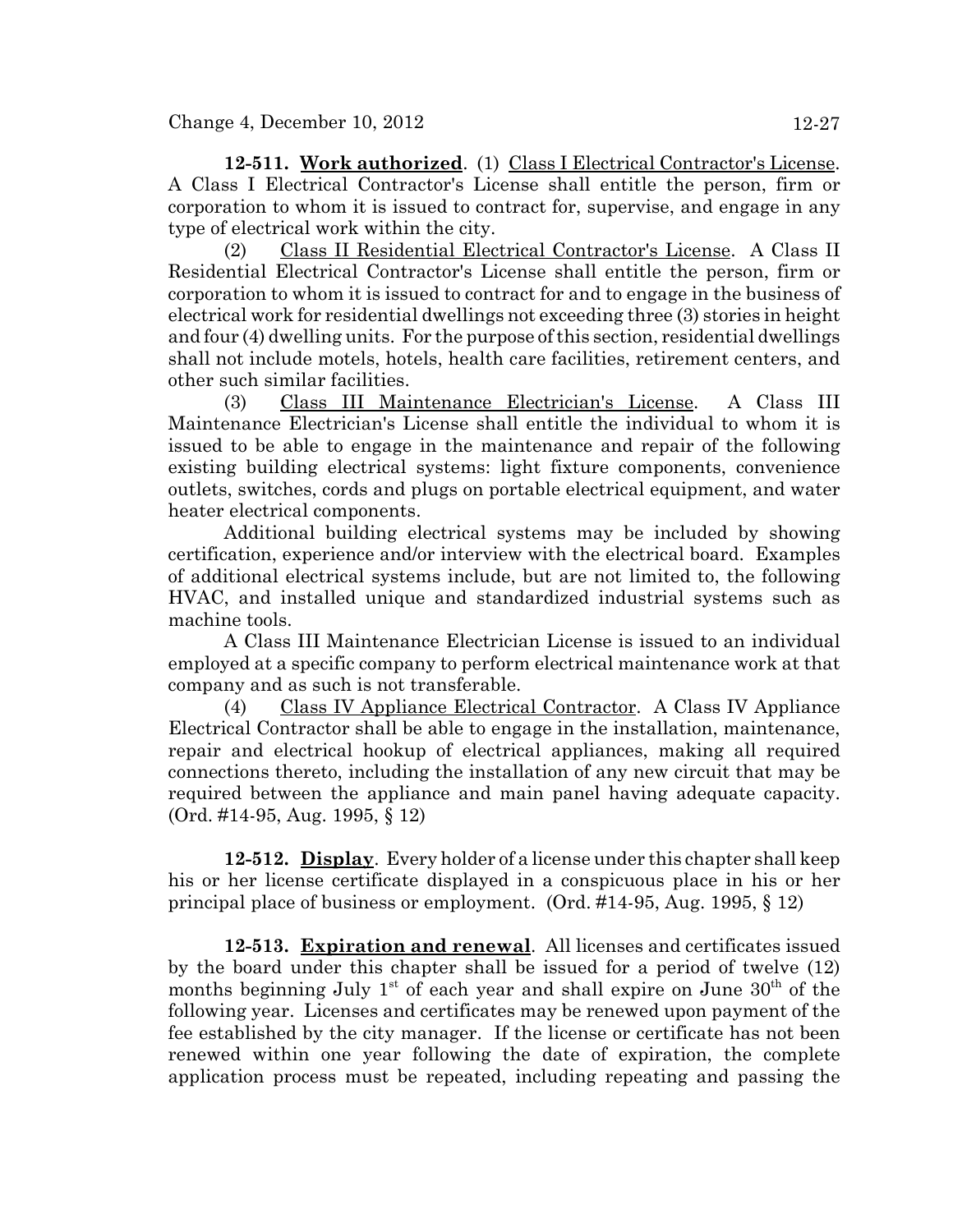**12-511. Work authorized**. (1) Class I Electrical Contractor's License. A Class I Electrical Contractor's License shall entitle the person, firm or corporation to whom it is issued to contract for, supervise, and engage in any type of electrical work within the city.

(2) Class II Residential Electrical Contractor's License. A Class II Residential Electrical Contractor's License shall entitle the person, firm or corporation to whom it is issued to contract for and to engage in the business of electrical work for residential dwellings not exceeding three (3) stories in height and four (4) dwelling units. For the purpose of this section, residential dwellings shall not include motels, hotels, health care facilities, retirement centers, and other such similar facilities.

(3) Class III Maintenance Electrician's License. A Class III Maintenance Electrician's License shall entitle the individual to whom it is issued to be able to engage in the maintenance and repair of the following existing building electrical systems: light fixture components, convenience outlets, switches, cords and plugs on portable electrical equipment, and water heater electrical components.

Additional building electrical systems may be included by showing certification, experience and/or interview with the electrical board. Examples of additional electrical systems include, but are not limited to, the following HVAC, and installed unique and standardized industrial systems such as machine tools.

A Class III Maintenance Electrician License is issued to an individual employed at a specific company to perform electrical maintenance work at that company and as such is not transferable.

(4) Class IV Appliance Electrical Contractor. A Class IV Appliance Electrical Contractor shall be able to engage in the installation, maintenance, repair and electrical hookup of electrical appliances, making all required connections thereto, including the installation of any new circuit that may be required between the appliance and main panel having adequate capacity. (Ord. #14-95, Aug. 1995, § 12)

**12-512. Display**. Every holder of a license under this chapter shall keep his or her license certificate displayed in a conspicuous place in his or her principal place of business or employment. (Ord. #14-95, Aug. 1995, § 12)

**12-513. Expiration and renewal**. All licenses and certificates issued by the board under this chapter shall be issued for a period of twelve (12) months beginning July 1st of each year and shall expire on June 30th of the following year. Licenses and certificates may be renewed upon payment of the fee established by the city manager. If the license or certificate has not been renewed within one year following the date of expiration, the complete application process must be repeated, including repeating and passing the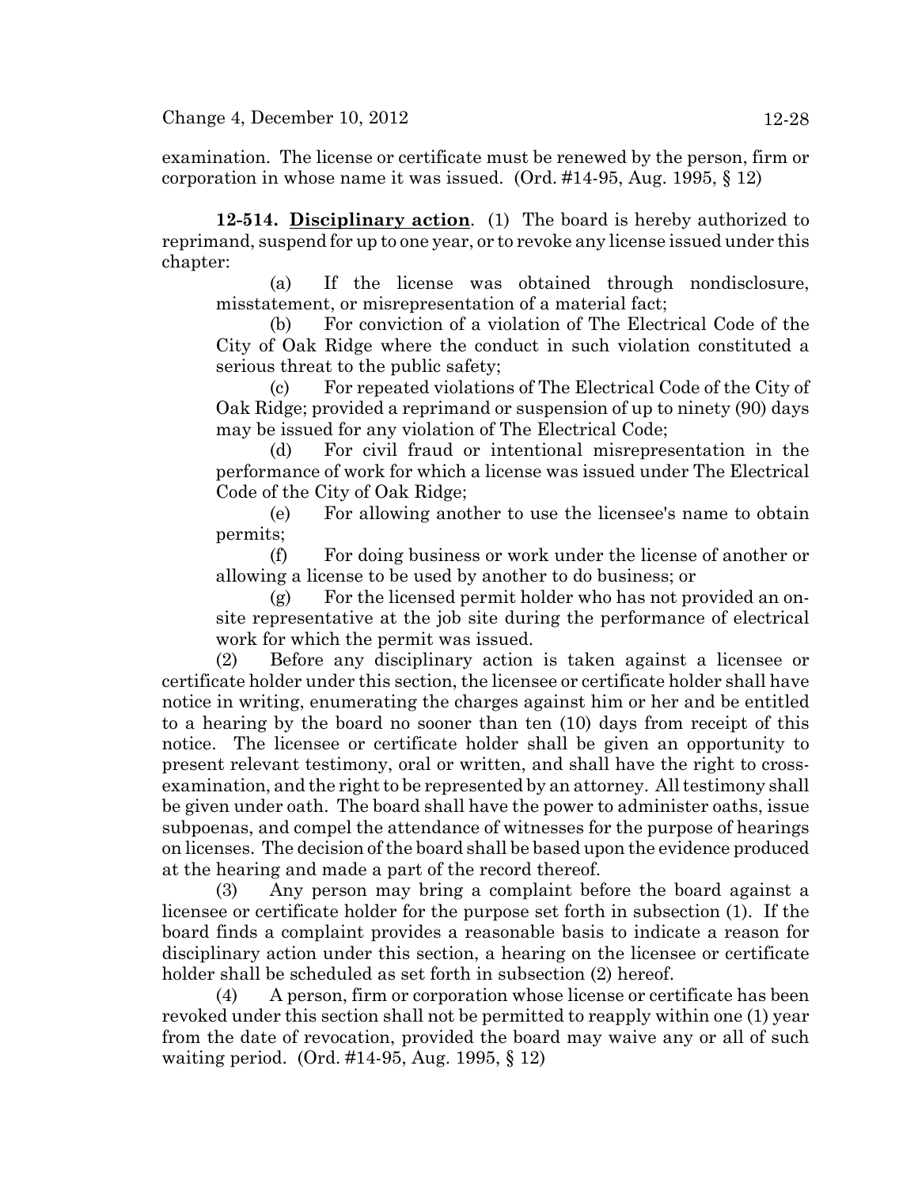examination. The license or certificate must be renewed by the person, firm or corporation in whose name it was issued. (Ord. #14-95, Aug. 1995, § 12)

**12-514. Disciplinary action**. (1) The board is hereby authorized to reprimand, suspend for up to one year, or to revoke any license issued under this chapter:

(a) If the license was obtained through nondisclosure, misstatement, or misrepresentation of a material fact;

(b) For conviction of a violation of The Electrical Code of the City of Oak Ridge where the conduct in such violation constituted a serious threat to the public safety;

(c) For repeated violations of The Electrical Code of the City of Oak Ridge; provided a reprimand or suspension of up to ninety (90) days may be issued for any violation of The Electrical Code;

(d) For civil fraud or intentional misrepresentation in the performance of work for which a license was issued under The Electrical Code of the City of Oak Ridge;

(e) For allowing another to use the licensee's name to obtain permits;

(f) For doing business or work under the license of another or allowing a license to be used by another to do business; or

(g) For the licensed permit holder who has not provided an on-site representative at the job site during the performance of electrical work for which the permit was issued.

(2) Before any disciplinary action is taken against a licensee or certificate holder under this section, the licensee or certificate holder shall have notice in writing, enumerating the charges against him or her and be entitled to a hearing by the board no sooner than ten (10) days from receipt of this notice. The licensee or certificate holder shall be given an opportunity to present relevant testimony, oral or written, and shall have the right to cross-examination, and the right to be represented by an attorney. All testimony shall be given under oath. The board shall have the power to administer oaths, issue subpoenas, and compel the attendance of witnesses for the purpose of hearings on licenses. The decision of the board shall be based upon the evidence produced at the hearing and made a part of the record thereof.

(3) Any person may bring a complaint before the board against a licensee or certificate holder for the purpose set forth in subsection (1). If the board finds a complaint provides a reasonable basis to indicate a reason for disciplinary action under this section, a hearing on the licensee or certificate holder shall be scheduled as set forth in subsection (2) hereof.

(4) A person, firm or corporation whose license or certificate has been revoked under this section shall not be permitted to reapply within one (1) year from the date of revocation, provided the board may waive any or all of such waiting period. (Ord. #14-95, Aug. 1995, § 12)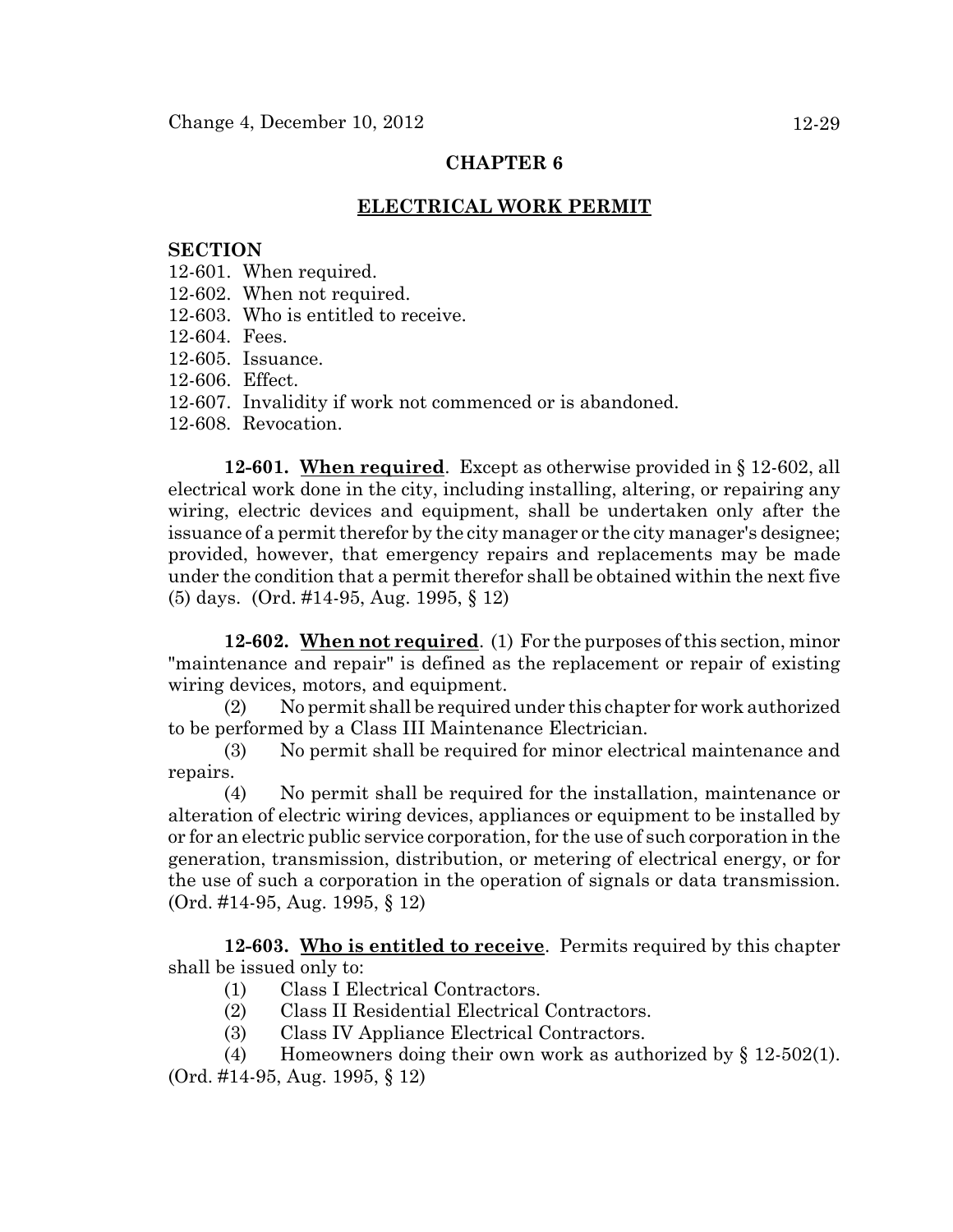## CHAPTER 6

## ELECTRICAL WORK PERMIT

**SECTION**

12-601. When required.
12-602. When not required.
12-603. Who is entitled to receive.
12-604. Fees.
12-605. Issuance.
12-606. Effect.
12-607. Invalidity if work not commenced or is abandoned.
12-608. Revocation.

**12-601. When required**. Except as otherwise provided in § 12-602, all electrical work done in the city, including installing, altering, or repairing any wiring, electric devices and equipment, shall be undertaken only after the issuance of a permit therefor by the city manager or the city manager's designee; provided, however, that emergency repairs and replacements may be made under the condition that a permit therefor shall be obtained within the next five (5) days. (Ord. #14-95, Aug. 1995, § 12)

**12-602. When not required**. (1) For the purposes of this section, minor "maintenance and repair" is defined as the replacement or repair of existing wiring devices, motors, and equipment.

(2) No permit shall be required under this chapter for work authorized to be performed by a Class III Maintenance Electrician.

(3) No permit shall be required for minor electrical maintenance and repairs.

(4) No permit shall be required for the installation, maintenance or alteration of electric wiring devices, appliances or equipment to be installed by or for an electric public service corporation, for the use of such corporation in the generation, transmission, distribution, or metering of electrical energy, or for the use of such a corporation in the operation of signals or data transmission. (Ord. #14-95, Aug. 1995, § 12)

**12-603. Who is entitled to receive**. Permits required by this chapter shall be issued only to:

(1) Class I Electrical Contractors.

(2) Class II Residential Electrical Contractors.

(3) Class IV Appliance Electrical Contractors.

(4) Homeowners doing their own work as authorized by § 12-502(1). (Ord. #14-95, Aug. 1995, § 12)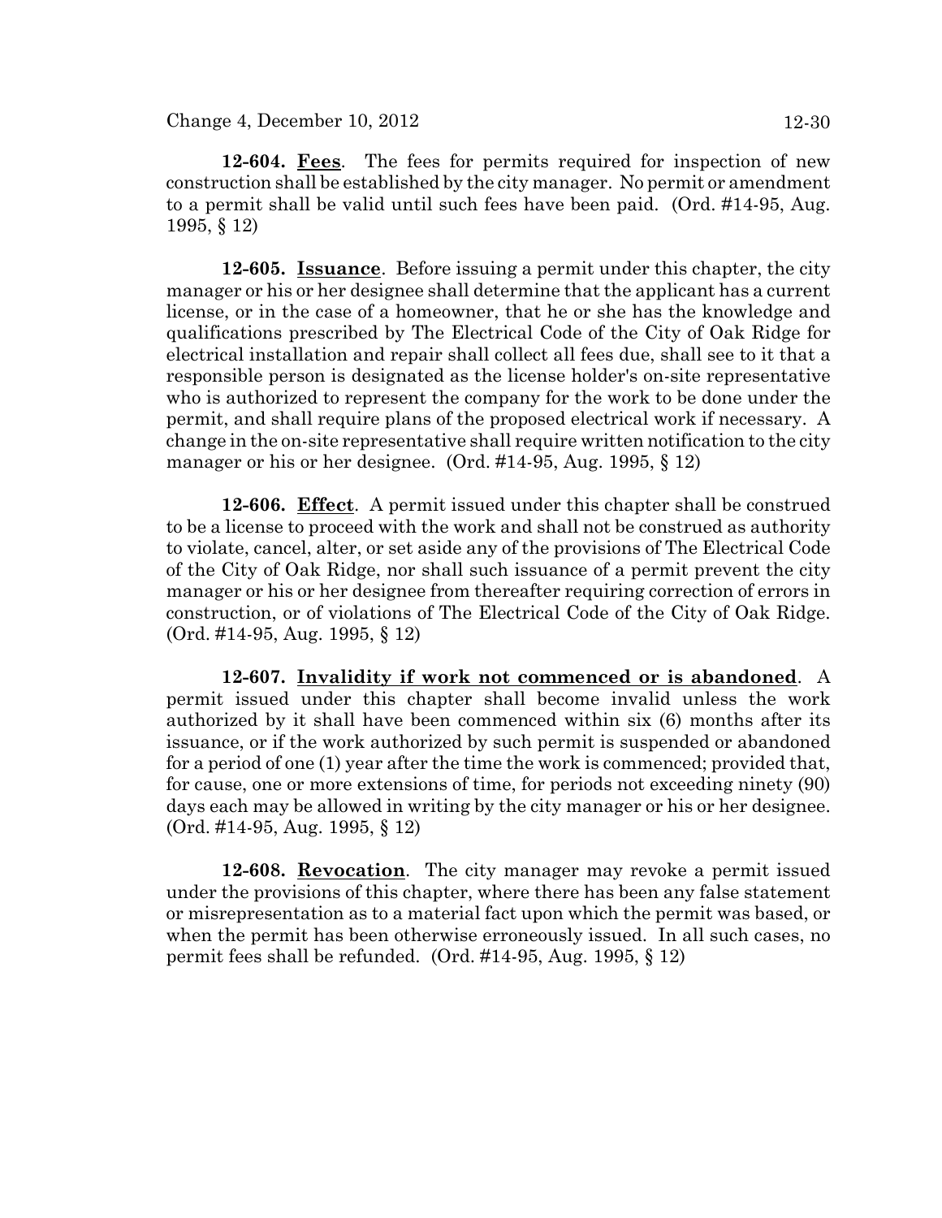**12-604. Fees**. The fees for permits required for inspection of new construction shall be established by the city manager. No permit or amendment to a permit shall be valid until such fees have been paid. (Ord. #14-95, Aug. 1995, § 12)

**12-605. Issuance**. Before issuing a permit under this chapter, the city manager or his or her designee shall determine that the applicant has a current license, or in the case of a homeowner, that he or she has the knowledge and qualifications prescribed by The Electrical Code of the City of Oak Ridge for electrical installation and repair shall collect all fees due, shall see to it that a responsible person is designated as the license holder's on-site representative who is authorized to represent the company for the work to be done under the permit, and shall require plans of the proposed electrical work if necessary. A change in the on-site representative shall require written notification to the city manager or his or her designee. (Ord. #14-95, Aug. 1995, § 12)

**12-606. Effect**. A permit issued under this chapter shall be construed to be a license to proceed with the work and shall not be construed as authority to violate, cancel, alter, or set aside any of the provisions of The Electrical Code of the City of Oak Ridge, nor shall such issuance of a permit prevent the city manager or his or her designee from thereafter requiring correction of errors in construction, or of violations of The Electrical Code of the City of Oak Ridge. (Ord. #14-95, Aug. 1995, § 12)

**12-607. Invalidity if work not commenced or is abandoned**. A permit issued under this chapter shall become invalid unless the work authorized by it shall have been commenced within six (6) months after its issuance, or if the work authorized by such permit is suspended or abandoned for a period of one (1) year after the time the work is commenced; provided that, for cause, one or more extensions of time, for periods not exceeding ninety (90) days each may be allowed in writing by the city manager or his or her designee. (Ord. #14-95, Aug. 1995, § 12)

**12-608. Revocation**. The city manager may revoke a permit issued under the provisions of this chapter, where there has been any false statement or misrepresentation as to a material fact upon which the permit was based, or when the permit has been otherwise erroneously issued. In all such cases, no permit fees shall be refunded. (Ord. #14-95, Aug. 1995, § 12)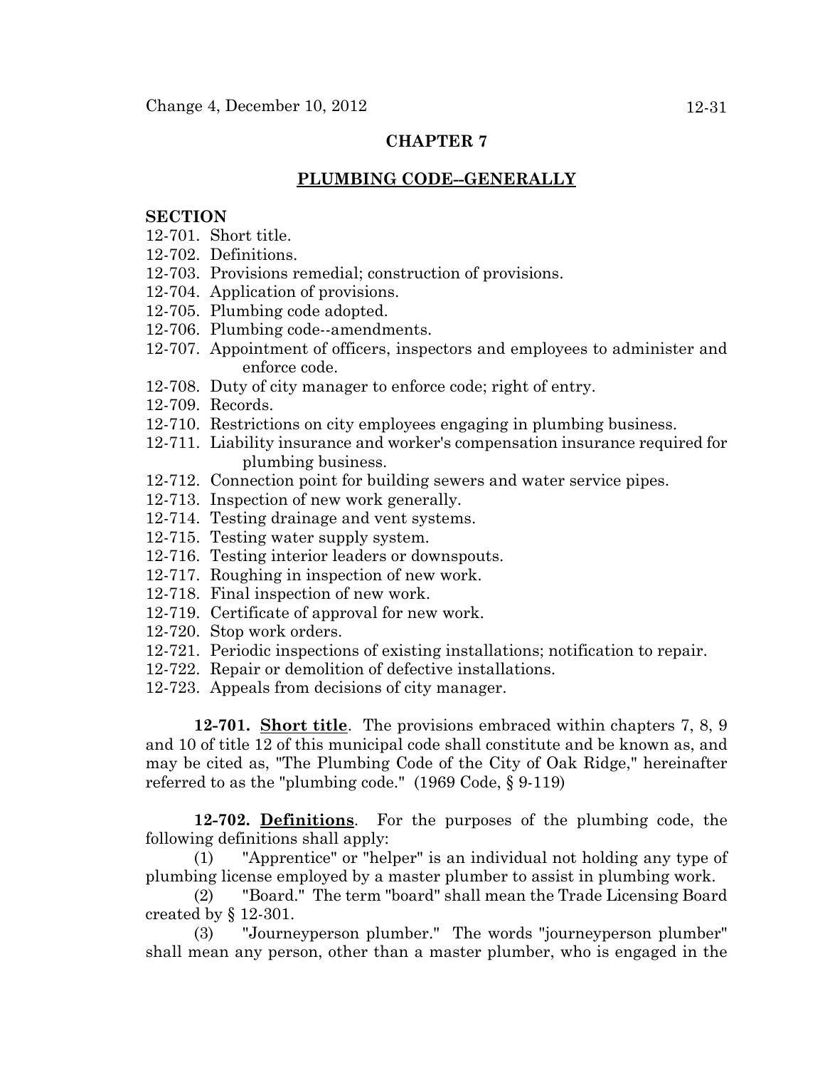## CHAPTER 7

## PLUMBING CODE--GENERALLY

**SECTION**

12-701. Short title.
12-702. Definitions.
12-703. Provisions remedial; construction of provisions.
12-704. Application of provisions.
12-705. Plumbing code adopted.
12-706. Plumbing code--amendments.
12-707. Appointment of officers, inspectors and employees to administer and enforce code.
12-708. Duty of city manager to enforce code; right of entry.
12-709. Records.
12-710. Restrictions on city employees engaging in plumbing business.
12-711. Liability insurance and worker's compensation insurance required for plumbing business.
12-712. Connection point for building sewers and water service pipes.
12-713. Inspection of new work generally.
12-714. Testing drainage and vent systems.
12-715. Testing water supply system.
12-716. Testing interior leaders or downspouts.
12-717. Roughing in inspection of new work.
12-718. Final inspection of new work.
12-719. Certificate of approval for new work.
12-720. Stop work orders.
12-721. Periodic inspections of existing installations; notification to repair.
12-722. Repair or demolition of defective installations.
12-723. Appeals from decisions of city manager.

**12-701. Short title**. The provisions embraced within chapters 7, 8, 9 and 10 of title 12 of this municipal code shall constitute and be known as, and may be cited as, "The Plumbing Code of the City of Oak Ridge," hereinafter referred to as the "plumbing code." (1969 Code, § 9-119)

**12-702. Definitions**. For the purposes of the plumbing code, the following definitions shall apply:

(1) "Apprentice" or "helper" is an individual not holding any type of plumbing license employed by a master plumber to assist in plumbing work.

(2) "Board." The term "board" shall mean the Trade Licensing Board created by § 12-301.

(3) "Journeyperson plumber." The words "journeyperson plumber" shall mean any person, other than a master plumber, who is engaged in the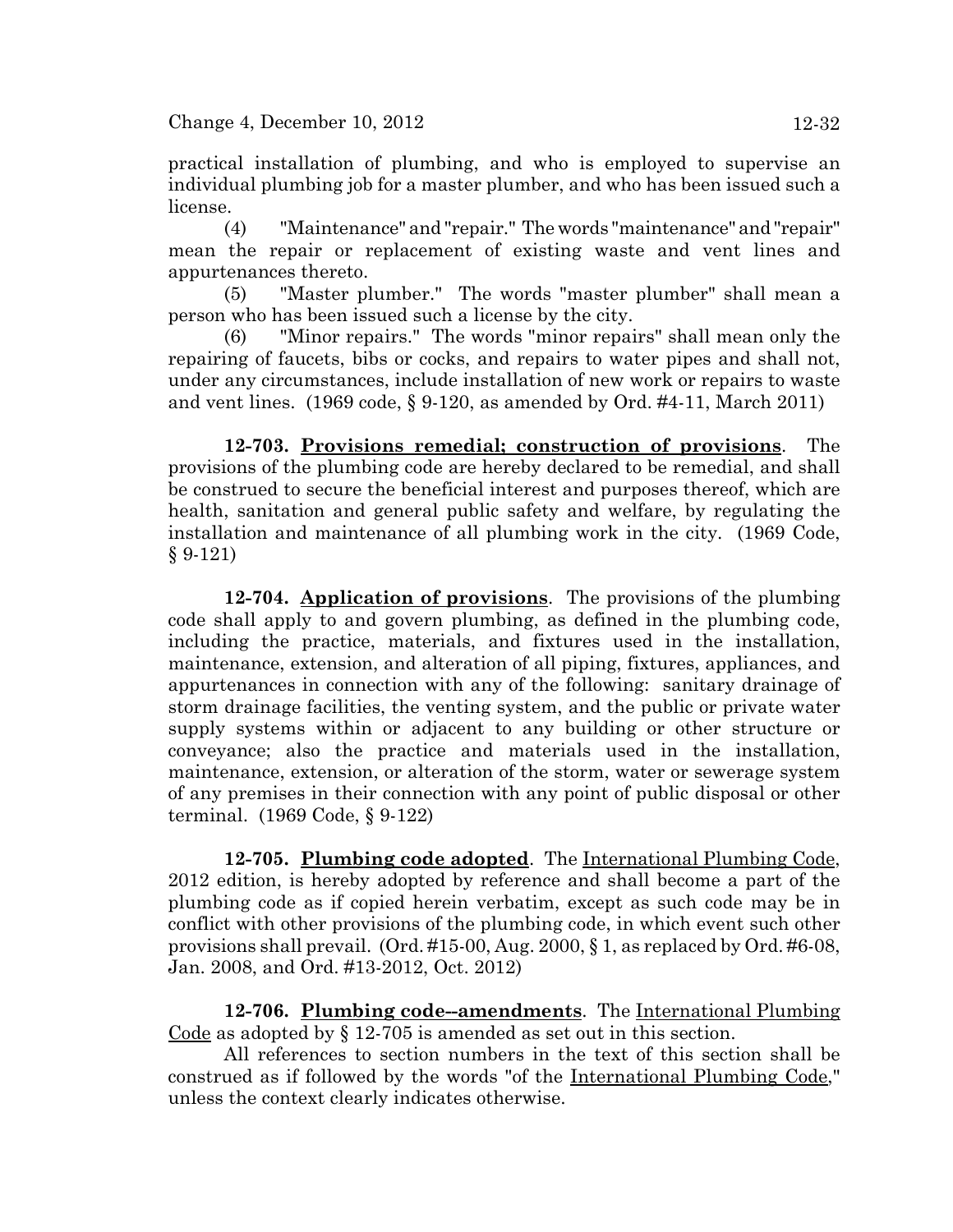practical installation of plumbing, and who is employed to supervise an individual plumbing job for a master plumber, and who has been issued such a license.

(4) "Maintenance" and "repair." The words "maintenance" and "repair" mean the repair or replacement of existing waste and vent lines and appurtenances thereto.

(5) "Master plumber." The words "master plumber" shall mean a person who has been issued such a license by the city.

(6) "Minor repairs." The words "minor repairs" shall mean only the repairing of faucets, bibs or cocks, and repairs to water pipes and shall not, under any circumstances, include installation of new work or repairs to waste and vent lines. (1969 code, § 9-120, as amended by Ord. #4-11, March 2011)

**12-703. Provisions remedial; construction of provisions**. The provisions of the plumbing code are hereby declared to be remedial, and shall be construed to secure the beneficial interest and purposes thereof, which are health, sanitation and general public safety and welfare, by regulating the installation and maintenance of all plumbing work in the city. (1969 Code, § 9-121)

**12-704. Application of provisions**. The provisions of the plumbing code shall apply to and govern plumbing, as defined in the plumbing code, including the practice, materials, and fixtures used in the installation, maintenance, extension, and alteration of all piping, fixtures, appliances, and appurtenances in connection with any of the following: sanitary drainage of storm drainage facilities, the venting system, and the public or private water supply systems within or adjacent to any building or other structure or conveyance; also the practice and materials used in the installation, maintenance, extension, or alteration of the storm, water or sewerage system of any premises in their connection with any point of public disposal or other terminal. (1969 Code, § 9-122)

**12-705. Plumbing code adopted**. The International Plumbing Code, 2012 edition, is hereby adopted by reference and shall become a part of the plumbing code as if copied herein verbatim, except as such code may be in conflict with other provisions of the plumbing code, in which event such other provisions shall prevail. (Ord. #15-00, Aug. 2000, § 1, as replaced by Ord. #6-08, Jan. 2008, and Ord. #13-2012, Oct. 2012)

**12-706. Plumbing code--amendments**. The International Plumbing Code as adopted by § 12-705 is amended as set out in this section.

All references to section numbers in the text of this section shall be construed as if followed by the words "of the International Plumbing Code," unless the context clearly indicates otherwise.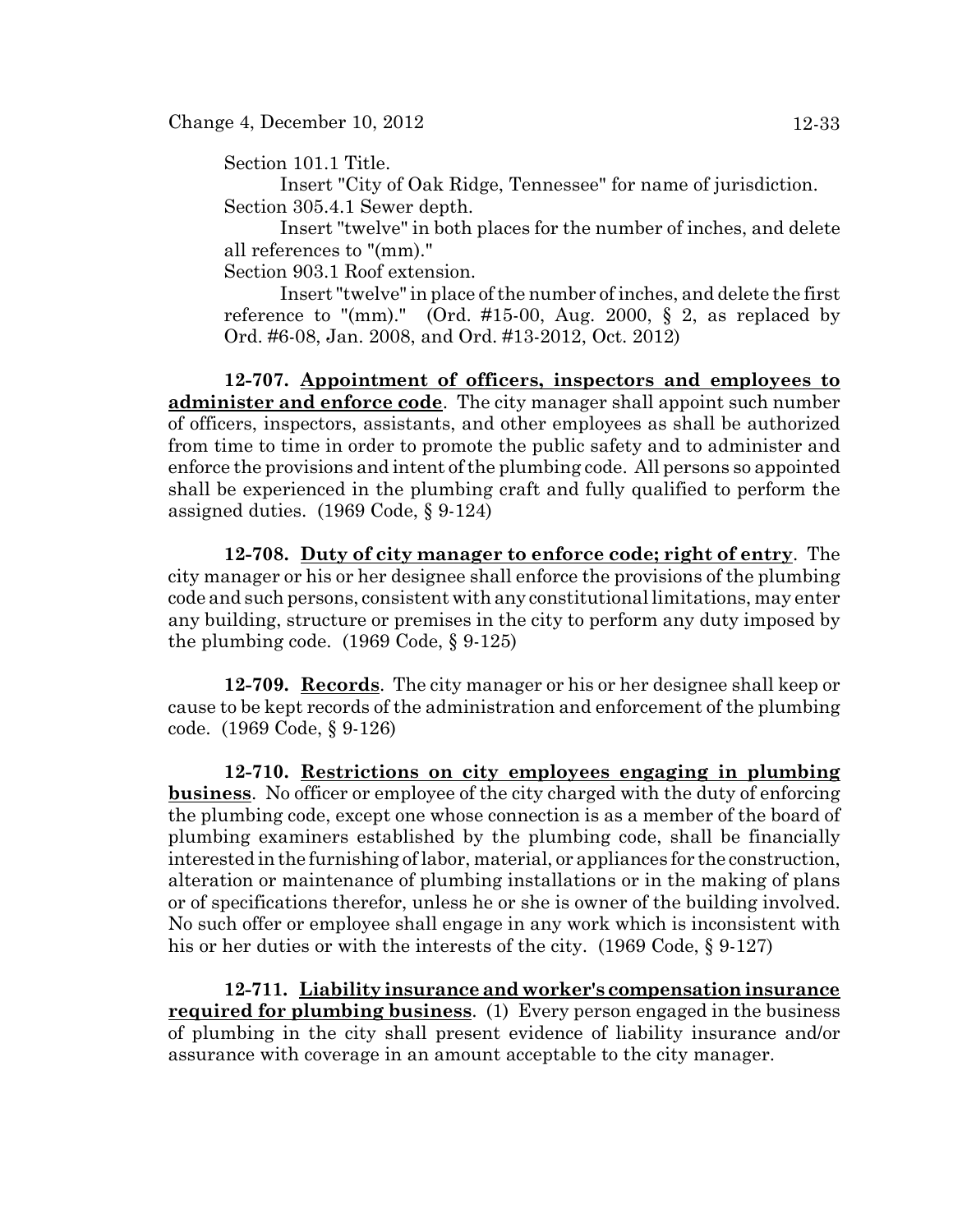Section 101.1 Title.

Insert "City of Oak Ridge, Tennessee" for name of jurisdiction.

Section 305.4.1 Sewer depth.

Insert "twelve" in both places for the number of inches, and delete all references to "(mm)."

Section 903.1 Roof extension.

Insert "twelve" in place of the number of inches, and delete the first reference to "(mm)." (Ord. #15-00, Aug. 2000, § 2, as replaced by Ord. #6-08, Jan. 2008, and Ord. #13-2012, Oct. 2012)

**12-707. Appointment of officers, inspectors and employees to administer and enforce code**. The city manager shall appoint such number of officers, inspectors, assistants, and other employees as shall be authorized from time to time in order to promote the public safety and to administer and enforce the provisions and intent of the plumbing code. All persons so appointed shall be experienced in the plumbing craft and fully qualified to perform the assigned duties. (1969 Code, § 9-124)

**12-708. Duty of city manager to enforce code; right of entry**. The city manager or his or her designee shall enforce the provisions of the plumbing code and such persons, consistent with any constitutional limitations, may enter any building, structure or premises in the city to perform any duty imposed by the plumbing code. (1969 Code, § 9-125)

**12-709. Records**. The city manager or his or her designee shall keep or cause to be kept records of the administration and enforcement of the plumbing code. (1969 Code, § 9-126)

**12-710. Restrictions on city employees engaging in plumbing business**. No officer or employee of the city charged with the duty of enforcing the plumbing code, except one whose connection is as a member of the board of plumbing examiners established by the plumbing code, shall be financially interested in the furnishing of labor, material, or appliances for the construction, alteration or maintenance of plumbing installations or in the making of plans or of specifications therefor, unless he or she is owner of the building involved. No such offer or employee shall engage in any work which is inconsistent with his or her duties or with the interests of the city. (1969 Code, § 9-127)

**12-711. Liability insurance and worker's compensation insurance required for plumbing business**. (1) Every person engaged in the business of plumbing in the city shall present evidence of liability insurance and/or assurance with coverage in an amount acceptable to the city manager.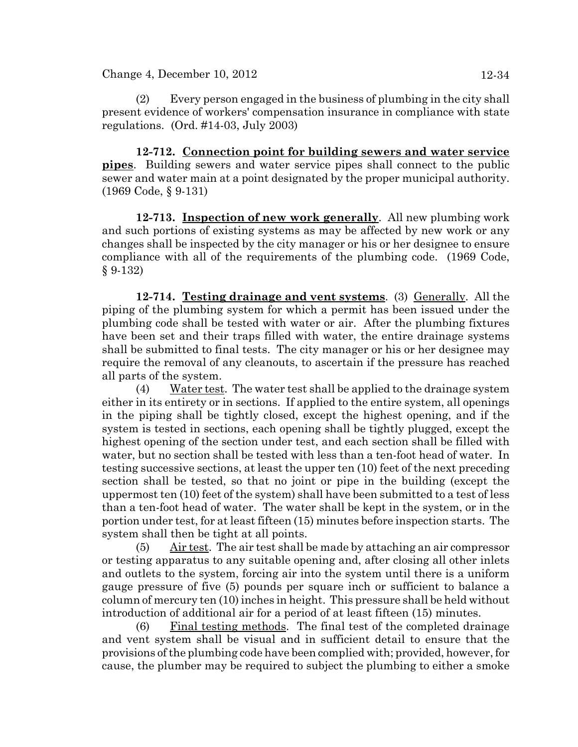(2) Every person engaged in the business of plumbing in the city shall present evidence of workers' compensation insurance in compliance with state regulations. (Ord. #14-03, July 2003)

**12-712. Connection point for building sewers and water service pipes**. Building sewers and water service pipes shall connect to the public sewer and water main at a point designated by the proper municipal authority. (1969 Code, § 9-131)

**12-713. Inspection of new work generally**. All new plumbing work and such portions of existing systems as may be affected by new work or any changes shall be inspected by the city manager or his or her designee to ensure compliance with all of the requirements of the plumbing code. (1969 Code, § 9-132)

**12-714. Testing drainage and vent systems**. (3) Generally. All the piping of the plumbing system for which a permit has been issued under the plumbing code shall be tested with water or air. After the plumbing fixtures have been set and their traps filled with water, the entire drainage systems shall be submitted to final tests. The city manager or his or her designee may require the removal of any cleanouts, to ascertain if the pressure has reached all parts of the system.

(4) Water test. The water test shall be applied to the drainage system either in its entirety or in sections. If applied to the entire system, all openings in the piping shall be tightly closed, except the highest opening, and if the system is tested in sections, each opening shall be tightly plugged, except the highest opening of the section under test, and each section shall be filled with water, but no section shall be tested with less than a ten-foot head of water. In testing successive sections, at least the upper ten (10) feet of the next preceding section shall be tested, so that no joint or pipe in the building (except the uppermost ten (10) feet of the system) shall have been submitted to a test of less than a ten-foot head of water. The water shall be kept in the system, or in the portion under test, for at least fifteen (15) minutes before inspection starts. The system shall then be tight at all points.

(5) Air test. The air test shall be made by attaching an air compressor or testing apparatus to any suitable opening and, after closing all other inlets and outlets to the system, forcing air into the system until there is a uniform gauge pressure of five (5) pounds per square inch or sufficient to balance a column of mercury ten (10) inches in height. This pressure shall be held without introduction of additional air for a period of at least fifteen (15) minutes.

(6) Final testing methods. The final test of the completed drainage and vent system shall be visual and in sufficient detail to ensure that the provisions of the plumbing code have been complied with; provided, however, for cause, the plumber may be required to subject the plumbing to either a smoke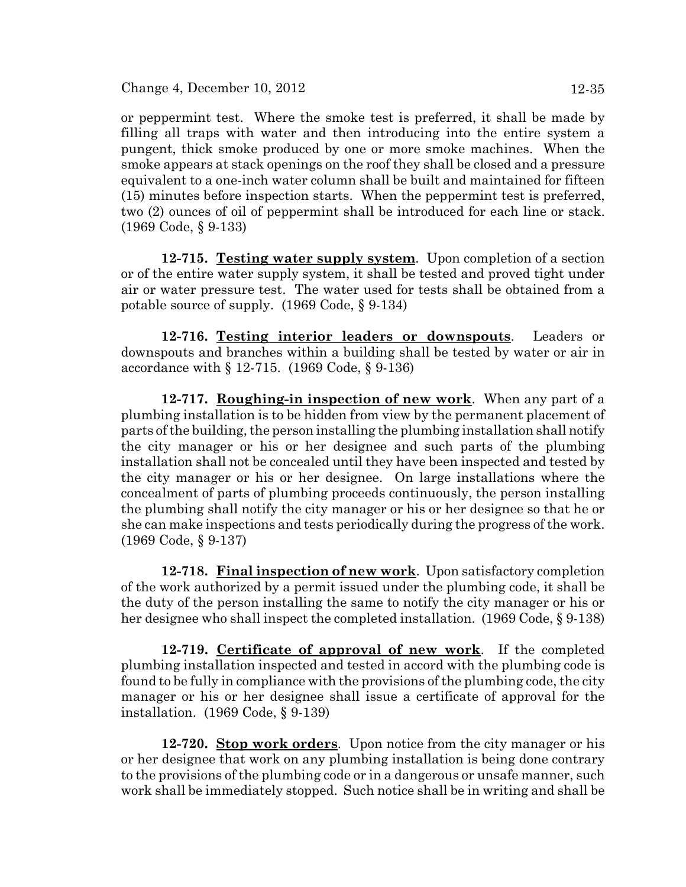or peppermint test. Where the smoke test is preferred, it shall be made by filling all traps with water and then introducing into the entire system a pungent, thick smoke produced by one or more smoke machines. When the smoke appears at stack openings on the roof they shall be closed and a pressure equivalent to a one-inch water column shall be built and maintained for fifteen (15) minutes before inspection starts. When the peppermint test is preferred, two (2) ounces of oil of peppermint shall be introduced for each line or stack. (1969 Code, § 9-133)

**12-715. Testing water supply system**. Upon completion of a section or of the entire water supply system, it shall be tested and proved tight under air or water pressure test. The water used for tests shall be obtained from a potable source of supply. (1969 Code, § 9-134)

**12-716. Testing interior leaders or downspouts**. Leaders or downspouts and branches within a building shall be tested by water or air in accordance with § 12-715. (1969 Code, § 9-136)

**12-717. Roughing-in inspection of new work**. When any part of a plumbing installation is to be hidden from view by the permanent placement of parts of the building, the person installing the plumbing installation shall notify the city manager or his or her designee and such parts of the plumbing installation shall not be concealed until they have been inspected and tested by the city manager or his or her designee. On large installations where the concealment of parts of plumbing proceeds continuously, the person installing the plumbing shall notify the city manager or his or her designee so that he or she can make inspections and tests periodically during the progress of the work. (1969 Code, § 9-137)

**12-718. Final inspection of new work**. Upon satisfactory completion of the work authorized by a permit issued under the plumbing code, it shall be the duty of the person installing the same to notify the city manager or his or her designee who shall inspect the completed installation. (1969 Code, § 9-138)

**12-719. Certificate of approval of new work**. If the completed plumbing installation inspected and tested in accord with the plumbing code is found to be fully in compliance with the provisions of the plumbing code, the city manager or his or her designee shall issue a certificate of approval for the installation. (1969 Code, § 9-139)

**12-720. Stop work orders**. Upon notice from the city manager or his or her designee that work on any plumbing installation is being done contrary to the provisions of the plumbing code or in a dangerous or unsafe manner, such work shall be immediately stopped. Such notice shall be in writing and shall be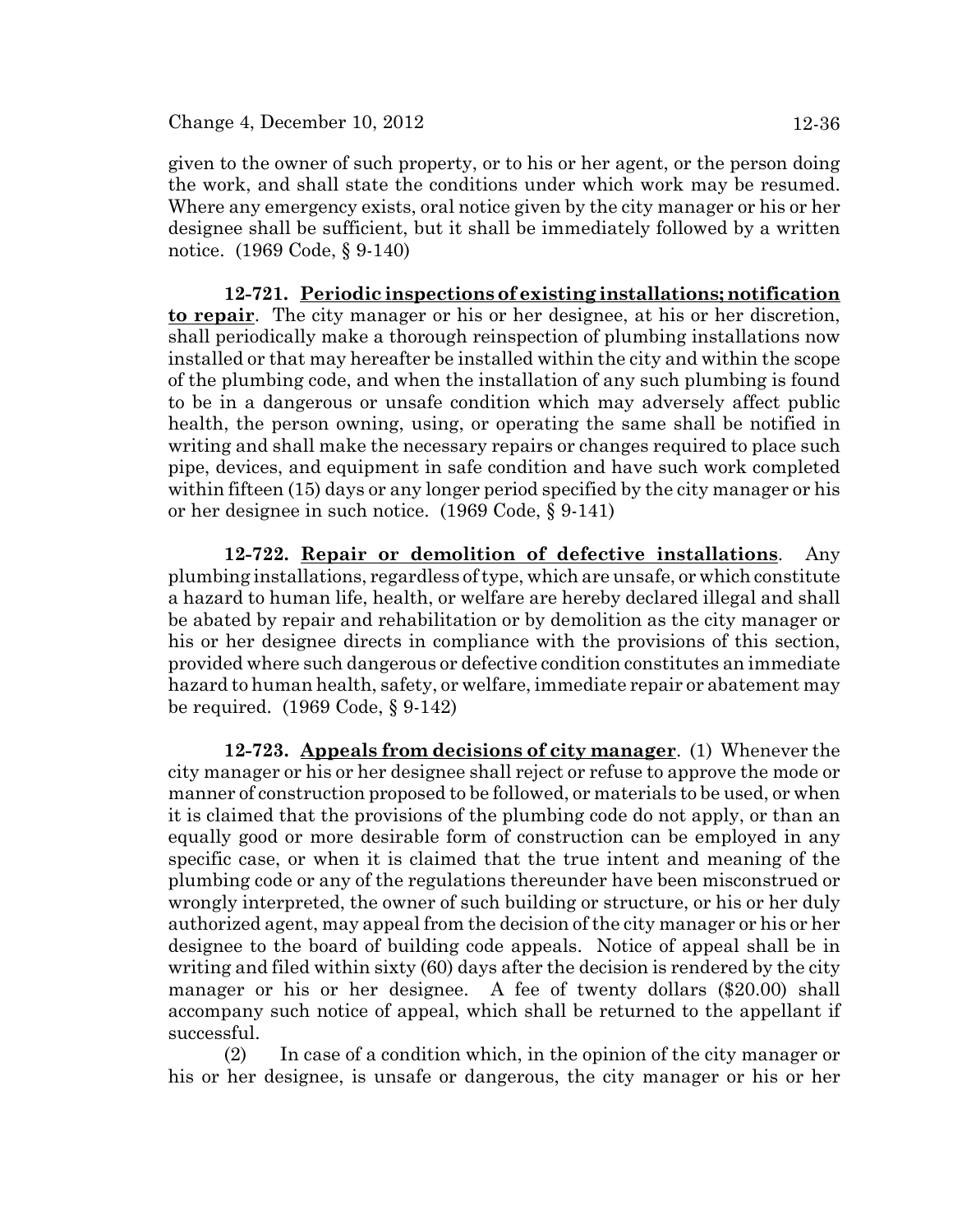given to the owner of such property, or to his or her agent, or the person doing the work, and shall state the conditions under which work may be resumed. Where any emergency exists, oral notice given by the city manager or his or her designee shall be sufficient, but it shall be immediately followed by a written notice. (1969 Code, § 9-140)

**12-721. Periodic inspections of existing installations; notification to repair**. The city manager or his or her designee, at his or her discretion, shall periodically make a thorough reinspection of plumbing installations now installed or that may hereafter be installed within the city and within the scope of the plumbing code, and when the installation of any such plumbing is found to be in a dangerous or unsafe condition which may adversely affect public health, the person owning, using, or operating the same shall be notified in writing and shall make the necessary repairs or changes required to place such pipe, devices, and equipment in safe condition and have such work completed within fifteen (15) days or any longer period specified by the city manager or his or her designee in such notice. (1969 Code, § 9-141)

**12-722. Repair or demolition of defective installations**. Any plumbing installations, regardless of type, which are unsafe, or which constitute a hazard to human life, health, or welfare are hereby declared illegal and shall be abated by repair and rehabilitation or by demolition as the city manager or his or her designee directs in compliance with the provisions of this section, provided where such dangerous or defective condition constitutes an immediate hazard to human health, safety, or welfare, immediate repair or abatement may be required. (1969 Code, § 9-142)

**12-723. Appeals from decisions of city manager**. (1) Whenever the city manager or his or her designee shall reject or refuse to approve the mode or manner of construction proposed to be followed, or materials to be used, or when it is claimed that the provisions of the plumbing code do not apply, or than an equally good or more desirable form of construction can be employed in any specific case, or when it is claimed that the true intent and meaning of the plumbing code or any of the regulations thereunder have been misconstrued or wrongly interpreted, the owner of such building or structure, or his or her duly authorized agent, may appeal from the decision of the city manager or his or her designee to the board of building code appeals. Notice of appeal shall be in writing and filed within sixty (60) days after the decision is rendered by the city manager or his or her designee. A fee of twenty dollars ($20.00) shall accompany such notice of appeal, which shall be returned to the appellant if successful.

(2) In case of a condition which, in the opinion of the city manager or his or her designee, is unsafe or dangerous, the city manager or his or her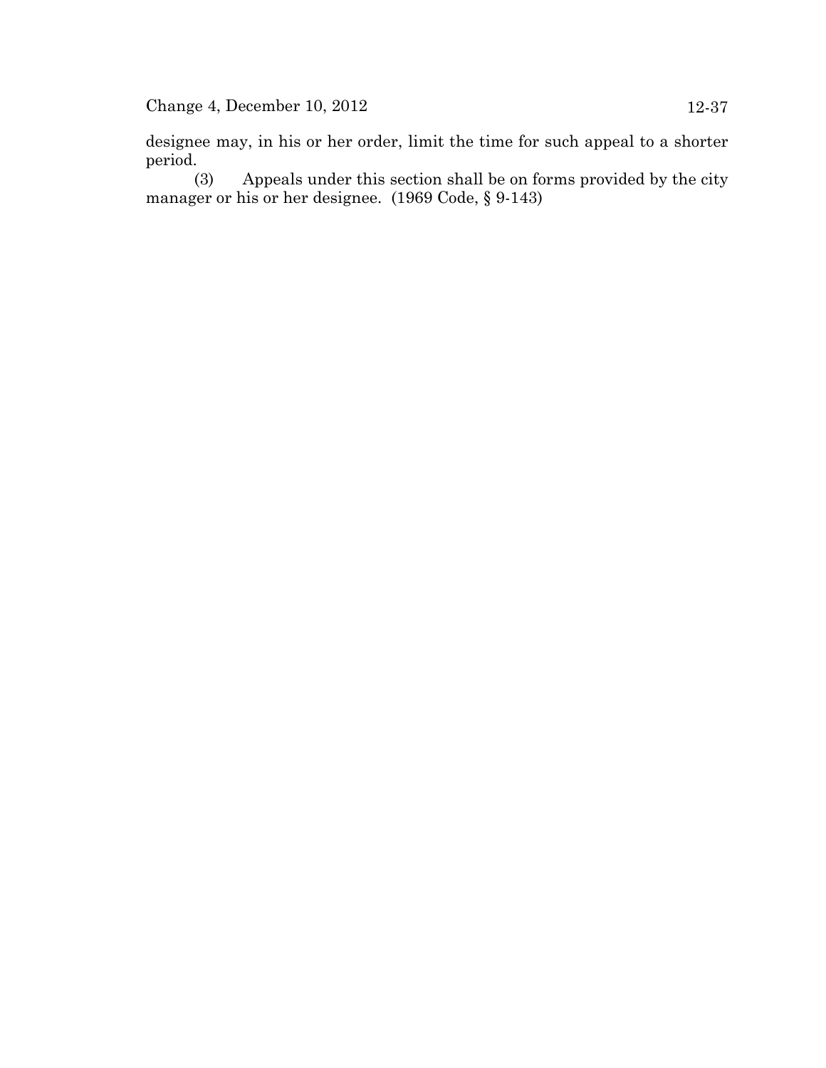designee may, in his or her order, limit the time for such appeal to a shorter period.

(3) Appeals under this section shall be on forms provided by the city manager or his or her designee. (1969 Code, § 9-143)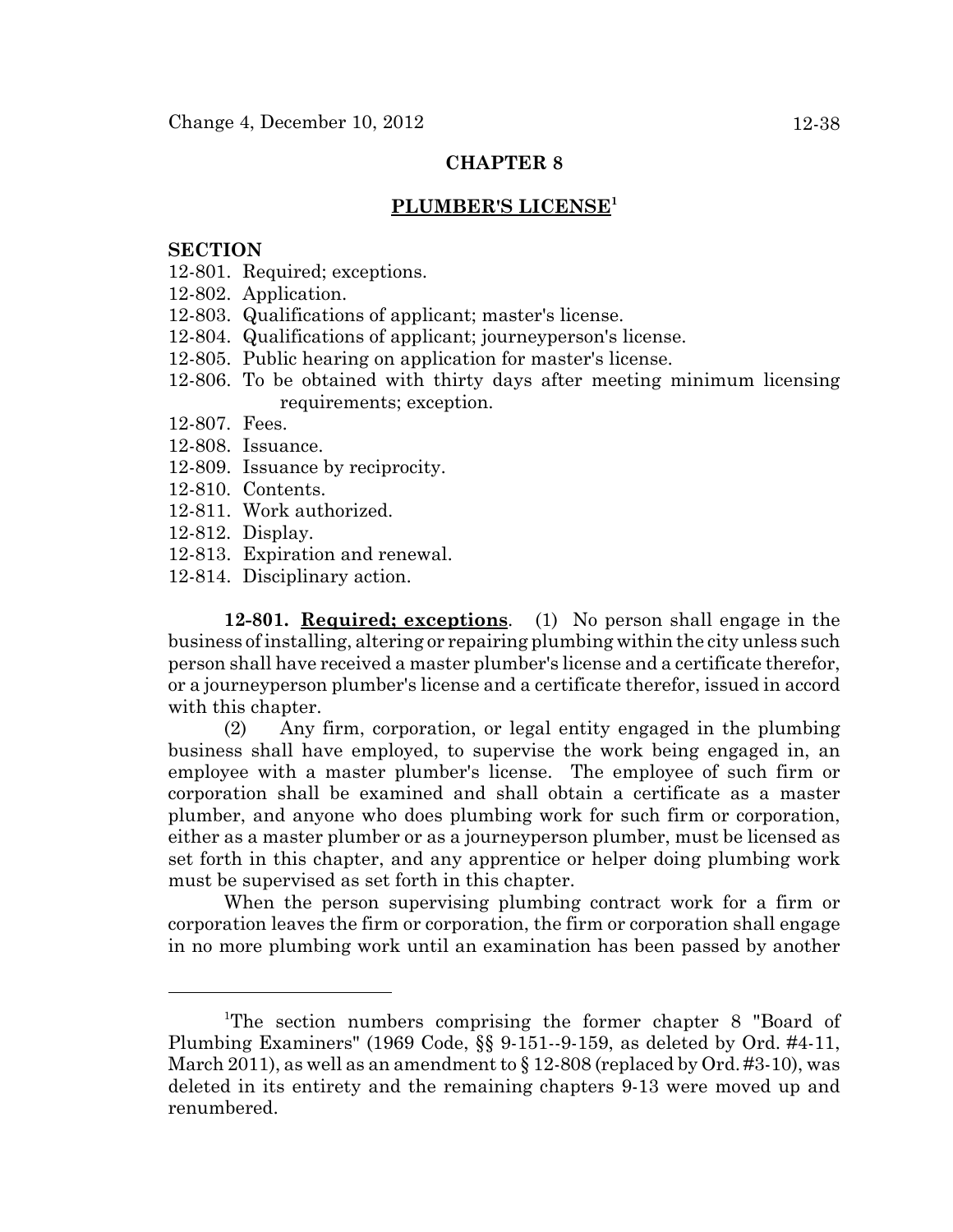# CHAPTER 8

## PLUMBER'S LICENSE[1]

**SECTION**

12-801. Required; exceptions.
12-802. Application.
12-803. Qualifications of applicant; master's license.
12-804. Qualifications of applicant; journeyperson's license.
12-805. Public hearing on application for master's license.
12-806. To be obtained with thirty days after meeting minimum licensing requirements; exception.
12-807. Fees.
12-808. Issuance.
12-809. Issuance by reciprocity.
12-810. Contents.
12-811. Work authorized.
12-812. Display.
12-813. Expiration and renewal.
12-814. Disciplinary action.

**12-801. Required; exceptions**. (1) No person shall engage in the business of installing, altering or repairing plumbing within the city unless such person shall have received a master plumber's license and a certificate therefor, or a journeyperson plumber's license and a certificate therefor, issued in accord with this chapter.

(2) Any firm, corporation, or legal entity engaged in the plumbing business shall have employed, to supervise the work being engaged in, an employee with a master plumber's license. The employee of such firm or corporation shall be examined and shall obtain a certificate as a master plumber, and anyone who does plumbing work for such firm or corporation, either as a master plumber or as a journeyperson plumber, must be licensed as set forth in this chapter, and any apprentice or helper doing plumbing work must be supervised as set forth in this chapter.

When the person supervising plumbing contract work for a firm or corporation leaves the firm or corporation, the firm or corporation shall engage in no more plumbing work until an examination has been passed by another

---

[1]The section numbers comprising the former chapter 8 "Board of Plumbing Examiners" (1969 Code, §§ 9-151--9-159, as deleted by Ord. #4-11, March 2011), as well as an amendment to § 12-808 (replaced by Ord. #3-10), was deleted in its entirety and the remaining chapters 9-13 were moved up and renumbered.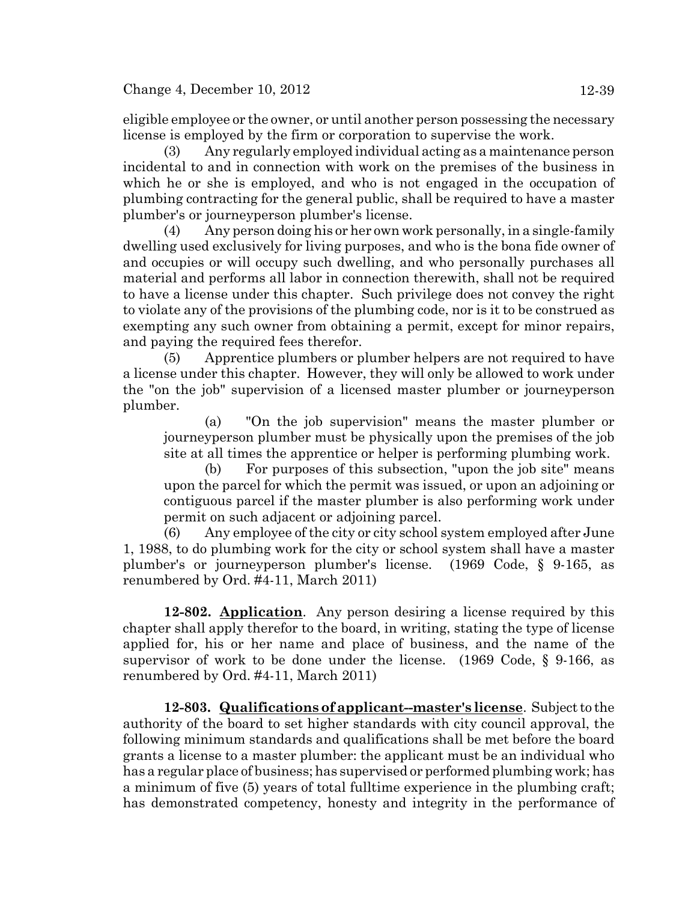eligible employee or the owner, or until another person possessing the necessary license is employed by the firm or corporation to supervise the work.

(3) Any regularly employed individual acting as a maintenance person incidental to and in connection with work on the premises of the business in which he or she is employed, and who is not engaged in the occupation of plumbing contracting for the general public, shall be required to have a master plumber's or journeyperson plumber's license.

(4) Any person doing his or her own work personally, in a single-family dwelling used exclusively for living purposes, and who is the bona fide owner of and occupies or will occupy such dwelling, and who personally purchases all material and performs all labor in connection therewith, shall not be required to have a license under this chapter. Such privilege does not convey the right to violate any of the provisions of the plumbing code, nor is it to be construed as exempting any such owner from obtaining a permit, except for minor repairs, and paying the required fees therefor.

(5) Apprentice plumbers or plumber helpers are not required to have a license under this chapter. However, they will only be allowed to work under the "on the job" supervision of a licensed master plumber or journeyperson plumber.

(a) "On the job supervision" means the master plumber or journeyperson plumber must be physically upon the premises of the job site at all times the apprentice or helper is performing plumbing work.

(b) For purposes of this subsection, "upon the job site" means upon the parcel for which the permit was issued, or upon an adjoining or contiguous parcel if the master plumber is also performing work under permit on such adjacent or adjoining parcel.

(6) Any employee of the city or city school system employed after June 1, 1988, to do plumbing work for the city or school system shall have a master plumber's or journeyperson plumber's license. (1969 Code, § 9-165, as renumbered by Ord. #4-11, March 2011)

**12-802. Application**. Any person desiring a license required by this chapter shall apply therefor to the board, in writing, stating the type of license applied for, his or her name and place of business, and the name of the supervisor of work to be done under the license. (1969 Code, § 9-166, as renumbered by Ord. #4-11, March 2011)

**12-803. Qualifications of applicant--master's license**. Subject to the authority of the board to set higher standards with city council approval, the following minimum standards and qualifications shall be met before the board grants a license to a master plumber: the applicant must be an individual who has a regular place of business; has supervised or performed plumbing work; has a minimum of five (5) years of total fulltime experience in the plumbing craft; has demonstrated competency, honesty and integrity in the performance of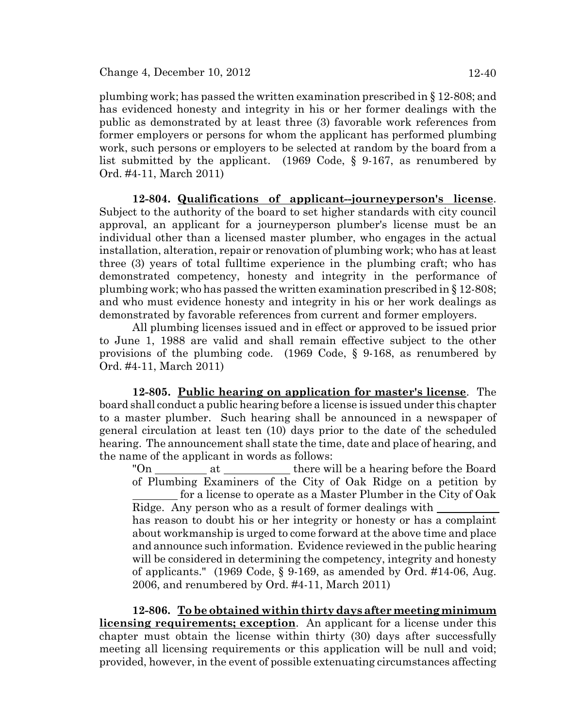plumbing work; has passed the written examination prescribed in § 12-808; and has evidenced honesty and integrity in his or her former dealings with the public as demonstrated by at least three (3) favorable work references from former employers or persons for whom the applicant has performed plumbing work, such persons or employers to be selected at random by the board from a list submitted by the applicant. (1969 Code, § 9-167, as renumbered by Ord. #4-11, March 2011)

**12-804. Qualifications of applicant--journeyperson's license**. Subject to the authority of the board to set higher standards with city council approval, an applicant for a journeyperson plumber's license must be an individual other than a licensed master plumber, who engages in the actual installation, alteration, repair or renovation of plumbing work; who has at least three (3) years of total fulltime experience in the plumbing craft; who has demonstrated competency, honesty and integrity in the performance of plumbing work; who has passed the written examination prescribed in § 12-808; and who must evidence honesty and integrity in his or her work dealings as demonstrated by favorable references from current and former employers.

All plumbing licenses issued and in effect or approved to be issued prior to June 1, 1988 are valid and shall remain effective subject to the other provisions of the plumbing code. (1969 Code, § 9-168, as renumbered by Ord. #4-11, March 2011)

**12-805. Public hearing on application for master's license**. The board shall conduct a public hearing before a license is issued under this chapter to a master plumber. Such hearing shall be announced in a newspaper of general circulation at least ten (10) days prior to the date of the scheduled hearing. The announcement shall state the time, date and place of hearing, and the name of the applicant in words as follows:

"On _________ at ___________ there will be a hearing before the Board of Plumbing Examiners of the City of Oak Ridge on a petition by ________ for a license to operate as a Master Plumber in the City of Oak Ridge. Any person who as a result of former dealings with ___________ has reason to doubt his or her integrity or honesty or has a complaint about workmanship is urged to come forward at the above time and place and announce such information. Evidence reviewed in the public hearing will be considered in determining the competency, integrity and honesty of applicants." (1969 Code, § 9-169, as amended by Ord. #14-06, Aug. 2006, and renumbered by Ord. #4-11, March 2011)

**12-806. To be obtained within thirty days after meeting minimum licensing requirements; exception**. An applicant for a license under this chapter must obtain the license within thirty (30) days after successfully meeting all licensing requirements or this application will be null and void; provided, however, in the event of possible extenuating circumstances affecting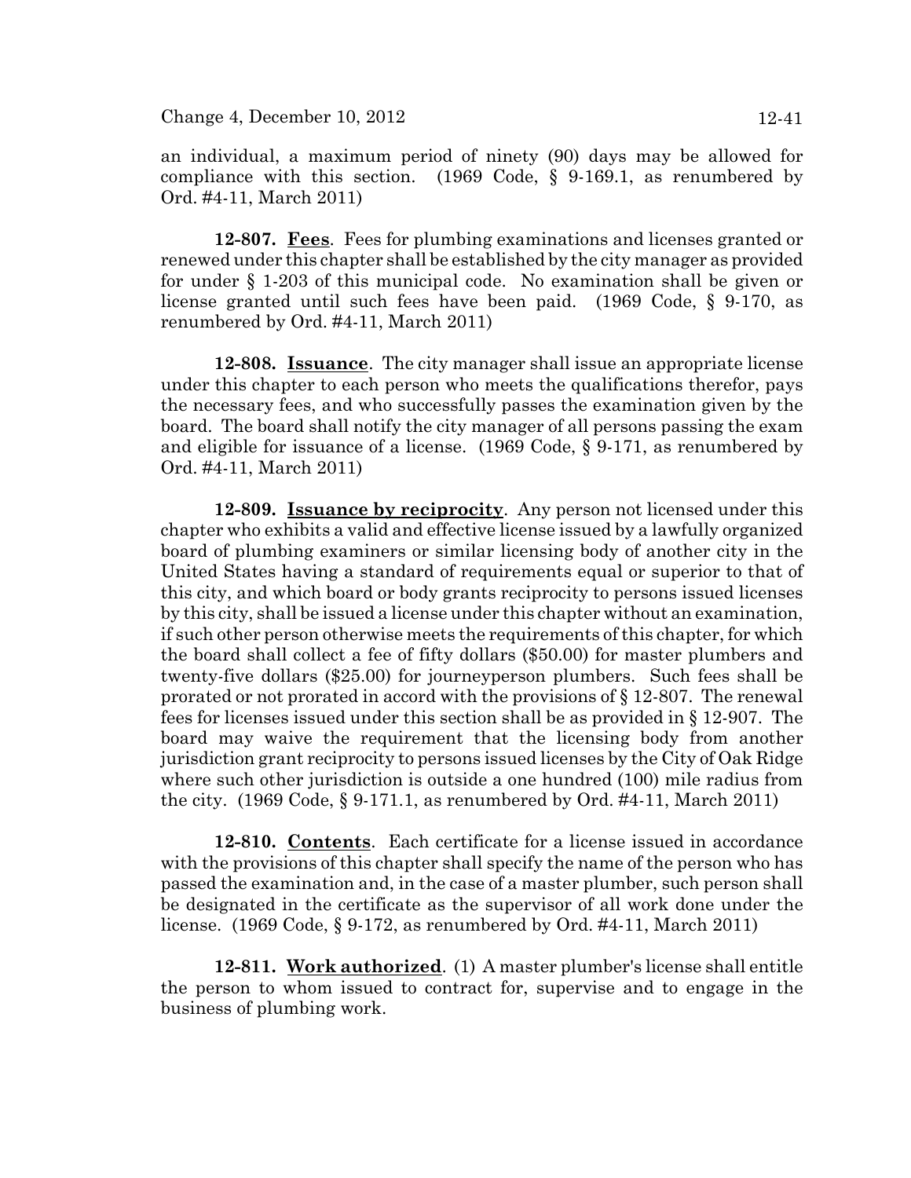an individual, a maximum period of ninety (90) days may be allowed for compliance with this section. (1969 Code, § 9-169.1, as renumbered by Ord. #4-11, March 2011)

**12-807. Fees**. Fees for plumbing examinations and licenses granted or renewed under this chapter shall be established by the city manager as provided for under § 1-203 of this municipal code. No examination shall be given or license granted until such fees have been paid. (1969 Code, § 9-170, as renumbered by Ord. #4-11, March 2011)

**12-808. Issuance**. The city manager shall issue an appropriate license under this chapter to each person who meets the qualifications therefor, pays the necessary fees, and who successfully passes the examination given by the board. The board shall notify the city manager of all persons passing the exam and eligible for issuance of a license. (1969 Code, § 9-171, as renumbered by Ord. #4-11, March 2011)

**12-809. Issuance by reciprocity**. Any person not licensed under this chapter who exhibits a valid and effective license issued by a lawfully organized board of plumbing examiners or similar licensing body of another city in the United States having a standard of requirements equal or superior to that of this city, and which board or body grants reciprocity to persons issued licenses by this city, shall be issued a license under this chapter without an examination, if such other person otherwise meets the requirements of this chapter, for which the board shall collect a fee of fifty dollars ($50.00) for master plumbers and twenty-five dollars ($25.00) for journeyperson plumbers. Such fees shall be prorated or not prorated in accord with the provisions of § 12-807. The renewal fees for licenses issued under this section shall be as provided in § 12-907. The board may waive the requirement that the licensing body from another jurisdiction grant reciprocity to persons issued licenses by the City of Oak Ridge where such other jurisdiction is outside a one hundred (100) mile radius from the city. (1969 Code, § 9-171.1, as renumbered by Ord. #4-11, March 2011)

**12-810. Contents**. Each certificate for a license issued in accordance with the provisions of this chapter shall specify the name of the person who has passed the examination and, in the case of a master plumber, such person shall be designated in the certificate as the supervisor of all work done under the license. (1969 Code, § 9-172, as renumbered by Ord. #4-11, March 2011)

**12-811. Work authorized**. (1) A master plumber's license shall entitle the person to whom issued to contract for, supervise and to engage in the business of plumbing work.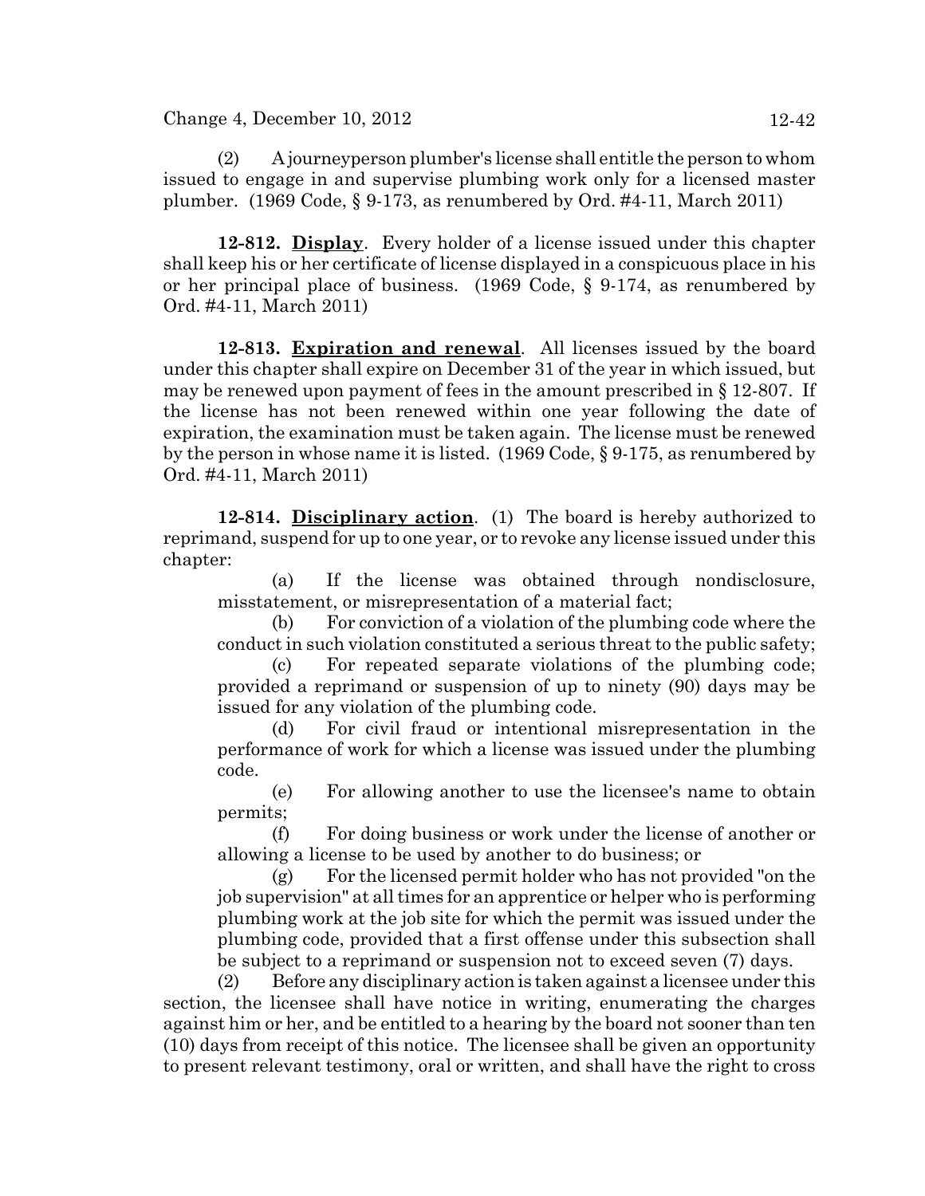(2) A journeyperson plumber's license shall entitle the person to whom issued to engage in and supervise plumbing work only for a licensed master plumber. (1969 Code, § 9-173, as renumbered by Ord. #4-11, March 2011)

**12-812. Display**. Every holder of a license issued under this chapter shall keep his or her certificate of license displayed in a conspicuous place in his or her principal place of business. (1969 Code, § 9-174, as renumbered by Ord. #4-11, March 2011)

**12-813. Expiration and renewal**. All licenses issued by the board under this chapter shall expire on December 31 of the year in which issued, but may be renewed upon payment of fees in the amount prescribed in § 12-807. If the license has not been renewed within one year following the date of expiration, the examination must be taken again. The license must be renewed by the person in whose name it is listed. (1969 Code, § 9-175, as renumbered by Ord. #4-11, March 2011)

**12-814. Disciplinary action**. (1) The board is hereby authorized to reprimand, suspend for up to one year, or to revoke any license issued under this chapter:

(a) If the license was obtained through nondisclosure, misstatement, or misrepresentation of a material fact;

(b) For conviction of a violation of the plumbing code where the conduct in such violation constituted a serious threat to the public safety;

(c) For repeated separate violations of the plumbing code; provided a reprimand or suspension of up to ninety (90) days may be issued for any violation of the plumbing code.

(d) For civil fraud or intentional misrepresentation in the performance of work for which a license was issued under the plumbing code.

(e) For allowing another to use the licensee's name to obtain permits;

(f) For doing business or work under the license of another or allowing a license to be used by another to do business; or

(g) For the licensed permit holder who has not provided "on the job supervision" at all times for an apprentice or helper who is performing plumbing work at the job site for which the permit was issued under the plumbing code, provided that a first offense under this subsection shall be subject to a reprimand or suspension not to exceed seven (7) days.

(2) Before any disciplinary action is taken against a licensee under this section, the licensee shall have notice in writing, enumerating the charges against him or her, and be entitled to a hearing by the board not sooner than ten (10) days from receipt of this notice. The licensee shall be given an opportunity to present relevant testimony, oral or written, and shall have the right to cross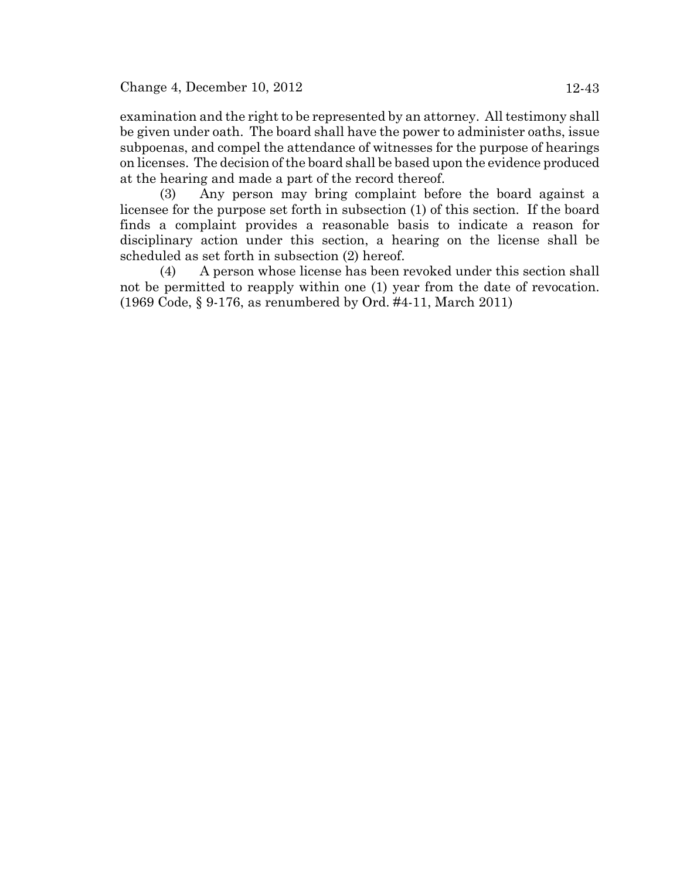examination and the right to be represented by an attorney. All testimony shall be given under oath. The board shall have the power to administer oaths, issue subpoenas, and compel the attendance of witnesses for the purpose of hearings on licenses. The decision of the board shall be based upon the evidence produced at the hearing and made a part of the record thereof.

(3) Any person may bring complaint before the board against a licensee for the purpose set forth in subsection (1) of this section. If the board finds a complaint provides a reasonable basis to indicate a reason for disciplinary action under this section, a hearing on the license shall be scheduled as set forth in subsection (2) hereof.

(4) A person whose license has been revoked under this section shall not be permitted to reapply within one (1) year from the date of revocation. (1969 Code, § 9-176, as renumbered by Ord. #4-11, March 2011)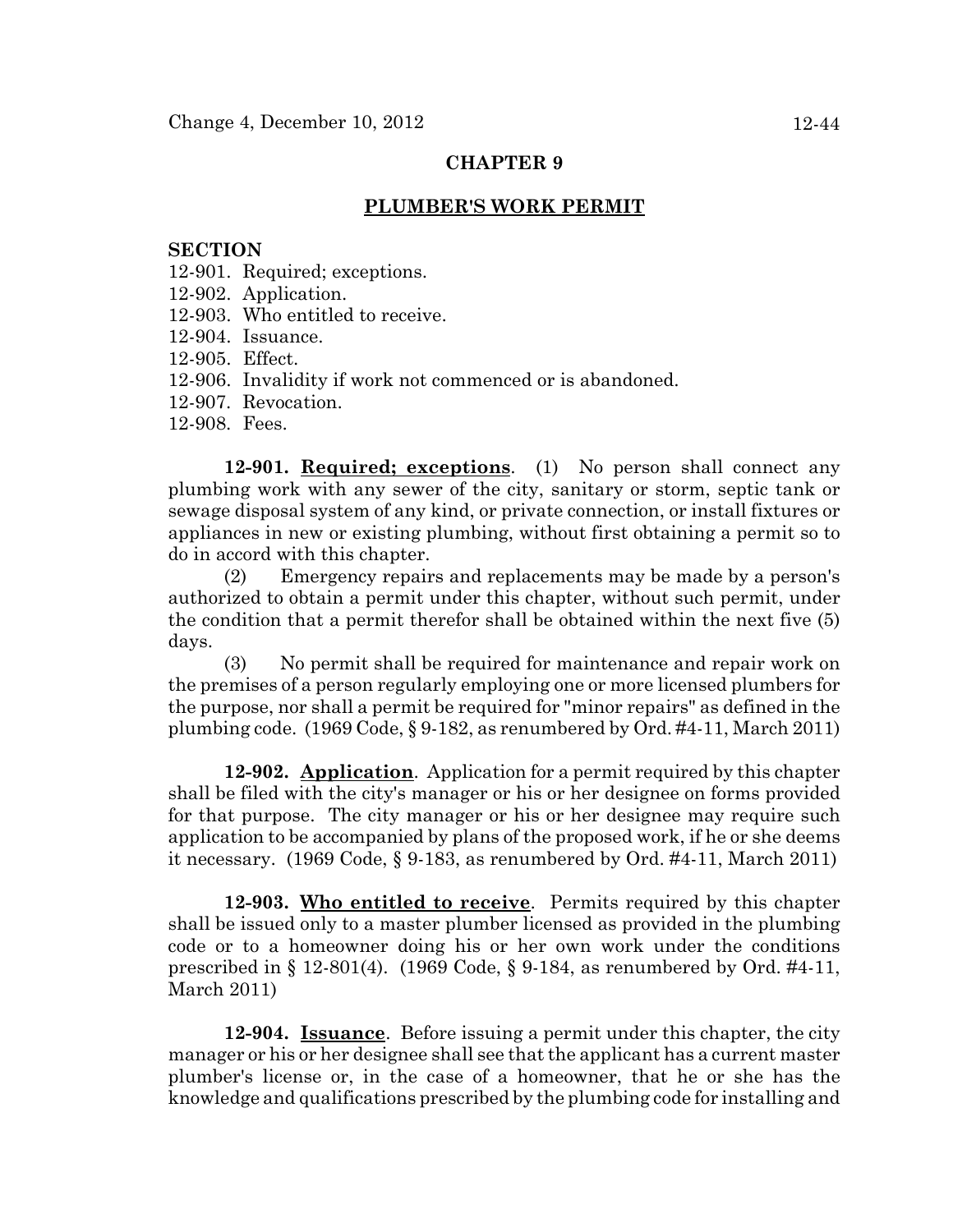## CHAPTER 9

## PLUMBER'S WORK PERMIT

**SECTION**

12-901. Required; exceptions.
12-902. Application.
12-903. Who entitled to receive.
12-904. Issuance.
12-905. Effect.
12-906. Invalidity if work not commenced or is abandoned.
12-907. Revocation.
12-908. Fees.

**12-901. Required; exceptions**. (1) No person shall connect any plumbing work with any sewer of the city, sanitary or storm, septic tank or sewage disposal system of any kind, or private connection, or install fixtures or appliances in new or existing plumbing, without first obtaining a permit so to do in accord with this chapter.

(2) Emergency repairs and replacements may be made by a person's authorized to obtain a permit under this chapter, without such permit, under the condition that a permit therefor shall be obtained within the next five (5) days.

(3) No permit shall be required for maintenance and repair work on the premises of a person regularly employing one or more licensed plumbers for the purpose, nor shall a permit be required for "minor repairs" as defined in the plumbing code. (1969 Code, § 9-182, as renumbered by Ord. #4-11, March 2011)

**12-902. Application**. Application for a permit required by this chapter shall be filed with the city's manager or his or her designee on forms provided for that purpose. The city manager or his or her designee may require such application to be accompanied by plans of the proposed work, if he or she deems it necessary. (1969 Code, § 9-183, as renumbered by Ord. #4-11, March 2011)

**12-903. Who entitled to receive**. Permits required by this chapter shall be issued only to a master plumber licensed as provided in the plumbing code or to a homeowner doing his or her own work under the conditions prescribed in § 12-801(4). (1969 Code, § 9-184, as renumbered by Ord. #4-11, March 2011)

**12-904. Issuance**. Before issuing a permit under this chapter, the city manager or his or her designee shall see that the applicant has a current master plumber's license or, in the case of a homeowner, that he or she has the knowledge and qualifications prescribed by the plumbing code for installing and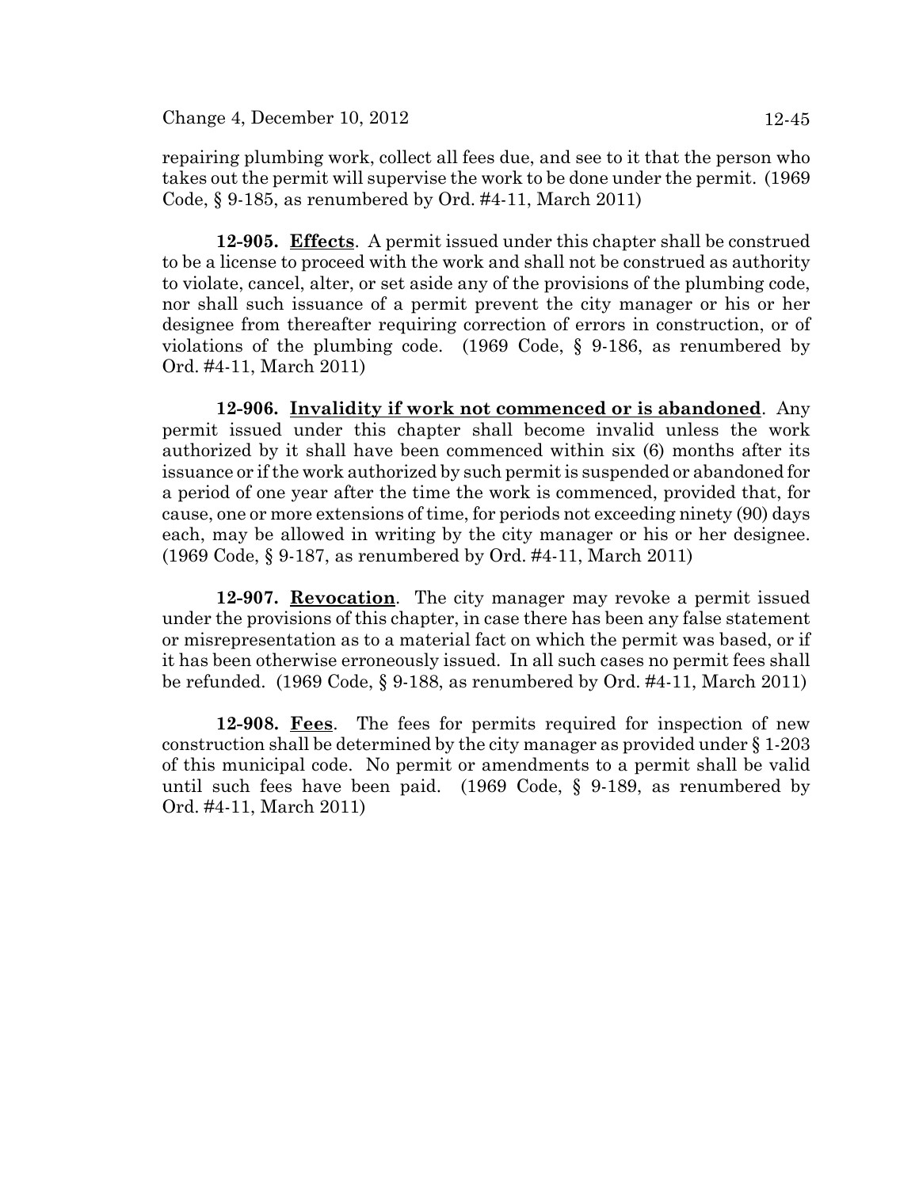repairing plumbing work, collect all fees due, and see to it that the person who takes out the permit will supervise the work to be done under the permit. (1969 Code, § 9-185, as renumbered by Ord. #4-11, March 2011)

**12-905. <u>Effects</u>**. A permit issued under this chapter shall be construed to be a license to proceed with the work and shall not be construed as authority to violate, cancel, alter, or set aside any of the provisions of the plumbing code, nor shall such issuance of a permit prevent the city manager or his or her designee from thereafter requiring correction of errors in construction, or of violations of the plumbing code. (1969 Code, § 9-186, as renumbered by Ord. #4-11, March 2011)

**12-906. <u>Invalidity if work not commenced or is abandoned</u>**. Any permit issued under this chapter shall become invalid unless the work authorized by it shall have been commenced within six (6) months after its issuance or if the work authorized by such permit is suspended or abandoned for a period of one year after the time the work is commenced, provided that, for cause, one or more extensions of time, for periods not exceeding ninety (90) days each, may be allowed in writing by the city manager or his or her designee. (1969 Code, § 9-187, as renumbered by Ord. #4-11, March 2011)

**12-907. <u>Revocation</u>**. The city manager may revoke a permit issued under the provisions of this chapter, in case there has been any false statement or misrepresentation as to a material fact on which the permit was based, or if it has been otherwise erroneously issued. In all such cases no permit fees shall be refunded. (1969 Code, § 9-188, as renumbered by Ord. #4-11, March 2011)

**12-908. <u>Fees</u>**. The fees for permits required for inspection of new construction shall be determined by the city manager as provided under § 1-203 of this municipal code. No permit or amendments to a permit shall be valid until such fees have been paid. (1969 Code, § 9-189, as renumbered by Ord. #4-11, March 2011)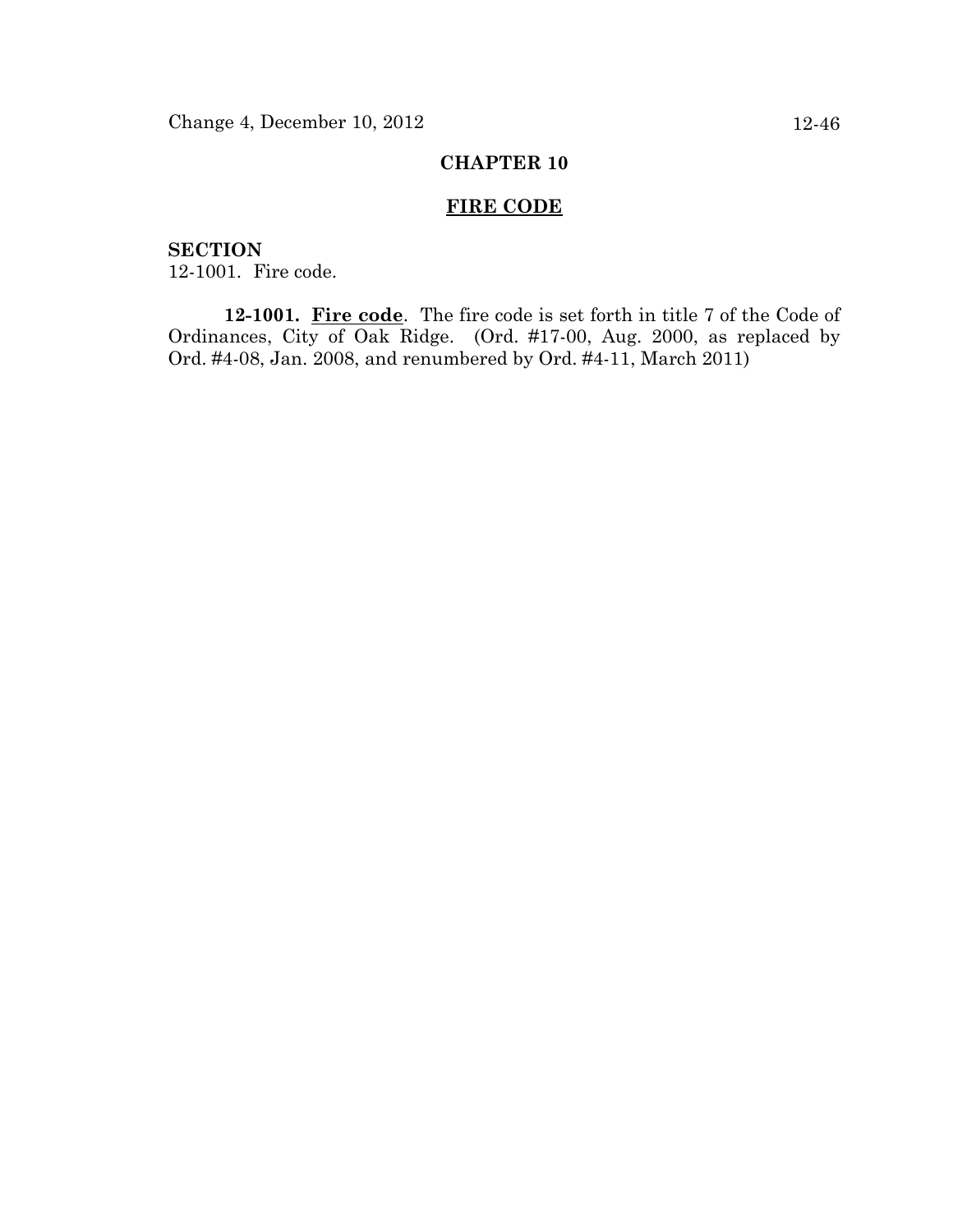# CHAPTER 10

## FIRE CODE

**SECTION**
12-1001. Fire code.

**12-1001. Fire code**. The fire code is set forth in title 7 of the Code of Ordinances, City of Oak Ridge. (Ord. #17-00, Aug. 2000, as replaced by Ord. #4-08, Jan. 2008, and renumbered by Ord. #4-11, March 2011)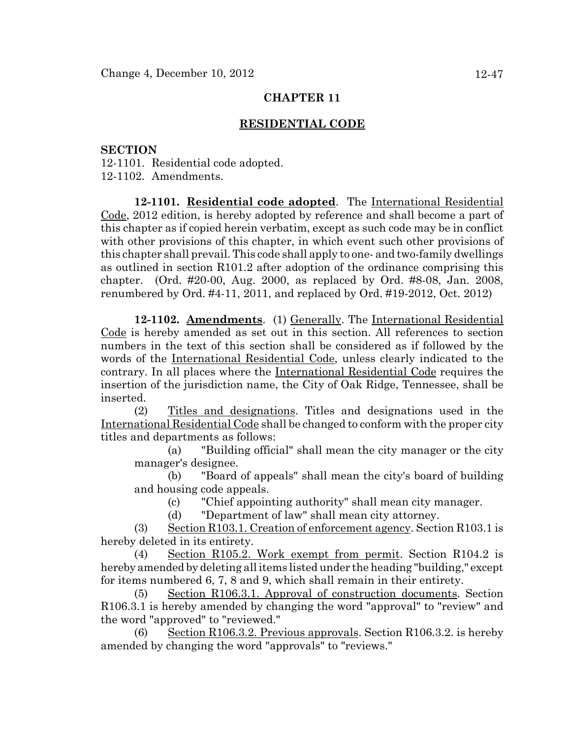# CHAPTER 11

## RESIDENTIAL CODE

**SECTION**

12-1101. Residential code adopted.
12-1102. Amendments.

**12-1101. Residential code adopted**. The International Residential Code, 2012 edition, is hereby adopted by reference and shall become a part of this chapter as if copied herein verbatim, except as such code may be in conflict with other provisions of this chapter, in which event such other provisions of this chapter shall prevail. This code shall apply to one- and two-family dwellings as outlined in section R101.2 after adoption of the ordinance comprising this chapter. (Ord. #20-00, Aug. 2000, as replaced by Ord. #8-08, Jan. 2008, renumbered by Ord. #4-11, 2011, and replaced by Ord. #19-2012, Oct. 2012)

**12-1102. Amendments**. (1) Generally. The International Residential Code is hereby amended as set out in this section. All references to section numbers in the text of this section shall be considered as if followed by the words of the International Residential Code, unless clearly indicated to the contrary. In all places where the International Residential Code requires the insertion of the jurisdiction name, the City of Oak Ridge, Tennessee, shall be inserted.

(2) Titles and designations. Titles and designations used in the International Residential Code shall be changed to conform with the proper city titles and departments as follows:

(a) "Building official" shall mean the city manager or the city manager's designee.

(b) "Board of appeals" shall mean the city's board of building and housing code appeals.

(c) "Chief appointing authority" shall mean city manager.

(d) "Department of law" shall mean city attorney.

(3) Section R103.1. Creation of enforcement agency. Section R103.1 is hereby deleted in its entirety.

(4) Section R105.2. Work exempt from permit. Section R104.2 is hereby amended by deleting all items listed under the heading "building," except for items numbered 6, 7, 8 and 9, which shall remain in their entirety.

(5) Section R106.3.1. Approval of construction documents. Section R106.3.1 is hereby amended by changing the word "approval" to "review" and the word "approved" to "reviewed."

(6) Section R106.3.2. Previous approvals. Section R106.3.2. is hereby amended by changing the word "approvals" to "reviews."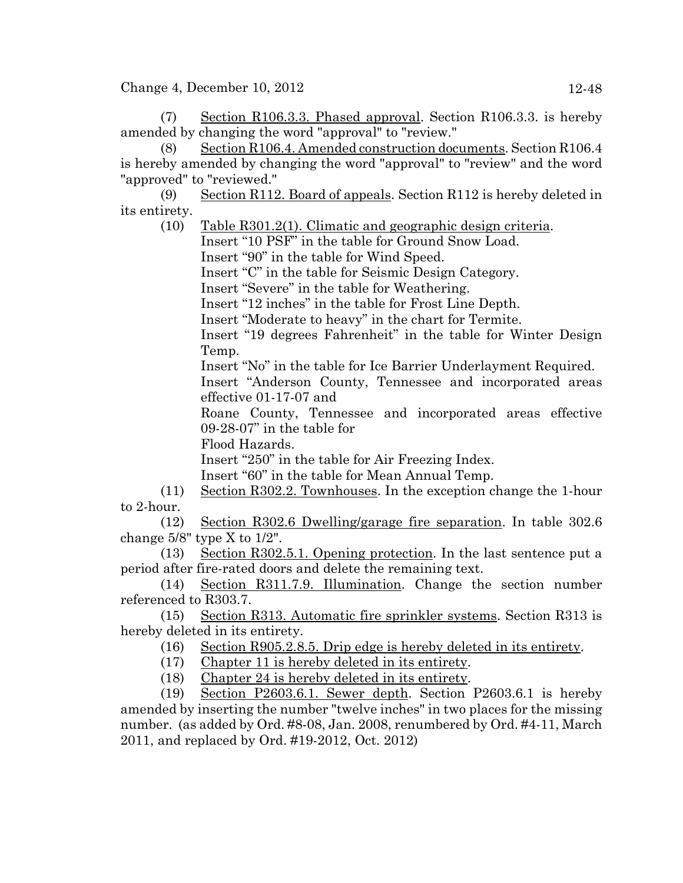(7) Section R106.3.3. Phased approval. Section R106.3.3. is hereby amended by changing the word "approval" to "review."

(8) Section R106.4. Amended construction documents. Section R106.4 is hereby amended by changing the word "approval" to "review" and the word "approved" to "reviewed."

(9) Section R112. Board of appeals. Section R112 is hereby deleted in its entirety.

(10) Table R301.2(1). Climatic and geographic design criteria.
Insert "10 PSF" in the table for Ground Snow Load.
Insert "90" in the table for Wind Speed.
Insert "C" in the table for Seismic Design Category.
Insert "Severe" in the table for Weathering.
Insert "12 inches" in the table for Frost Line Depth.
Insert "Moderate to heavy" in the chart for Termite.
Insert "19 degrees Fahrenheit" in the table for Winter Design Temp.
Insert "No" in the table for Ice Barrier Underlayment Required.
Insert "Anderson County, Tennessee and incorporated areas effective 01-17-07 and
Roane County, Tennessee and incorporated areas effective 09-28-07" in the table for
Flood Hazards.
Insert "250" in the table for Air Freezing Index.
Insert "60" in the table for Mean Annual Temp.

(11) Section R302.2. Townhouses. In the exception change the 1-hour to 2-hour.

(12) Section R302.6 Dwelling/garage fire separation. In table 302.6 change 5/8" type X to 1/2".

(13) Section R302.5.1. Opening protection. In the last sentence put a period after fire-rated doors and delete the remaining text.

(14) Section R311.7.9. Illumination. Change the section number referenced to R303.7.

(15) Section R313. Automatic fire sprinkler systems. Section R313 is hereby deleted in its entirety.

(16) Section R905.2.8.5. Drip edge is hereby deleted in its entirety.

(17) Chapter 11 is hereby deleted in its entirety.

(18) Chapter 24 is hereby deleted in its entirety.

(19) Section P2603.6.1. Sewer depth. Section P2603.6.1 is hereby amended by inserting the number "twelve inches" in two places for the missing number. (as added by Ord. #8-08, Jan. 2008, renumbered by Ord. #4-11, March 2011, and replaced by Ord. #19-2012, Oct. 2012)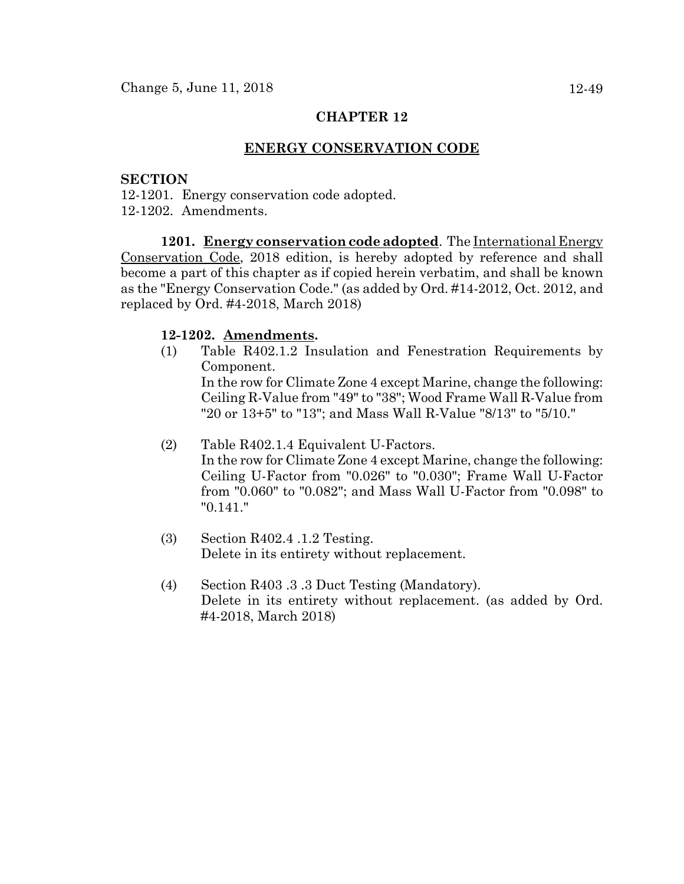## CHAPTER 12

## ENERGY CONSERVATION CODE

**SECTION**

12-1201. Energy conservation code adopted.
12-1202. Amendments.

**1201. Energy conservation code adopted**. The International Energy Conservation Code, 2018 edition, is hereby adopted by reference and shall become a part of this chapter as if copied herein verbatim, and shall be known as the "Energy Conservation Code." (as added by Ord. #14-2012, Oct. 2012, and replaced by Ord. #4-2018, March 2018)

**12-1202. Amendments.**

(1) Table R402.1.2 Insulation and Fenestration Requirements by Component.
In the row for Climate Zone 4 except Marine, change the following: Ceiling R-Value from "49" to "38"; Wood Frame Wall R-Value from "20 or 13+5" to "13"; and Mass Wall R-Value "8/13" to "5/10."

(2) Table R402.1.4 Equivalent U-Factors.
In the row for Climate Zone 4 except Marine, change the following: Ceiling U-Factor from "0.026" to "0.030"; Frame Wall U-Factor from "0.060" to "0.082"; and Mass Wall U-Factor from "0.098" to "0.141."

(3) Section R402.4 .1.2 Testing.
Delete in its entirety without replacement.

(4) Section R403 .3 .3 Duct Testing (Mandatory).
Delete in its entirety without replacement. (as added by Ord. #4-2018, March 2018)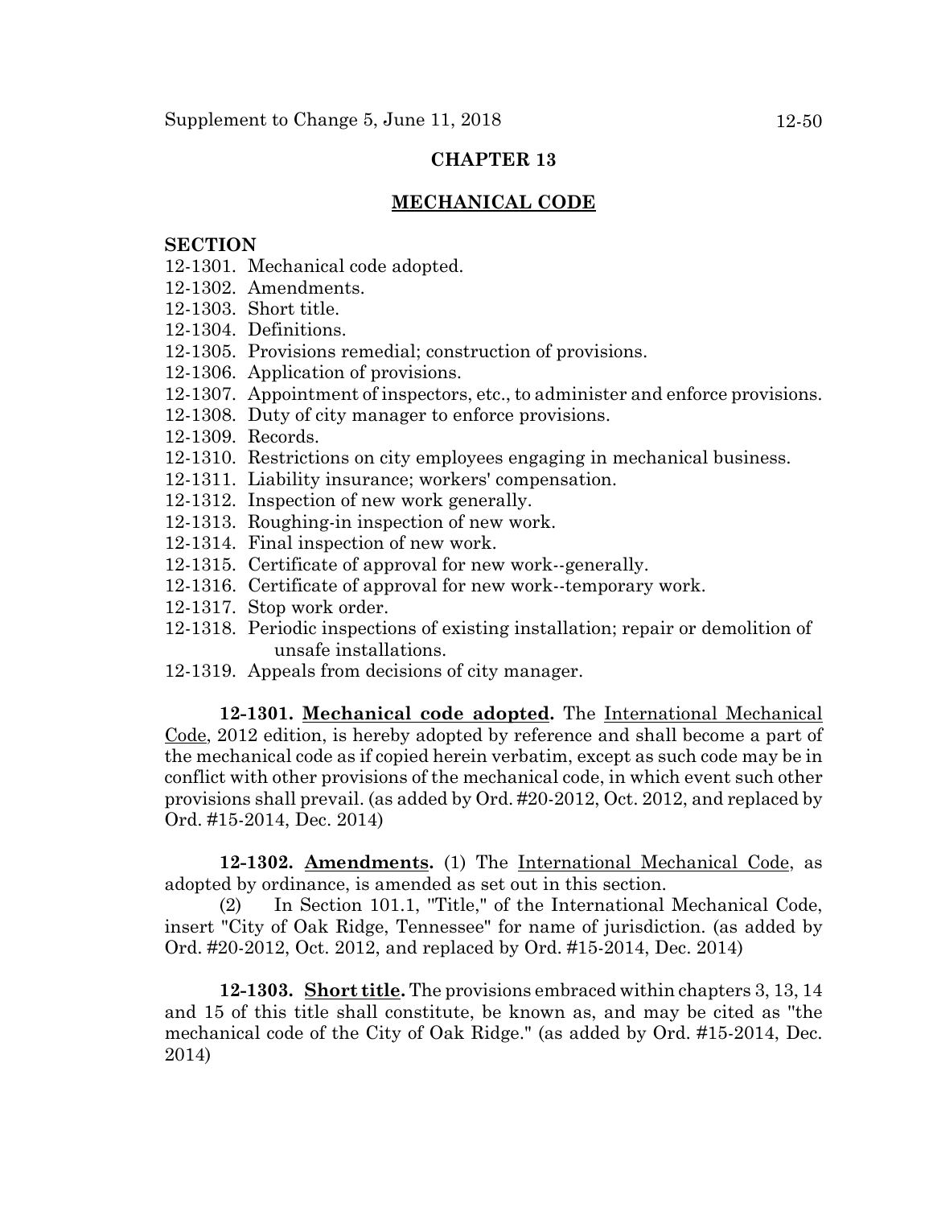## CHAPTER 13

## MECHANICAL CODE

**SECTION**

12-1301. Mechanical code adopted.
12-1302. Amendments.
12-1303. Short title.
12-1304. Definitions.
12-1305. Provisions remedial; construction of provisions.
12-1306. Application of provisions.
12-1307. Appointment of inspectors, etc., to administer and enforce provisions.
12-1308. Duty of city manager to enforce provisions.
12-1309. Records.
12-1310. Restrictions on city employees engaging in mechanical business.
12-1311. Liability insurance; workers' compensation.
12-1312. Inspection of new work generally.
12-1313. Roughing-in inspection of new work.
12-1314. Final inspection of new work.
12-1315. Certificate of approval for new work--generally.
12-1316. Certificate of approval for new work--temporary work.
12-1317. Stop work order.
12-1318. Periodic inspections of existing installation; repair or demolition of unsafe installations.
12-1319. Appeals from decisions of city manager.

**12-1301. Mechanical code adopted.** The International Mechanical Code, 2012 edition, is hereby adopted by reference and shall become a part of the mechanical code as if copied herein verbatim, except as such code may be in conflict with other provisions of the mechanical code, in which event such other provisions shall prevail. (as added by Ord. #20-2012, Oct. 2012, and replaced by Ord. #15-2014, Dec. 2014)

**12-1302. Amendments.** (1) The International Mechanical Code, as adopted by ordinance, is amended as set out in this section.

(2) In Section 101.1, "Title," of the International Mechanical Code, insert "City of Oak Ridge, Tennessee" for name of jurisdiction. (as added by Ord. #20-2012, Oct. 2012, and replaced by Ord. #15-2014, Dec. 2014)

**12-1303. Short title.** The provisions embraced within chapters 3, 13, 14 and 15 of this title shall constitute, be known as, and may be cited as "the mechanical code of the City of Oak Ridge." (as added by Ord. #15-2014, Dec. 2014)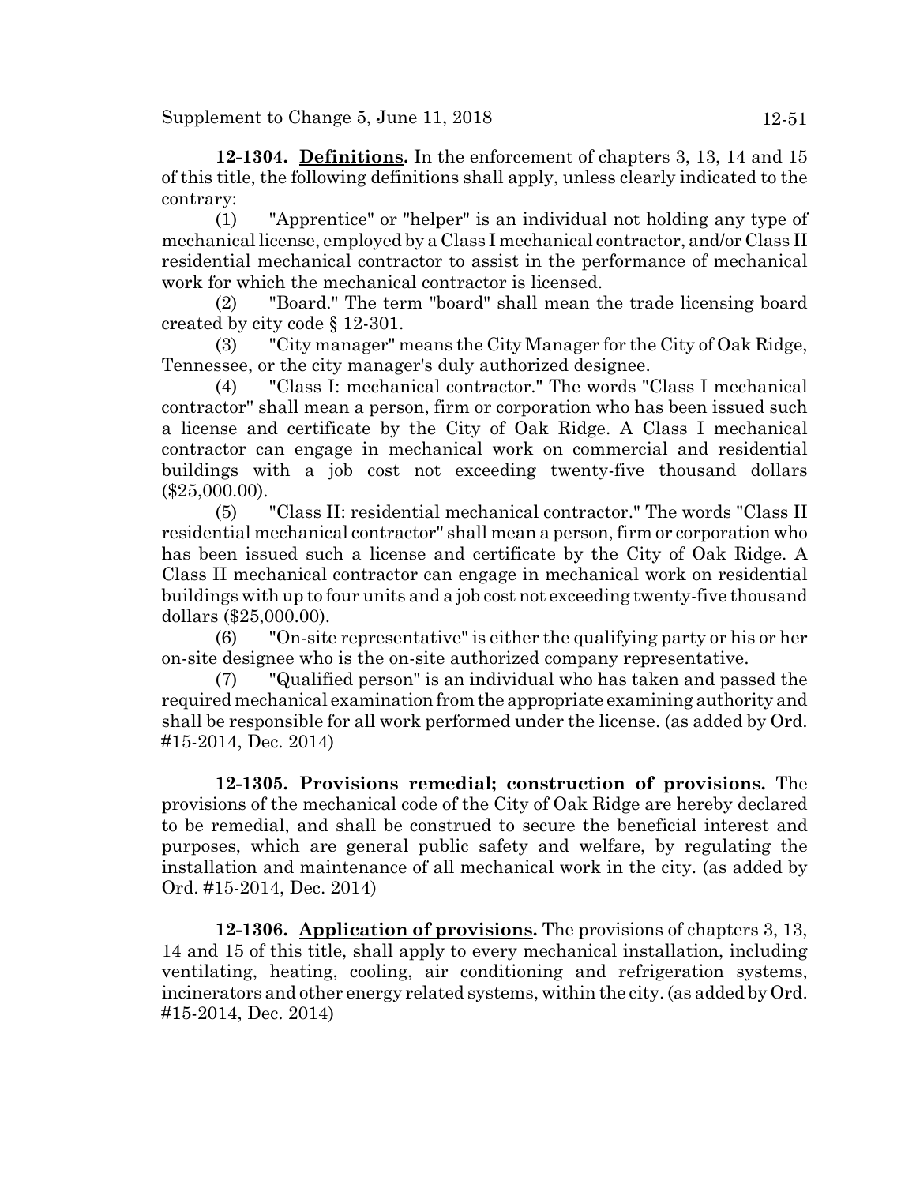**12-1304. <u>Definitions</u>.** In the enforcement of chapters 3, 13, 14 and 15 of this title, the following definitions shall apply, unless clearly indicated to the contrary:

(1) "Apprentice" or "helper" is an individual not holding any type of mechanical license, employed by a Class I mechanical contractor, and/or Class II residential mechanical contractor to assist in the performance of mechanical work for which the mechanical contractor is licensed.

(2) "Board." The term "board" shall mean the trade licensing board created by city code § 12-301.

(3) "City manager" means the City Manager for the City of Oak Ridge, Tennessee, or the city manager's duly authorized designee.

(4) "Class I: mechanical contractor." The words "Class I mechanical contractor" shall mean a person, firm or corporation who has been issued such a license and certificate by the City of Oak Ridge. A Class I mechanical contractor can engage in mechanical work on commercial and residential buildings with a job cost not exceeding twenty-five thousand dollars ($25,000.00).

(5) "Class II: residential mechanical contractor." The words "Class II residential mechanical contractor" shall mean a person, firm or corporation who has been issued such a license and certificate by the City of Oak Ridge. A Class II mechanical contractor can engage in mechanical work on residential buildings with up to four units and a job cost not exceeding twenty-five thousand dollars ($25,000.00).

(6) "On-site representative" is either the qualifying party or his or her on-site designee who is the on-site authorized company representative.

(7) "Qualified person" is an individual who has taken and passed the required mechanical examination from the appropriate examining authority and shall be responsible for all work performed under the license. (as added by Ord. #15-2014, Dec. 2014)

**12-1305. <u>Provisions remedial; construction of provisions</u>.** The provisions of the mechanical code of the City of Oak Ridge are hereby declared to be remedial, and shall be construed to secure the beneficial interest and purposes, which are general public safety and welfare, by regulating the installation and maintenance of all mechanical work in the city. (as added by Ord. #15-2014, Dec. 2014)

**12-1306. <u>Application of provisions</u>.** The provisions of chapters 3, 13, 14 and 15 of this title, shall apply to every mechanical installation, including ventilating, heating, cooling, air conditioning and refrigeration systems, incinerators and other energy related systems, within the city. (as added by Ord. #15-2014, Dec. 2014)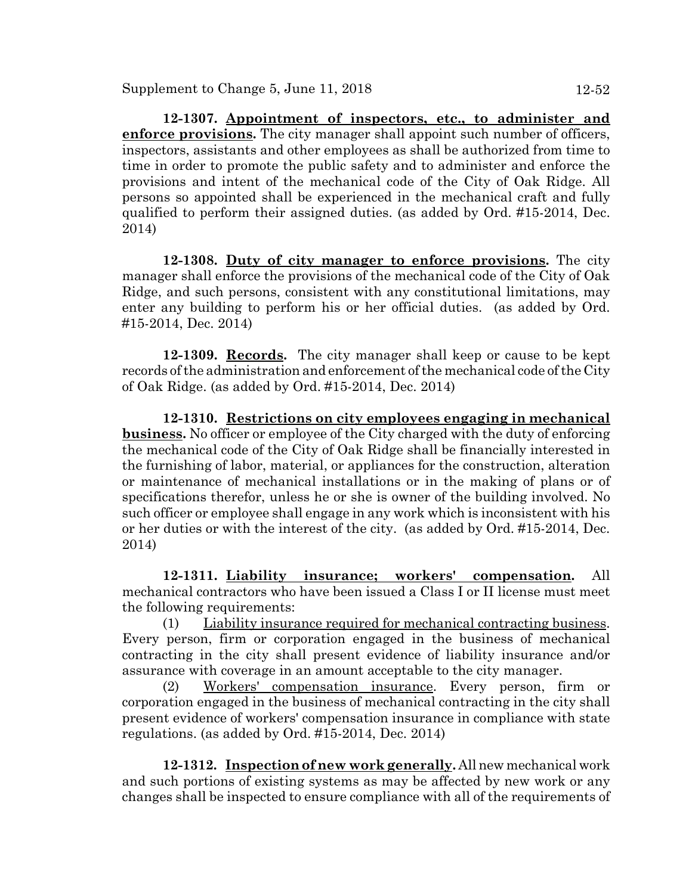**12-1307. Appointment of inspectors, etc., to administer and enforce provisions.** The city manager shall appoint such number of officers, inspectors, assistants and other employees as shall be authorized from time to time in order to promote the public safety and to administer and enforce the provisions and intent of the mechanical code of the City of Oak Ridge. All persons so appointed shall be experienced in the mechanical craft and fully qualified to perform their assigned duties. (as added by Ord. #15-2014, Dec. 2014)

**12-1308. Duty of city manager to enforce provisions.** The city manager shall enforce the provisions of the mechanical code of the City of Oak Ridge, and such persons, consistent with any constitutional limitations, may enter any building to perform his or her official duties. (as added by Ord. #15-2014, Dec. 2014)

**12-1309. Records.** The city manager shall keep or cause to be kept records of the administration and enforcement of the mechanical code of the City of Oak Ridge. (as added by Ord. #15-2014, Dec. 2014)

**12-1310. Restrictions on city employees engaging in mechanical business.** No officer or employee of the City charged with the duty of enforcing the mechanical code of the City of Oak Ridge shall be financially interested in the furnishing of labor, material, or appliances for the construction, alteration or maintenance of mechanical installations or in the making of plans or of specifications therefor, unless he or she is owner of the building involved. No such officer or employee shall engage in any work which is inconsistent with his or her duties or with the interest of the city. (as added by Ord. #15-2014, Dec. 2014)

**12-1311. Liability insurance; workers' compensation.** All mechanical contractors who have been issued a Class I or II license must meet the following requirements:

(1) Liability insurance required for mechanical contracting business. Every person, firm or corporation engaged in the business of mechanical contracting in the city shall present evidence of liability insurance and/or assurance with coverage in an amount acceptable to the city manager.

(2) Workers' compensation insurance. Every person, firm or corporation engaged in the business of mechanical contracting in the city shall present evidence of workers' compensation insurance in compliance with state regulations. (as added by Ord. #15-2014, Dec. 2014)

**12-1312. Inspection of new work generally.** All new mechanical work and such portions of existing systems as may be affected by new work or any changes shall be inspected to ensure compliance with all of the requirements of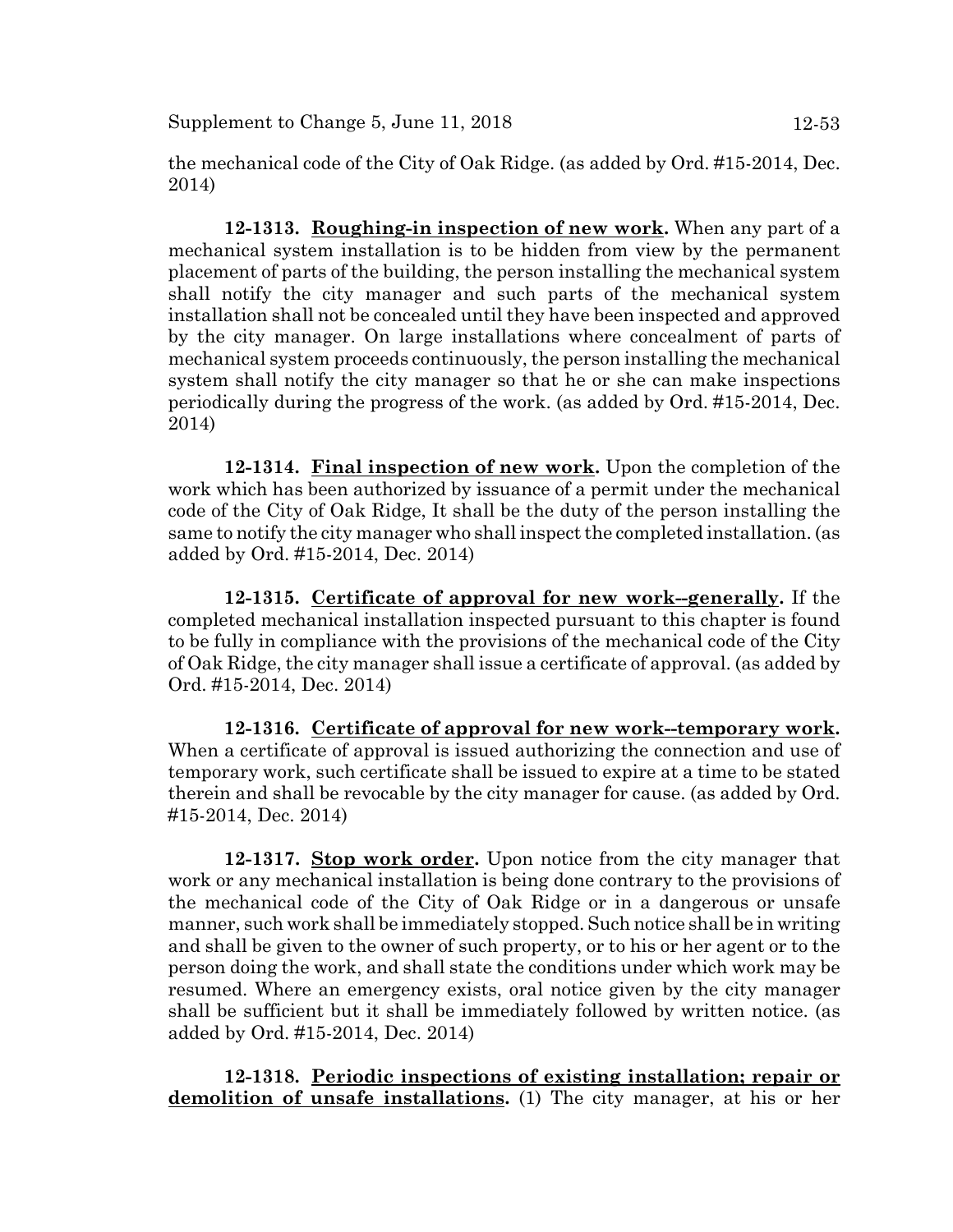the mechanical code of the City of Oak Ridge. (as added by Ord. #15-2014, Dec. 2014)

**12-1313. <u>Roughing-in inspection of new work</u>.** When any part of a mechanical system installation is to be hidden from view by the permanent placement of parts of the building, the person installing the mechanical system shall notify the city manager and such parts of the mechanical system installation shall not be concealed until they have been inspected and approved by the city manager. On large installations where concealment of parts of mechanical system proceeds continuously, the person installing the mechanical system shall notify the city manager so that he or she can make inspections periodically during the progress of the work. (as added by Ord. #15-2014, Dec. 2014)

**12-1314. <u>Final inspection of new work</u>.** Upon the completion of the work which has been authorized by issuance of a permit under the mechanical code of the City of Oak Ridge, It shall be the duty of the person installing the same to notify the city manager who shall inspect the completed installation. (as added by Ord. #15-2014, Dec. 2014)

**12-1315. <u>Certificate of approval for new work--generally</u>.** If the completed mechanical installation inspected pursuant to this chapter is found to be fully in compliance with the provisions of the mechanical code of the City of Oak Ridge, the city manager shall issue a certificate of approval. (as added by Ord. #15-2014, Dec. 2014)

**12-1316. <u>Certificate of approval for new work--temporary work</u>.** When a certificate of approval is issued authorizing the connection and use of temporary work, such certificate shall be issued to expire at a time to be stated therein and shall be revocable by the city manager for cause. (as added by Ord. #15-2014, Dec. 2014)

**12-1317. <u>Stop work order</u>.** Upon notice from the city manager that work or any mechanical installation is being done contrary to the provisions of the mechanical code of the City of Oak Ridge or in a dangerous or unsafe manner, such work shall be immediately stopped. Such notice shall be in writing and shall be given to the owner of such property, or to his or her agent or to the person doing the work, and shall state the conditions under which work may be resumed. Where an emergency exists, oral notice given by the city manager shall be sufficient but it shall be immediately followed by written notice. (as added by Ord. #15-2014, Dec. 2014)

**12-1318. <u>Periodic inspections of existing installation; repair or demolition of unsafe installations</u>.** (1) The city manager, at his or her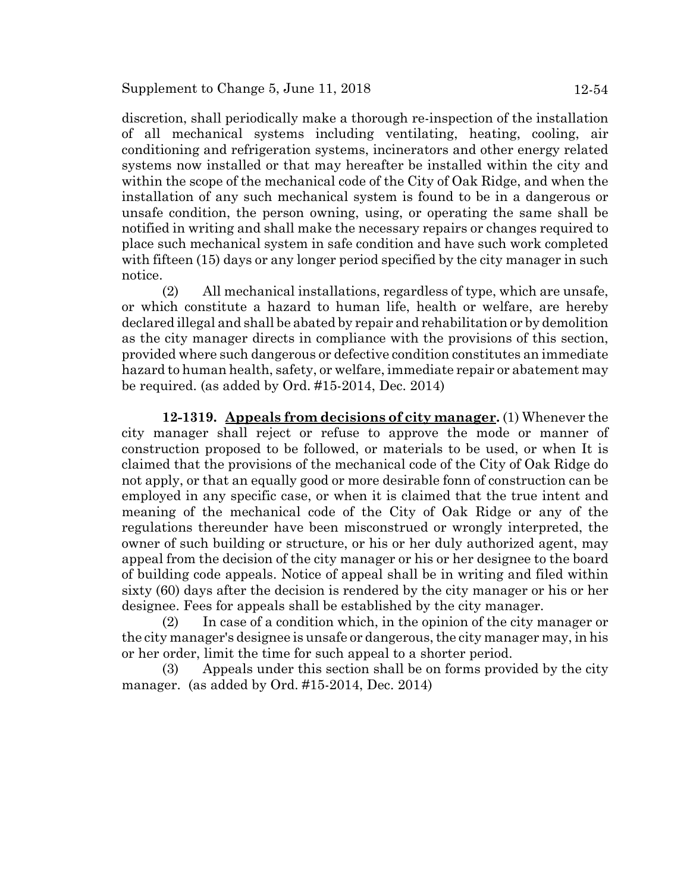discretion, shall periodically make a thorough re-inspection of the installation of all mechanical systems including ventilating, heating, cooling, air conditioning and refrigeration systems, incinerators and other energy related systems now installed or that may hereafter be installed within the city and within the scope of the mechanical code of the City of Oak Ridge, and when the installation of any such mechanical system is found to be in a dangerous or unsafe condition, the person owning, using, or operating the same shall be notified in writing and shall make the necessary repairs or changes required to place such mechanical system in safe condition and have such work completed with fifteen (15) days or any longer period specified by the city manager in such notice.

(2) All mechanical installations, regardless of type, which are unsafe, or which constitute a hazard to human life, health or welfare, are hereby declared illegal and shall be abated by repair and rehabilitation or by demolition as the city manager directs in compliance with the provisions of this section, provided where such dangerous or defective condition constitutes an immediate hazard to human health, safety, or welfare, immediate repair or abatement may be required. (as added by Ord. #15-2014, Dec. 2014)

**12-1319. Appeals from decisions of city manager.** (1) Whenever the city manager shall reject or refuse to approve the mode or manner of construction proposed to be followed, or materials to be used, or when It is claimed that the provisions of the mechanical code of the City of Oak Ridge do not apply, or that an equally good or more desirable fonn of construction can be employed in any specific case, or when it is claimed that the true intent and meaning of the mechanical code of the City of Oak Ridge or any of the regulations thereunder have been misconstrued or wrongly interpreted, the owner of such building or structure, or his or her duly authorized agent, may appeal from the decision of the city manager or his or her designee to the board of building code appeals. Notice of appeal shall be in writing and filed within sixty (60) days after the decision is rendered by the city manager or his or her designee. Fees for appeals shall be established by the city manager.

(2) In case of a condition which, in the opinion of the city manager or the city manager's designee is unsafe or dangerous, the city manager may, in his or her order, limit the time for such appeal to a shorter period.

(3) Appeals under this section shall be on forms provided by the city manager. (as added by Ord. #15-2014, Dec. 2014)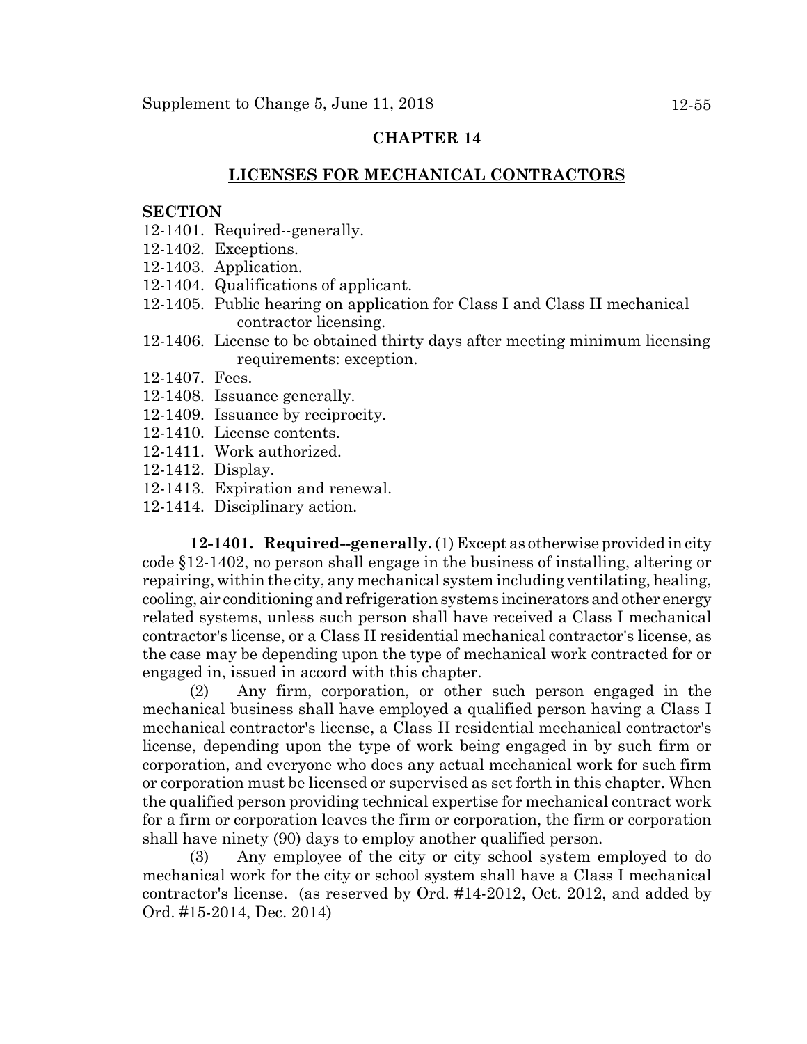## CHAPTER 14

## LICENSES FOR MECHANICAL CONTRACTORS

**SECTION**

12-1401. Required--generally.
12-1402. Exceptions.
12-1403. Application.
12-1404. Qualifications of applicant.
12-1405. Public hearing on application for Class I and Class II mechanical contractor licensing.
12-1406. License to be obtained thirty days after meeting minimum licensing requirements: exception.
12-1407. Fees.
12-1408. Issuance generally.
12-1409. Issuance by reciprocity.
12-1410. License contents.
12-1411. Work authorized.
12-1412. Display.
12-1413. Expiration and renewal.
12-1414. Disciplinary action.

**12-1401. Required--generally.** (1) Except as otherwise provided in city code §12-1402, no person shall engage in the business of installing, altering or repairing, within the city, any mechanical system including ventilating, healing, cooling, air conditioning and refrigeration systems incinerators and other energy related systems, unless such person shall have received a Class I mechanical contractor's license, or a Class II residential mechanical contractor's license, as the case may be depending upon the type of mechanical work contracted for or engaged in, issued in accord with this chapter.

(2) Any firm, corporation, or other such person engaged in the mechanical business shall have employed a qualified person having a Class I mechanical contractor's license, a Class II residential mechanical contractor's license, depending upon the type of work being engaged in by such firm or corporation, and everyone who does any actual mechanical work for such firm or corporation must be licensed or supervised as set forth in this chapter. When the qualified person providing technical expertise for mechanical contract work for a firm or corporation leaves the firm or corporation, the firm or corporation shall have ninety (90) days to employ another qualified person.

(3) Any employee of the city or city school system employed to do mechanical work for the city or school system shall have a Class I mechanical contractor's license. (as reserved by Ord. #14-2012, Oct. 2012, and added by Ord. #15-2014, Dec. 2014)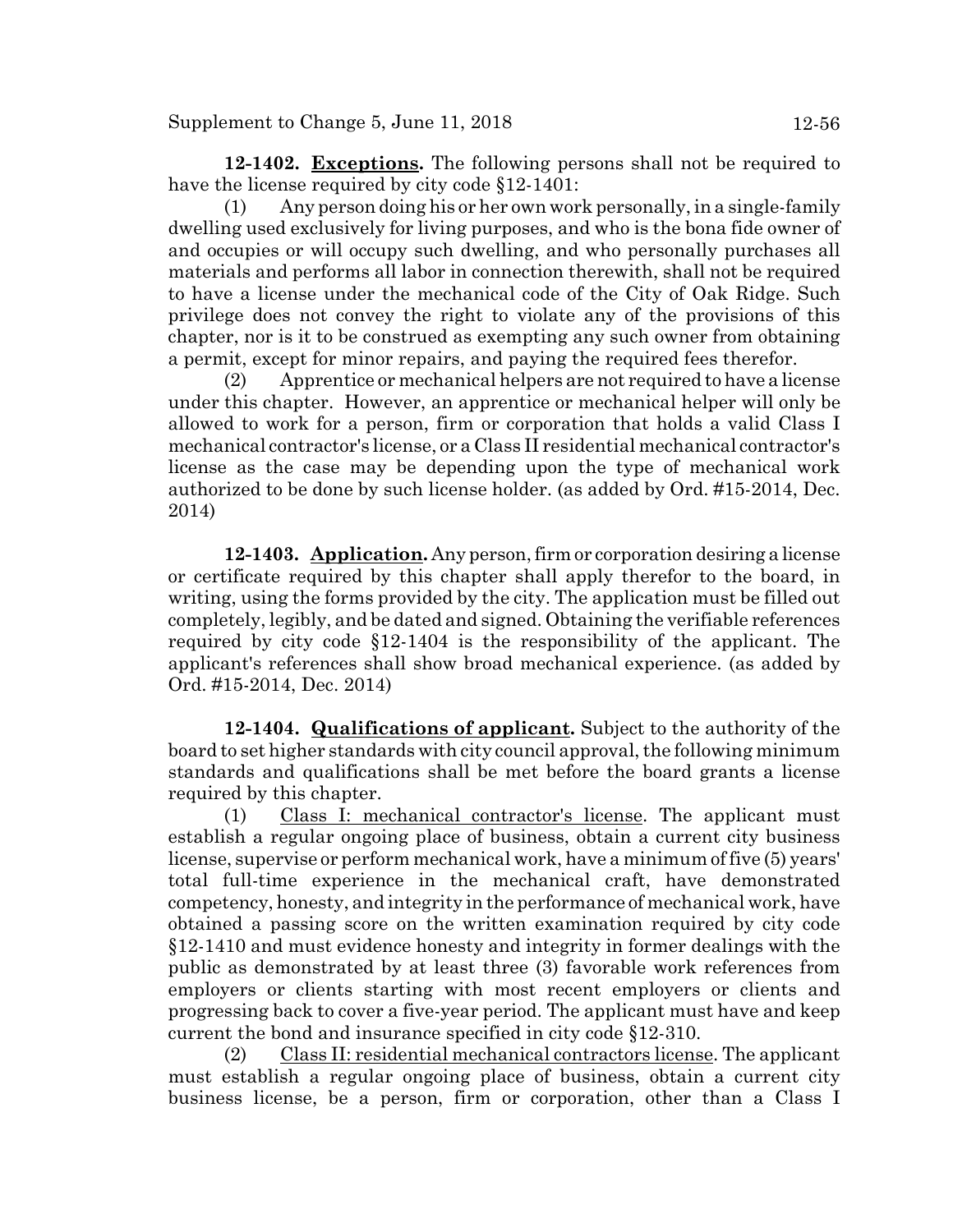**12-1402. Exceptions.** The following persons shall not be required to have the license required by city code §12-1401:

(1) Any person doing his or her own work personally, in a single-family dwelling used exclusively for living purposes, and who is the bona fide owner of and occupies or will occupy such dwelling, and who personally purchases all materials and performs all labor in connection therewith, shall not be required to have a license under the mechanical code of the City of Oak Ridge. Such privilege does not convey the right to violate any of the provisions of this chapter, nor is it to be construed as exempting any such owner from obtaining a permit, except for minor repairs, and paying the required fees therefor.

(2) Apprentice or mechanical helpers are not required to have a license under this chapter. However, an apprentice or mechanical helper will only be allowed to work for a person, firm or corporation that holds a valid Class I mechanical contractor's license, or a Class II residential mechanical contractor's license as the case may be depending upon the type of mechanical work authorized to be done by such license holder. (as added by Ord. #15-2014, Dec. 2014)

**12-1403. Application.** Any person, firm or corporation desiring a license or certificate required by this chapter shall apply therefor to the board, in writing, using the forms provided by the city. The application must be filled out completely, legibly, and be dated and signed. Obtaining the verifiable references required by city code §12-1404 is the responsibility of the applicant. The applicant's references shall show broad mechanical experience. (as added by Ord. #15-2014, Dec. 2014)

**12-1404. Qualifications of applicant.** Subject to the authority of the board to set higher standards with city council approval, the following minimum standards and qualifications shall be met before the board grants a license required by this chapter.

(1) Class I: mechanical contractor's license. The applicant must establish a regular ongoing place of business, obtain a current city business license, supervise or perform mechanical work, have a minimum of five (5) years' total full-time experience in the mechanical craft, have demonstrated competency, honesty, and integrity in the performance of mechanical work, have obtained a passing score on the written examination required by city code §12-1410 and must evidence honesty and integrity in former dealings with the public as demonstrated by at least three (3) favorable work references from employers or clients starting with most recent employers or clients and progressing back to cover a five-year period. The applicant must have and keep current the bond and insurance specified in city code §12-310.

(2) Class II: residential mechanical contractors license. The applicant must establish a regular ongoing place of business, obtain a current city business license, be a person, firm or corporation, other than a Class I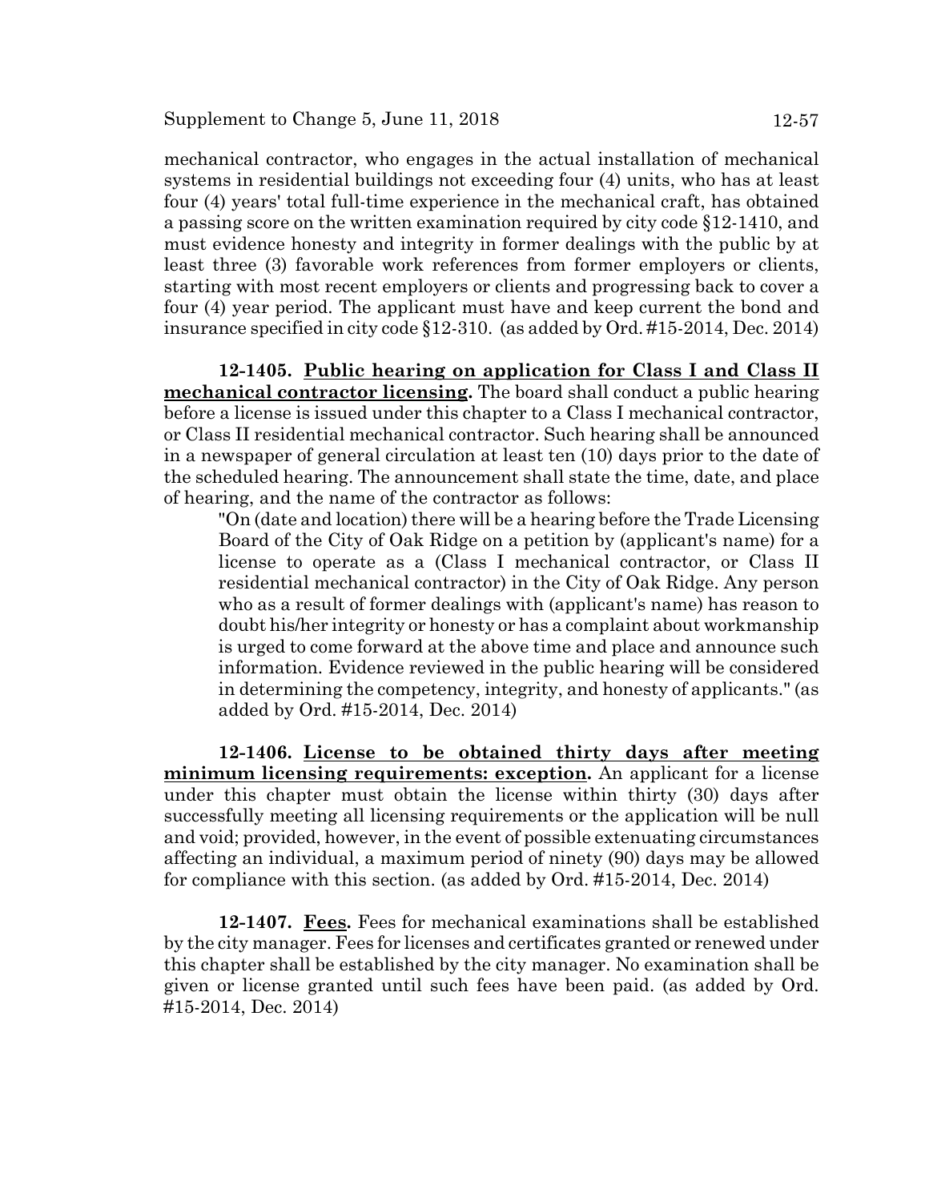mechanical contractor, who engages in the actual installation of mechanical systems in residential buildings not exceeding four (4) units, who has at least four (4) years' total full-time experience in the mechanical craft, has obtained a passing score on the written examination required by city code §12-1410, and must evidence honesty and integrity in former dealings with the public by at least three (3) favorable work references from former employers or clients, starting with most recent employers or clients and progressing back to cover a four (4) year period. The applicant must have and keep current the bond and insurance specified in city code §12-310. (as added by Ord. #15-2014, Dec. 2014)

**12-1405. Public hearing on application for Class I and Class II mechanical contractor licensing.** The board shall conduct a public hearing before a license is issued under this chapter to a Class I mechanical contractor, or Class II residential mechanical contractor. Such hearing shall be announced in a newspaper of general circulation at least ten (10) days prior to the date of the scheduled hearing. The announcement shall state the time, date, and place of hearing, and the name of the contractor as follows:

"On (date and location) there will be a hearing before the Trade Licensing Board of the City of Oak Ridge on a petition by (applicant's name) for a license to operate as a (Class I mechanical contractor, or Class II residential mechanical contractor) in the City of Oak Ridge. Any person who as a result of former dealings with (applicant's name) has reason to doubt his/her integrity or honesty or has a complaint about workmanship is urged to come forward at the above time and place and announce such information. Evidence reviewed in the public hearing will be considered in determining the competency, integrity, and honesty of applicants." (as added by Ord. #15-2014, Dec. 2014)

**12-1406. License to be obtained thirty days after meeting minimum licensing requirements: exception.** An applicant for a license under this chapter must obtain the license within thirty (30) days after successfully meeting all licensing requirements or the application will be null and void; provided, however, in the event of possible extenuating circumstances affecting an individual, a maximum period of ninety (90) days may be allowed for compliance with this section. (as added by Ord. #15-2014, Dec. 2014)

**12-1407. Fees.** Fees for mechanical examinations shall be established by the city manager. Fees for licenses and certificates granted or renewed under this chapter shall be established by the city manager. No examination shall be given or license granted until such fees have been paid. (as added by Ord. #15-2014, Dec. 2014)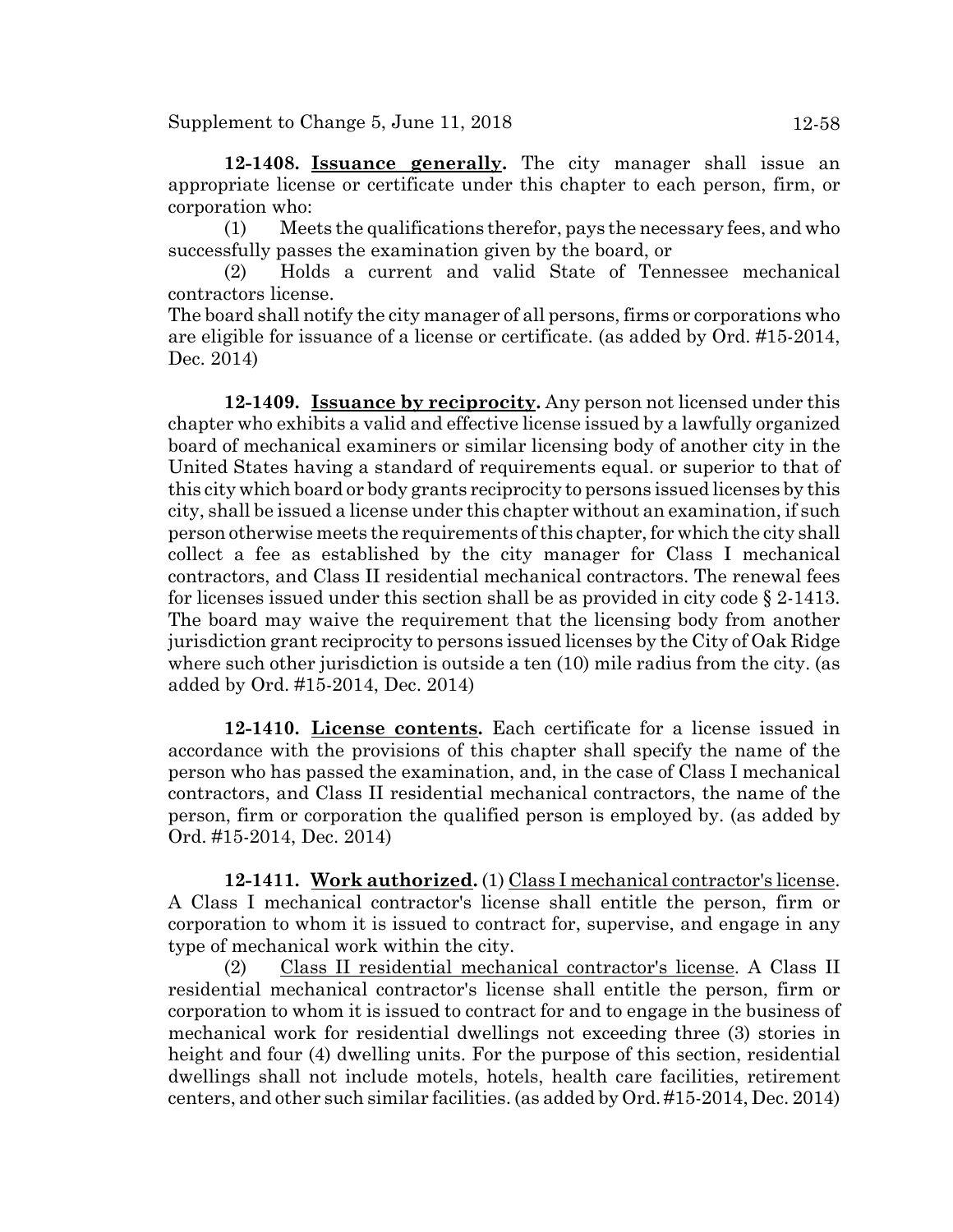**12-1408. Issuance generally.** The city manager shall issue an appropriate license or certificate under this chapter to each person, firm, or corporation who:

(1) Meets the qualifications therefor, pays the necessary fees, and who successfully passes the examination given by the board, or

(2) Holds a current and valid State of Tennessee mechanical contractors license.

The board shall notify the city manager of all persons, firms or corporations who are eligible for issuance of a license or certificate. (as added by Ord. #15-2014, Dec. 2014)

**12-1409. Issuance by reciprocity.** Any person not licensed under this chapter who exhibits a valid and effective license issued by a lawfully organized board of mechanical examiners or similar licensing body of another city in the United States having a standard of requirements equal. or superior to that of this city which board or body grants reciprocity to persons issued licenses by this city, shall be issued a license under this chapter without an examination, if such person otherwise meets the requirements of this chapter, for which the city shall collect a fee as established by the city manager for Class I mechanical contractors, and Class II residential mechanical contractors. The renewal fees for licenses issued under this section shall be as provided in city code § 2-1413. The board may waive the requirement that the licensing body from another jurisdiction grant reciprocity to persons issued licenses by the City of Oak Ridge where such other jurisdiction is outside a ten (10) mile radius from the city. (as added by Ord. #15-2014, Dec. 2014)

**12-1410. License contents.** Each certificate for a license issued in accordance with the provisions of this chapter shall specify the name of the person who has passed the examination, and, in the case of Class I mechanical contractors, and Class II residential mechanical contractors, the name of the person, firm or corporation the qualified person is employed by. (as added by Ord. #15-2014, Dec. 2014)

**12-1411. Work authorized.** (1) Class I mechanical contractor's license. A Class I mechanical contractor's license shall entitle the person, firm or corporation to whom it is issued to contract for, supervise, and engage in any type of mechanical work within the city.

(2) Class II residential mechanical contractor's license. A Class II residential mechanical contractor's license shall entitle the person, firm or corporation to whom it is issued to contract for and to engage in the business of mechanical work for residential dwellings not exceeding three (3) stories in height and four (4) dwelling units. For the purpose of this section, residential dwellings shall not include motels, hotels, health care facilities, retirement centers, and other such similar facilities. (as added by Ord. #15-2014, Dec. 2014)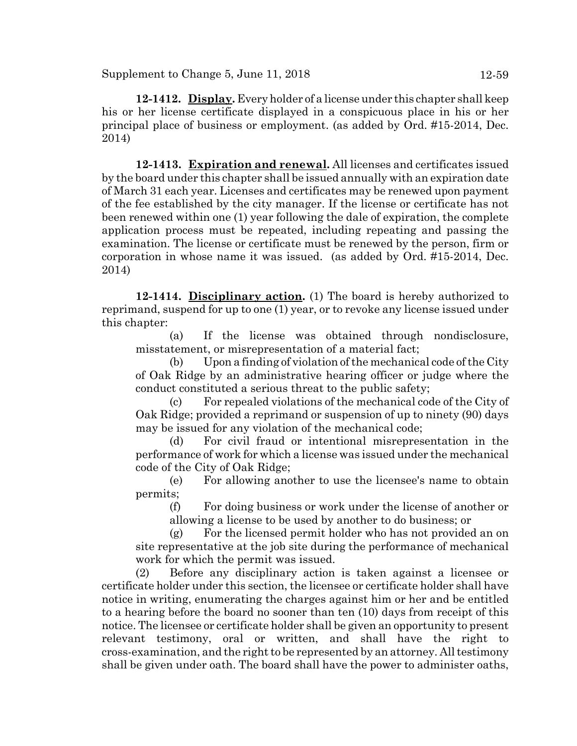**12-1412. Display.** Every holder of a license under this chapter shall keep his or her license certificate displayed in a conspicuous place in his or her principal place of business or employment. (as added by Ord. #15-2014, Dec. 2014)

**12-1413. Expiration and renewal.** All licenses and certificates issued by the board under this chapter shall be issued annually with an expiration date of March 31 each year. Licenses and certificates may be renewed upon payment of the fee established by the city manager. If the license or certificate has not been renewed within one (1) year following the dale of expiration, the complete application process must be repeated, including repeating and passing the examination. The license or certificate must be renewed by the person, firm or corporation in whose name it was issued. (as added by Ord. #15-2014, Dec. 2014)

**12-1414. Disciplinary action.** (1) The board is hereby authorized to reprimand, suspend for up to one (1) year, or to revoke any license issued under this chapter:

(a) If the license was obtained through nondisclosure, misstatement, or misrepresentation of a material fact;

(b) Upon a finding of violation of the mechanical code of the City of Oak Ridge by an administrative hearing officer or judge where the conduct constituted a serious threat to the public safety;

(c) For repealed violations of the mechanical code of the City of Oak Ridge; provided a reprimand or suspension of up to ninety (90) days may be issued for any violation of the mechanical code;

(d) For civil fraud or intentional misrepresentation in the performance of work for which a license was issued under the mechanical code of the City of Oak Ridge;

(e) For allowing another to use the licensee's name to obtain permits;

(f) For doing business or work under the license of another or allowing a license to be used by another to do business; or

(g) For the licensed permit holder who has not provided an on site representative at the job site during the performance of mechanical work for which the permit was issued.

(2) Before any disciplinary action is taken against a licensee or certificate holder under this section, the licensee or certificate holder shall have notice in writing, enumerating the charges against him or her and be entitled to a hearing before the board no sooner than ten (10) days from receipt of this notice. The licensee or certificate holder shall be given an opportunity to present relevant testimony, oral or written, and shall have the right to cross-examination, and the right to be represented by an attorney. All testimony shall be given under oath. The board shall have the power to administer oaths,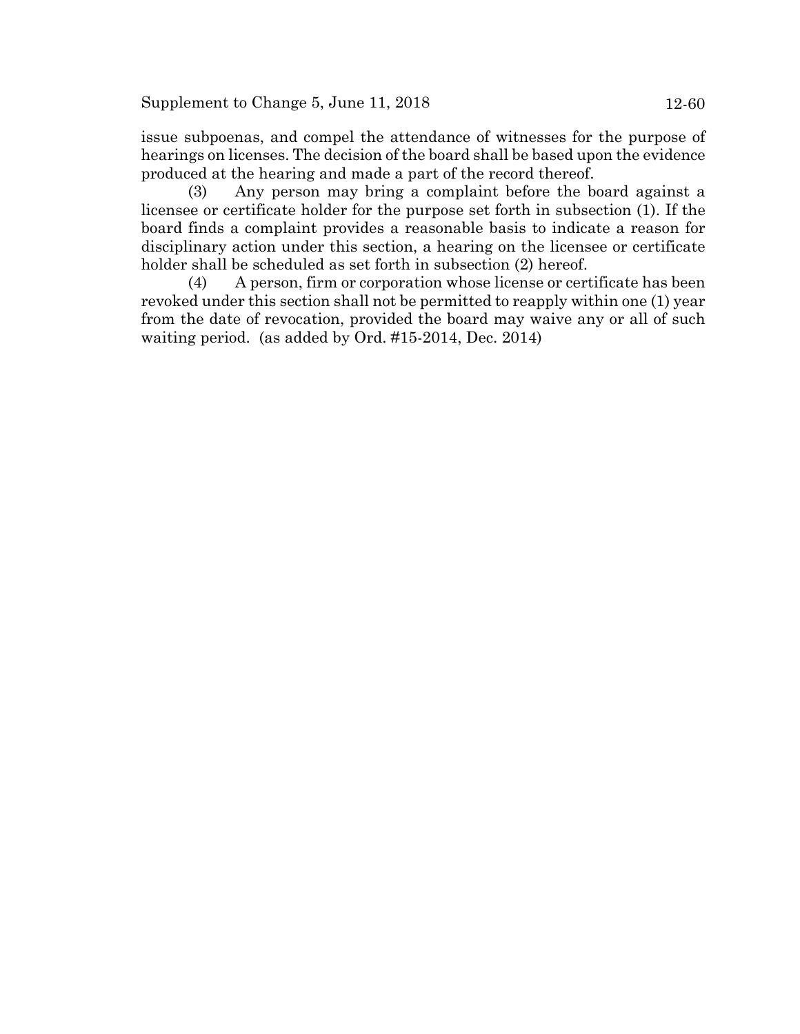issue subpoenas, and compel the attendance of witnesses for the purpose of hearings on licenses. The decision of the board shall be based upon the evidence produced at the hearing and made a part of the record thereof.

(3) Any person may bring a complaint before the board against a licensee or certificate holder for the purpose set forth in subsection (1). If the board finds a complaint provides a reasonable basis to indicate a reason for disciplinary action under this section, a hearing on the licensee or certificate holder shall be scheduled as set forth in subsection (2) hereof.

(4) A person, firm or corporation whose license or certificate has been revoked under this section shall not be permitted to reapply within one (1) year from the date of revocation, provided the board may waive any or all of such waiting period. (as added by Ord. #15-2014, Dec. 2014)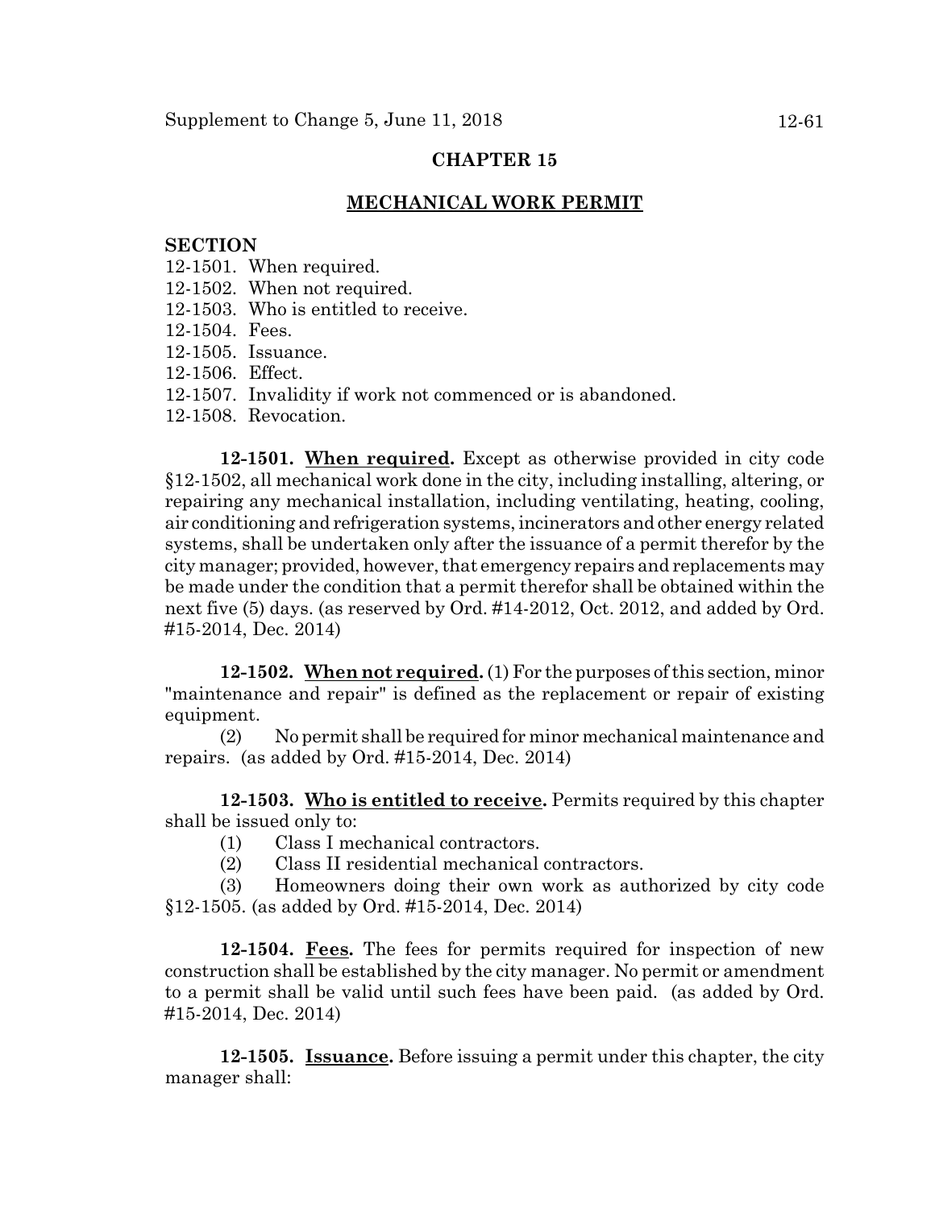## CHAPTER 15

## MECHANICAL WORK PERMIT

**SECTION**

12-1501. When required.
12-1502. When not required.
12-1503. Who is entitled to receive.
12-1504. Fees.
12-1505. Issuance.
12-1506. Effect.
12-1507. Invalidity if work not commenced or is abandoned.
12-1508. Revocation.

**12-1501. When required.** Except as otherwise provided in city code §12-1502, all mechanical work done in the city, including installing, altering, or repairing any mechanical installation, including ventilating, heating, cooling, air conditioning and refrigeration systems, incinerators and other energy related systems, shall be undertaken only after the issuance of a permit therefor by the city manager; provided, however, that emergency repairs and replacements may be made under the condition that a permit therefor shall be obtained within the next five (5) days. (as reserved by Ord. #14-2012, Oct. 2012, and added by Ord. #15-2014, Dec. 2014)

**12-1502. When not required.** (1) For the purposes of this section, minor "maintenance and repair" is defined as the replacement or repair of existing equipment.

(2) No permit shall be required for minor mechanical maintenance and repairs. (as added by Ord. #15-2014, Dec. 2014)

**12-1503. Who is entitled to receive.** Permits required by this chapter shall be issued only to:

(1) Class I mechanical contractors.

(2) Class II residential mechanical contractors.

(3) Homeowners doing their own work as authorized by city code §12-1505. (as added by Ord. #15-2014, Dec. 2014)

**12-1504. Fees.** The fees for permits required for inspection of new construction shall be established by the city manager. No permit or amendment to a permit shall be valid until such fees have been paid. (as added by Ord. #15-2014, Dec. 2014)

**12-1505. Issuance.** Before issuing a permit under this chapter, the city manager shall: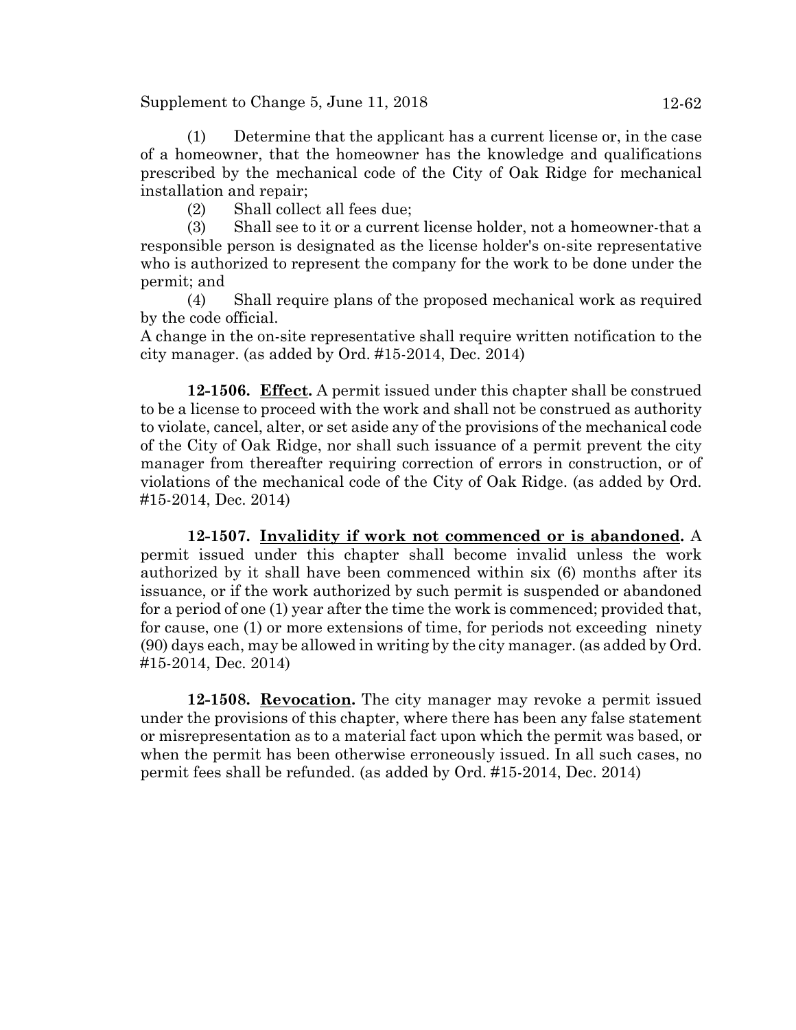(1) Determine that the applicant has a current license or, in the case of a homeowner, that the homeowner has the knowledge and qualifications prescribed by the mechanical code of the City of Oak Ridge for mechanical installation and repair;

(2) Shall collect all fees due;

(3) Shall see to it or a current license holder, not a homeowner-that a responsible person is designated as the license holder's on-site representative who is authorized to represent the company for the work to be done under the permit; and

(4) Shall require plans of the proposed mechanical work as required by the code official.

A change in the on-site representative shall require written notification to the city manager. (as added by Ord. #15-2014, Dec. 2014)

**12-1506. <u>Effect</u>.** A permit issued under this chapter shall be construed to be a license to proceed with the work and shall not be construed as authority to violate, cancel, alter, or set aside any of the provisions of the mechanical code of the City of Oak Ridge, nor shall such issuance of a permit prevent the city manager from thereafter requiring correction of errors in construction, or of violations of the mechanical code of the City of Oak Ridge. (as added by Ord. #15-2014, Dec. 2014)

**12-1507. <u>Invalidity if work not commenced or is abandoned</u>.** A permit issued under this chapter shall become invalid unless the work authorized by it shall have been commenced within six (6) months after its issuance, or if the work authorized by such permit is suspended or abandoned for a period of one (1) year after the time the work is commenced; provided that, for cause, one (1) or more extensions of time, for periods not exceeding ninety (90) days each, may be allowed in writing by the city manager. (as added by Ord. #15-2014, Dec. 2014)

**12-1508. <u>Revocation</u>.** The city manager may revoke a permit issued under the provisions of this chapter, where there has been any false statement or misrepresentation as to a material fact upon which the permit was based, or when the permit has been otherwise erroneously issued. In all such cases, no permit fees shall be refunded. (as added by Ord. #15-2014, Dec. 2014)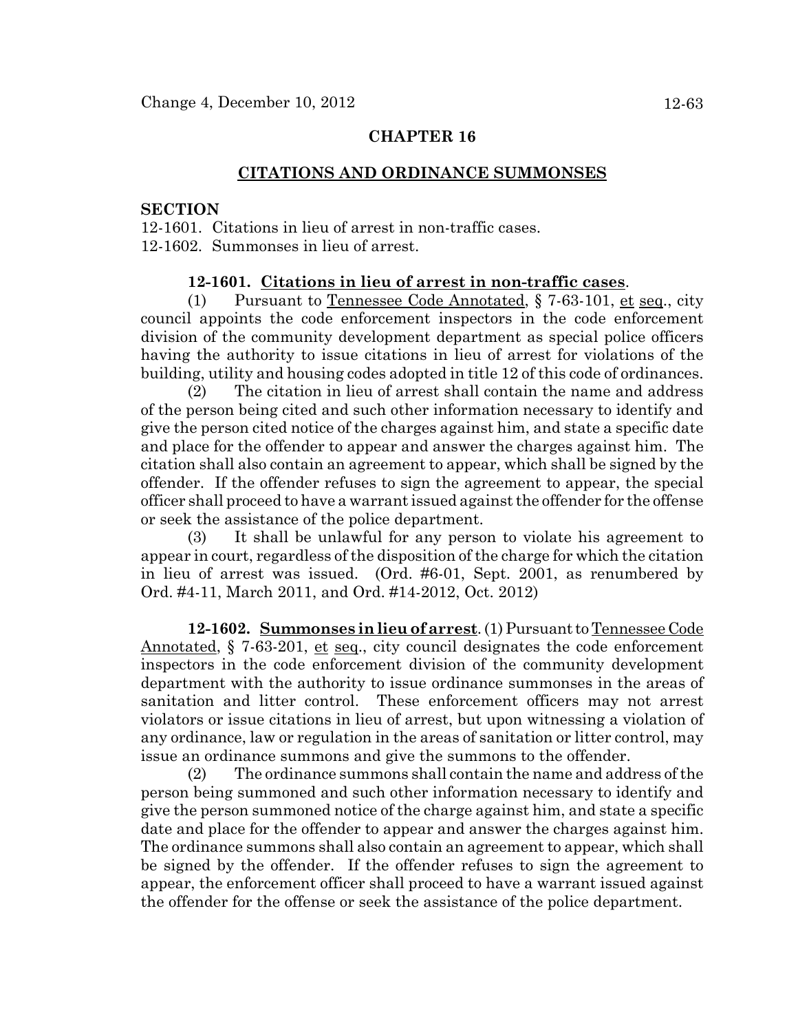# CHAPTER 16

## CITATIONS AND ORDINANCE SUMMONSES

**SECTION**

12-1601. Citations in lieu of arrest in non-traffic cases.
12-1602. Summonses in lieu of arrest.

**12-1601. Citations in lieu of arrest in non-traffic cases.**

(1) Pursuant to Tennessee Code Annotated, § 7-63-101, et seq., city council appoints the code enforcement inspectors in the code enforcement division of the community development department as special police officers having the authority to issue citations in lieu of arrest for violations of the building, utility and housing codes adopted in title 12 of this code of ordinances.

(2) The citation in lieu of arrest shall contain the name and address of the person being cited and such other information necessary to identify and give the person cited notice of the charges against him, and state a specific date and place for the offender to appear and answer the charges against him. The citation shall also contain an agreement to appear, which shall be signed by the offender. If the offender refuses to sign the agreement to appear, the special officer shall proceed to have a warrant issued against the offender for the offense or seek the assistance of the police department.

(3) It shall be unlawful for any person to violate his agreement to appear in court, regardless of the disposition of the charge for which the citation in lieu of arrest was issued. (Ord. #6-01, Sept. 2001, as renumbered by Ord. #4-11, March 2011, and Ord. #14-2012, Oct. 2012)

**12-1602. Summonses in lieu of arrest.** (1) Pursuant to Tennessee Code Annotated, § 7-63-201, et seq., city council designates the code enforcement inspectors in the code enforcement division of the community development department with the authority to issue ordinance summonses in the areas of sanitation and litter control. These enforcement officers may not arrest violators or issue citations in lieu of arrest, but upon witnessing a violation of any ordinance, law or regulation in the areas of sanitation or litter control, may issue an ordinance summons and give the summons to the offender.

(2) The ordinance summons shall contain the name and address of the person being summoned and such other information necessary to identify and give the person summoned notice of the charge against him, and state a specific date and place for the offender to appear and answer the charges against him. The ordinance summons shall also contain an agreement to appear, which shall be signed by the offender. If the offender refuses to sign the agreement to appear, the enforcement officer shall proceed to have a warrant issued against the offender for the offense or seek the assistance of the police department.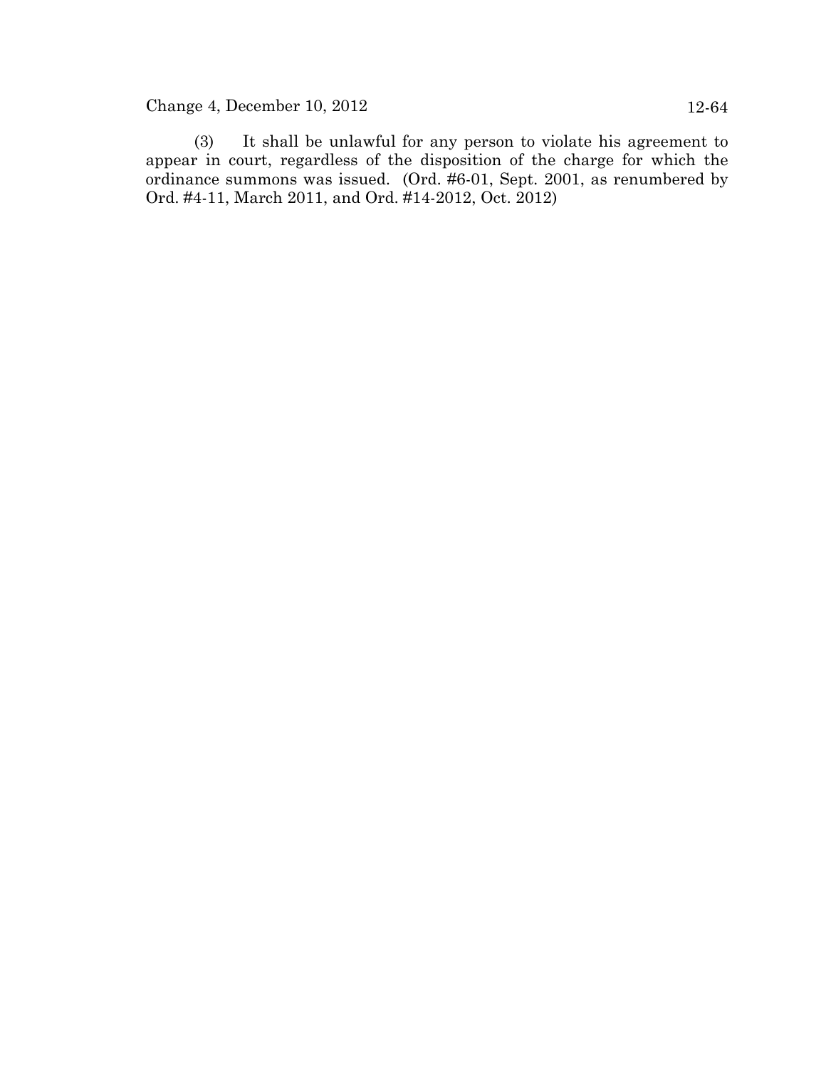(3) It shall be unlawful for any person to violate his agreement to appear in court, regardless of the disposition of the charge for which the ordinance summons was issued. (Ord. #6-01, Sept. 2001, as renumbered by Ord. #4-11, March 2011, and Ord. #14-2012, Oct. 2012)